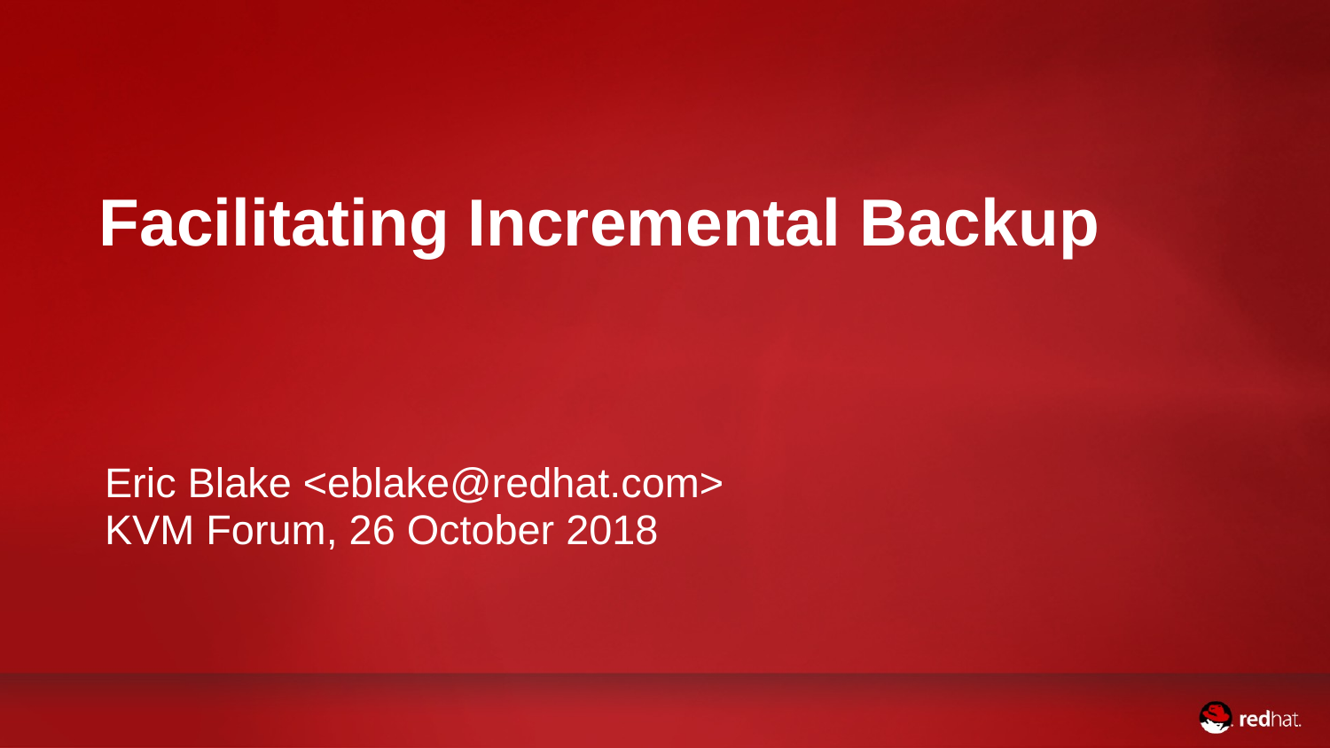# Facilitating Incremental Backup

Eric Blake <eblake@redhat.com>
KVM Forum, 26 October 2018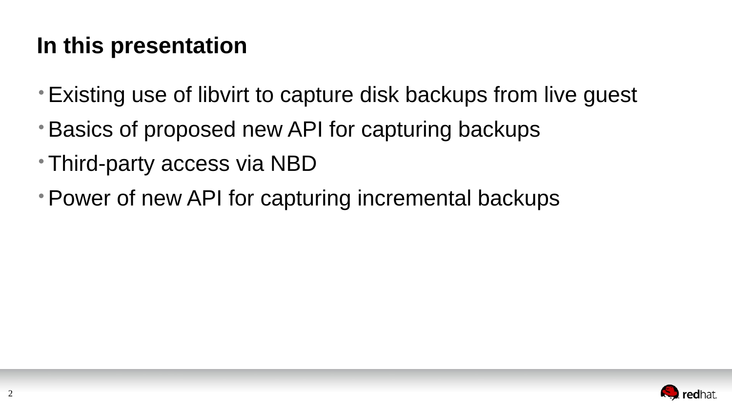# In this presentation

- Existing use of libvirt to capture disk backups from live guest
- Basics of proposed new API for capturing backups
- Third-party access via NBD
- Power of new API for capturing incremental backups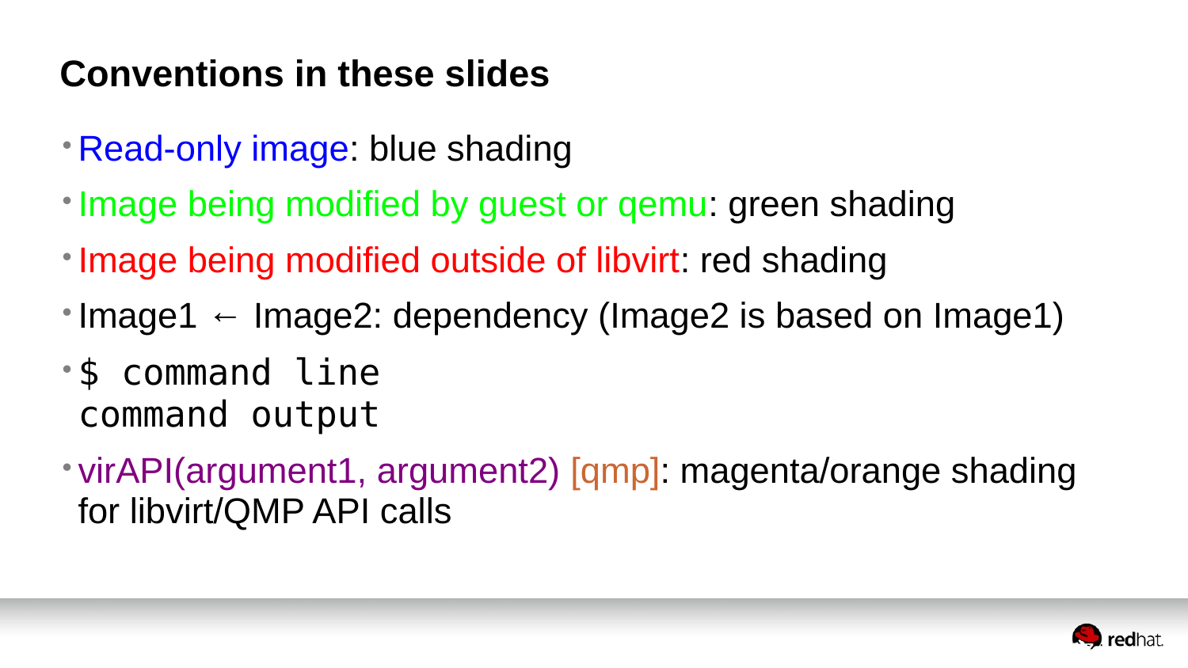## Conventions in these slides

- Read-only image: blue shading
- Image being modified by guest or qemu: green shading
- Image being modified outside of libvirt: red shading
- Image1 ← Image2: dependency (Image2 is based on Image1)
- ```
  $ command line
  command output
  ```
- virAPI(argument1, argument2) [qmp]: magenta/orange shading for libvirt/QMP API calls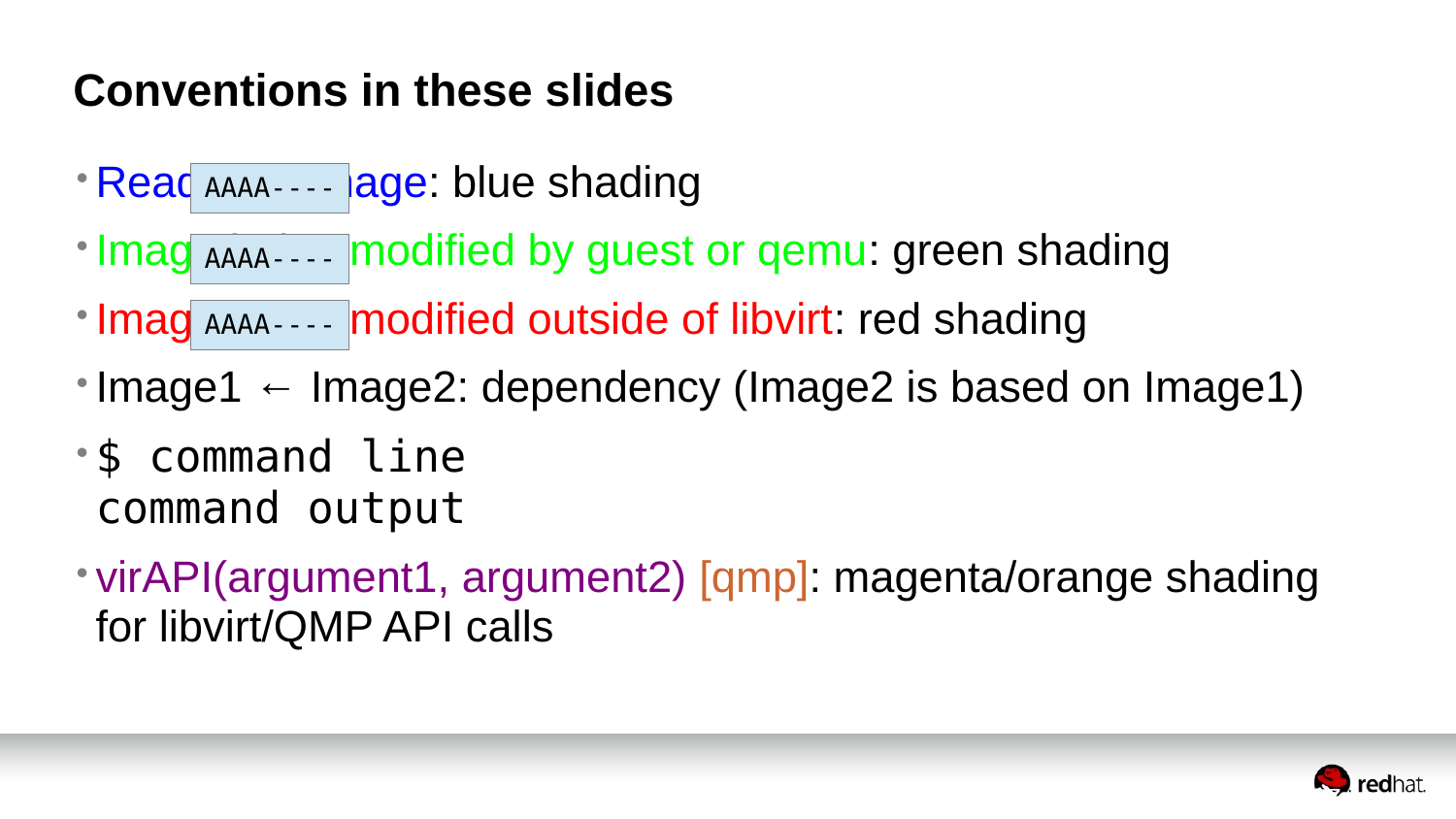## Conventions in these slides

- Read AAAA---- age: blue shading
- Imag AAAA---- modified by guest or qemu: green shading
- Imag AAAA---- modified outside of libvirt: red shading
- Image1 ← Image2: dependency (Image2 is based on Image1)
- ```
  $ command line
  command output
  ```
- virAPI(argument1, argument2) [qmp]: magenta/orange shading for libvirt/QMP API calls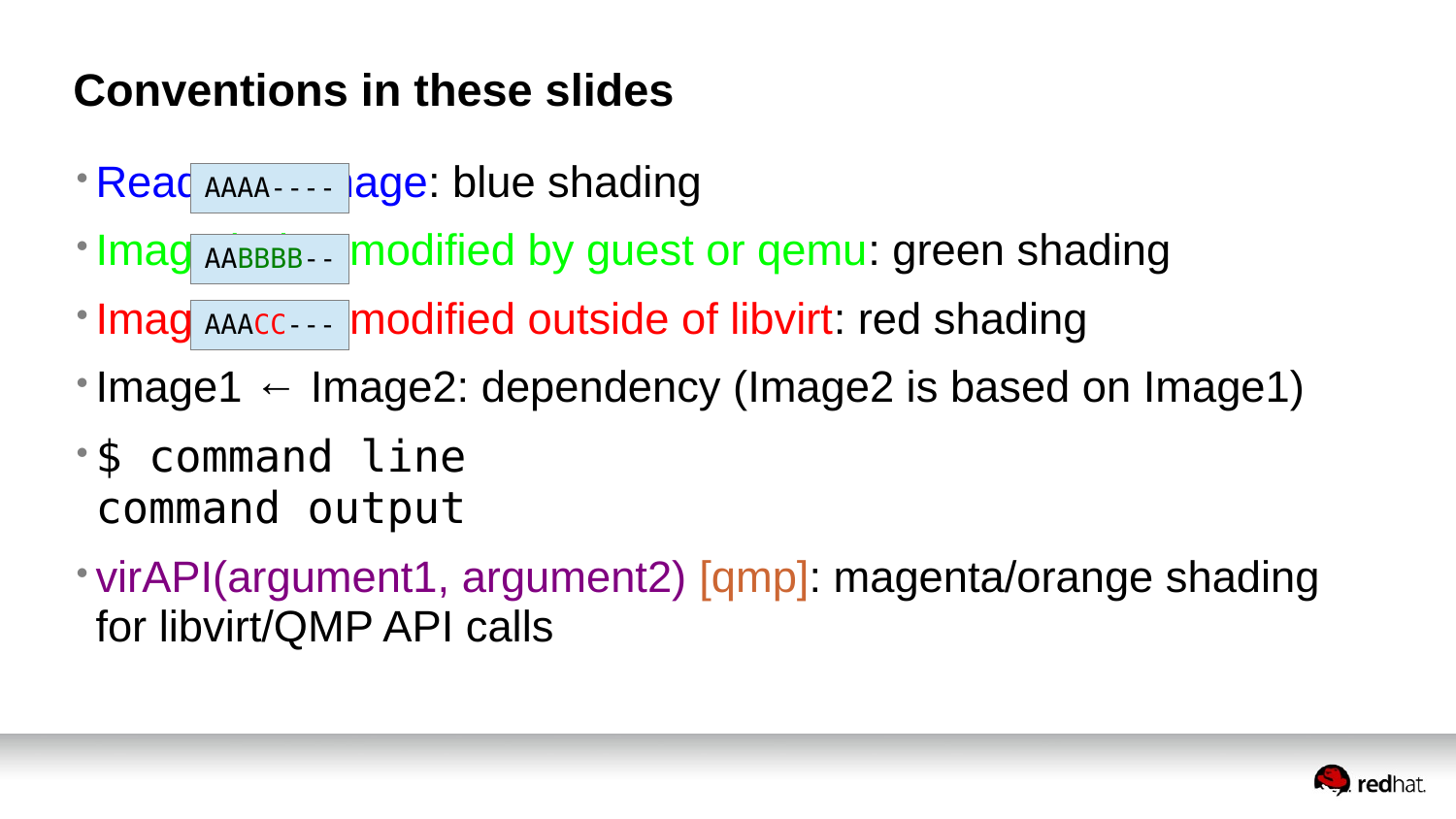# Conventions in these slides

- Read `AAAA----` age: blue shading
- Imag `AABBBB--` modified by guest or qemu: green shading
- Imag `AAACC---` modified outside of libvirt: red shading
- Image1 ← Image2: dependency (Image2 is based on Image1)
- ```
  $ command line
  command output
  ```
- virAPI(argument1, argument2) [qmp]: magenta/orange shading for libvirt/QMP API calls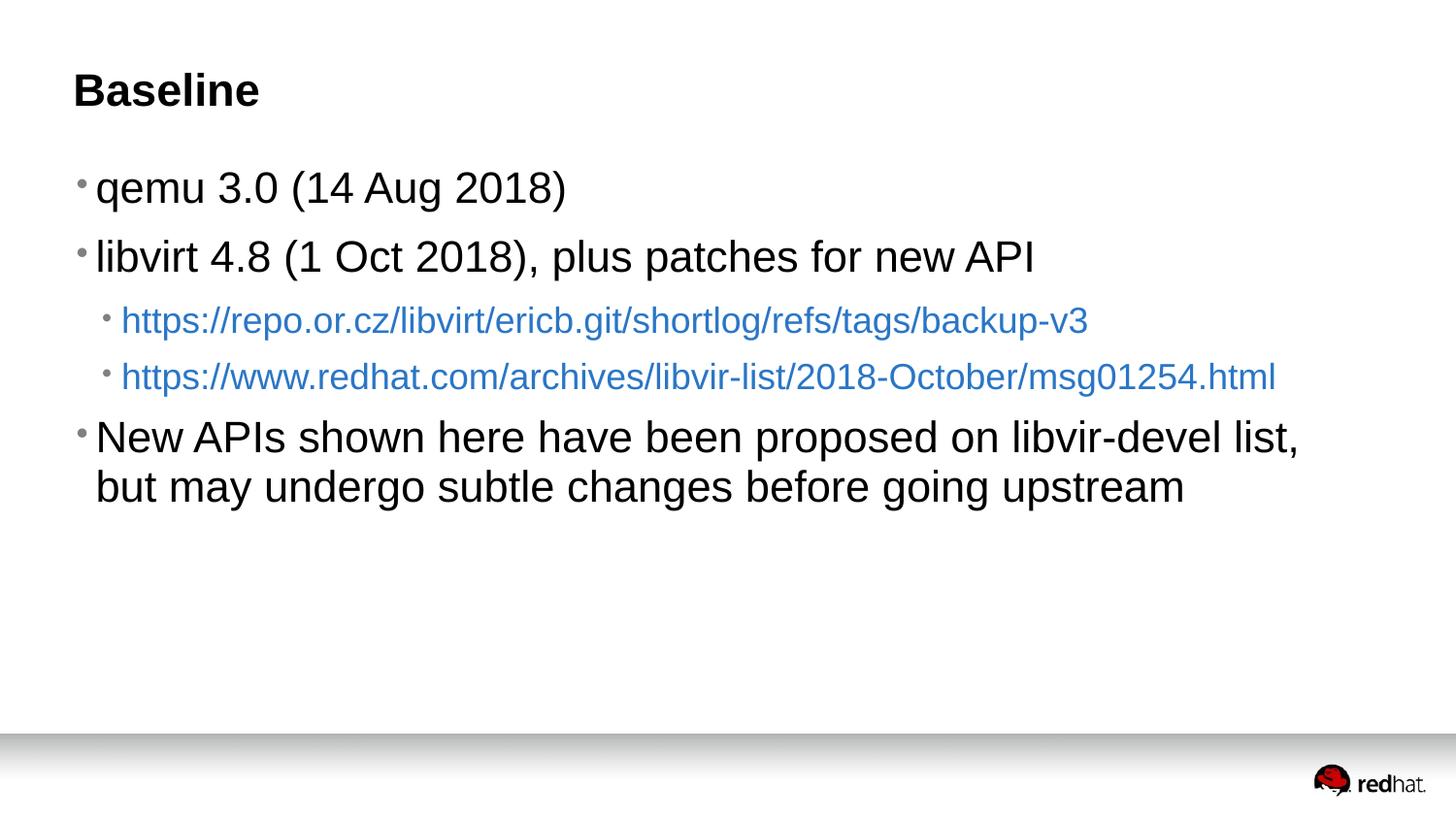## Baseline

- qemu 3.0 (14 Aug 2018)
- libvirt 4.8 (1 Oct 2018), plus patches for new API
  - https://repo.or.cz/libvirt/ericb.git/shortlog/refs/tags/backup-v3
  - https://www.redhat.com/archives/libvir-list/2018-October/msg01254.html
- New APIs shown here have been proposed on libvir-devel list, but may undergo subtle changes before going upstream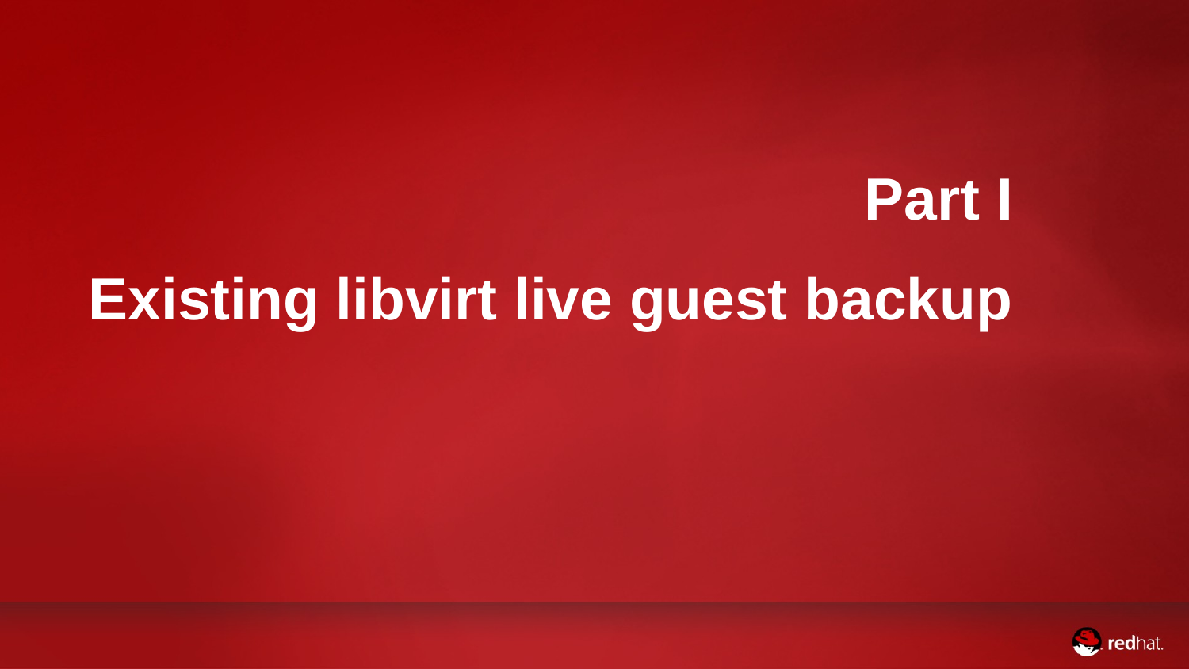# Part I

# Existing libvirt live guest backup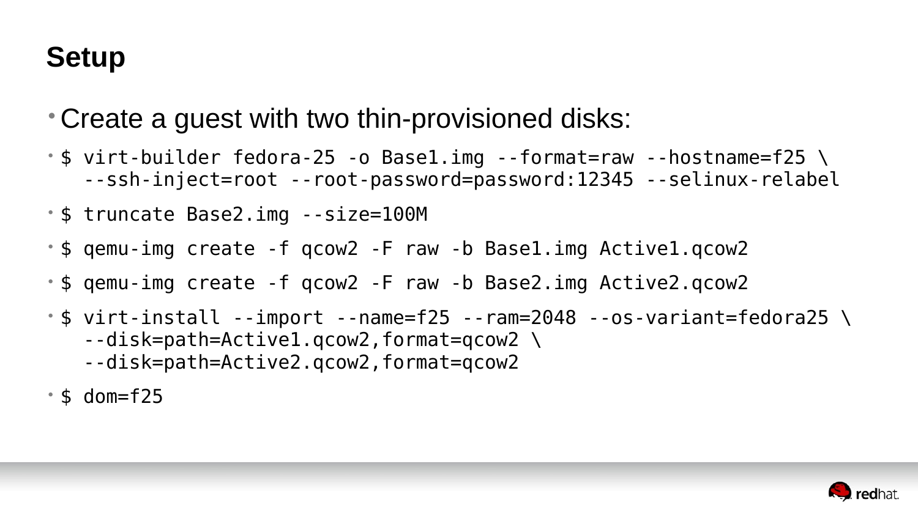# Setup

- Create a guest with two thin-provisioned disks:
- ```
  $ virt-builder fedora-25 -o Base1.img --format=raw --hostname=f25 \
    --ssh-inject=root --root-password=password:12345 --selinux-relabel
  ```
- ```
  $ truncate Base2.img --size=100M
  ```
- ```
  $ qemu-img create -f qcow2 -F raw -b Base1.img Active1.qcow2
  ```
- ```
  $ qemu-img create -f qcow2 -F raw -b Base2.img Active2.qcow2
  ```
- ```
  $ virt-install --import --name=f25 --ram=2048 --os-variant=fedora25 \
    --disk=path=Active1.qcow2,format=qcow2 \
    --disk=path=Active2.qcow2,format=qcow2
  ```
- ```
  $ dom=f25
  ```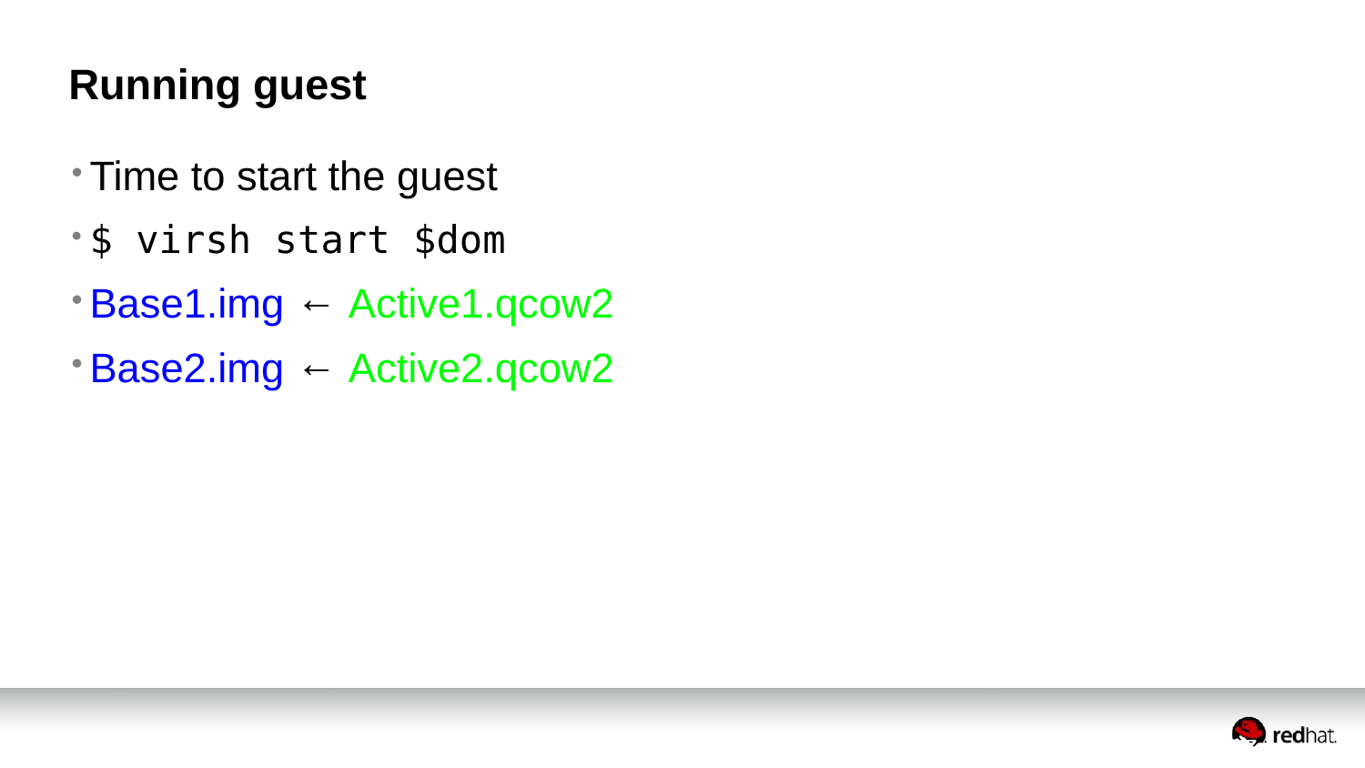# Running guest

- Time to start the guest
- `$ virsh start $dom`
- Base1.img ← Active1.qcow2
- Base2.img ← Active2.qcow2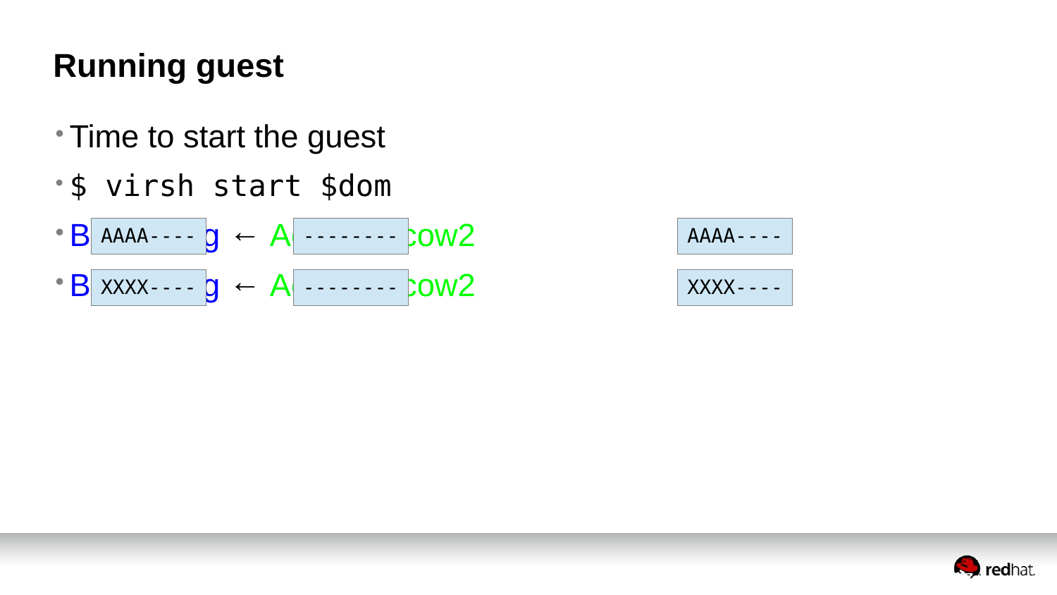# Running guest

- Time to start the guest
- `$ virsh start $dom`
- B `AAAA----` g ← A `--------` cow2 `AAAA----`
- B `XXXX----` g ← A `--------` cow2 `XXXX----`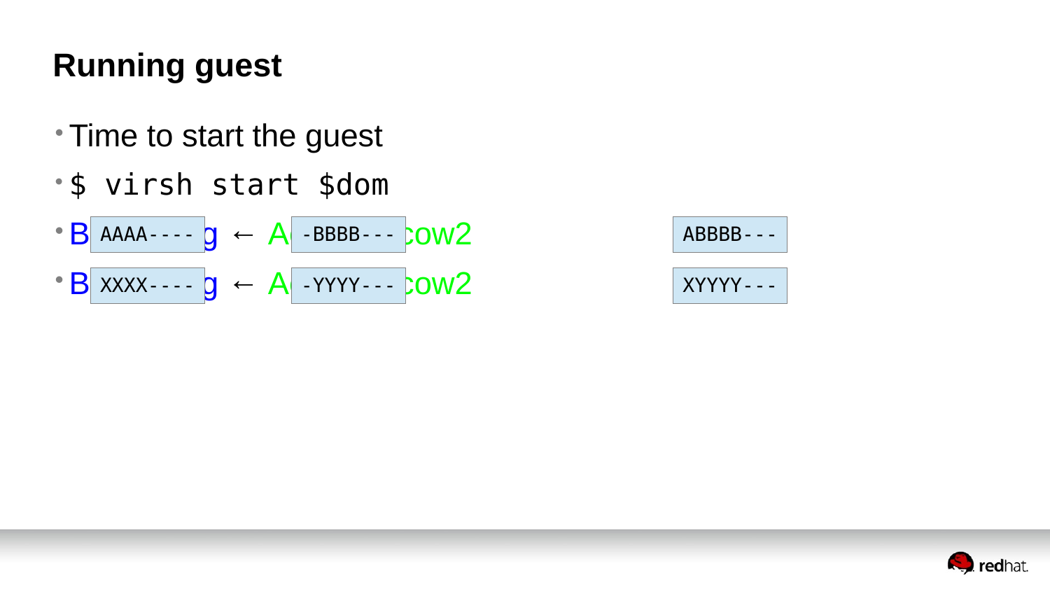## Running guest

- Time to start the guest
- `$ virsh start $dom`
- B AAAA---- g ← A -BBBB--- cow2 ABBBB---
- B XXXX---- g ← A -YYYY--- cow2 XYYYY---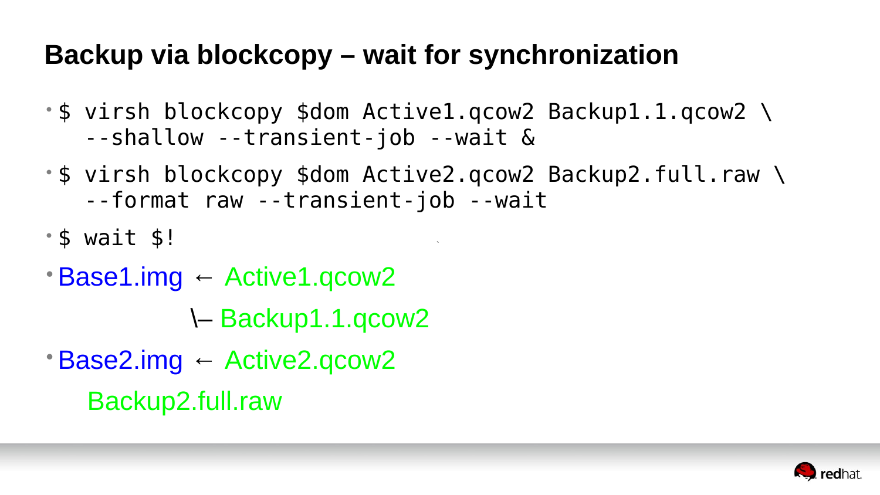# Backup via blockcopy – wait for synchronization

- `$ virsh blockcopy $dom Active1.qcow2 Backup1.1.qcow2 \`
  `--shallow --transient-job --wait &`
- `$ virsh blockcopy $dom Active2.qcow2 Backup2.full.raw \`
  `--format raw --transient-job --wait`
- `$ wait $!`
- Base1.img ← Active1.qcow2

  \– Backup1.1.qcow2
- Base2.img ← Active2.qcow2

  Backup2.full.raw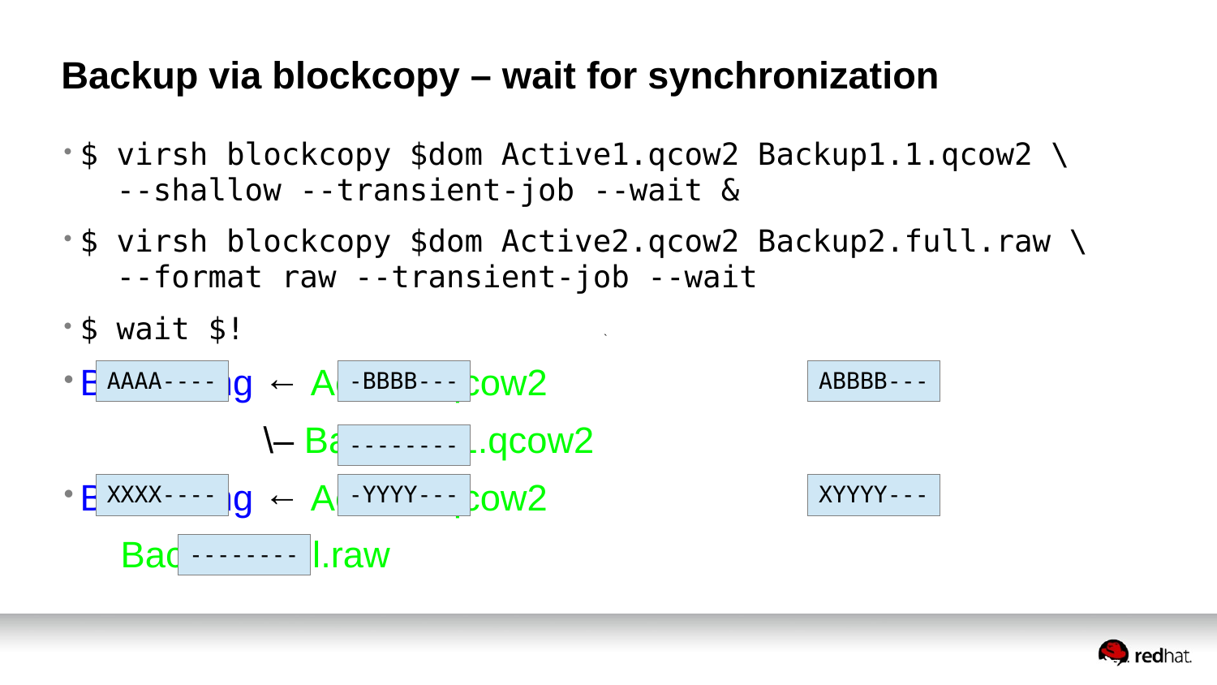# Backup via blockcopy – wait for synchronization

- $ virsh blockcopy $dom Active1.qcow2 Backup1.1.qcow2 \
  --shallow --transient-job --wait &
- $ virsh blockcopy $dom Active2.qcow2 Backup2.full.raw \
  --format raw --transient-job --wait
- $ wait $!
- E AAAA---- g ← A -BBBB--- cow2  ABBBB---

  \– Ba -------- .qcow2
- E XXXX---- g ← A -YYYY--- cow2  XYYYY---

  Bac -------- l.raw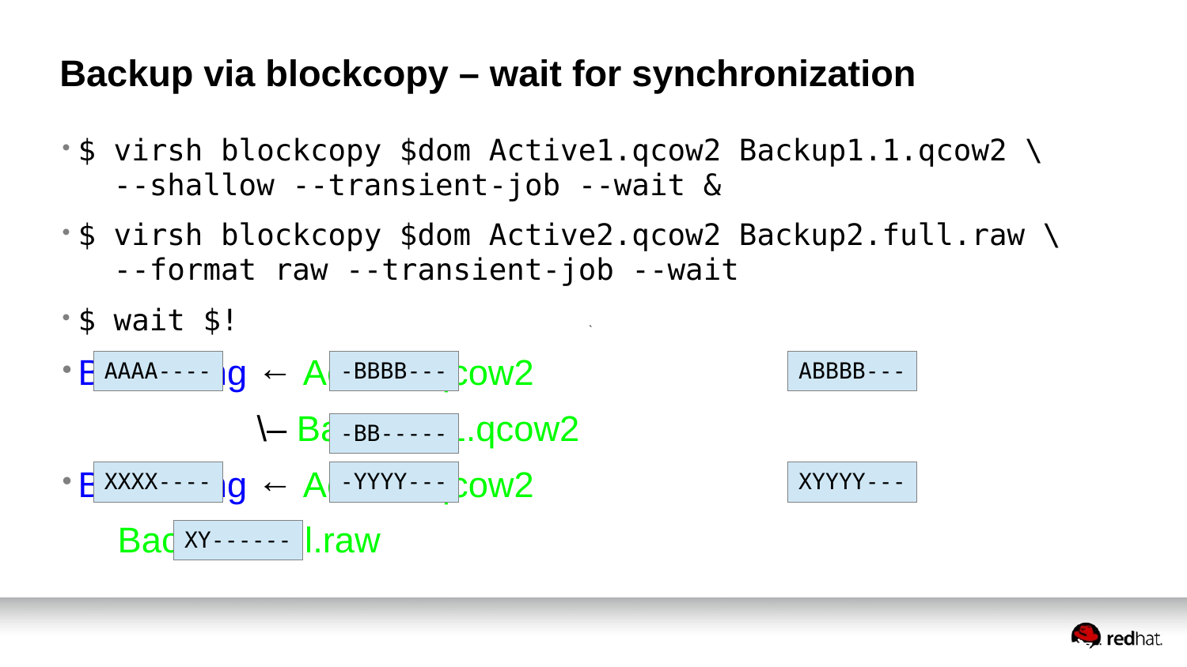# Backup via blockcopy – wait for synchronization

- ```
  $ virsh blockcopy $dom Active1.qcow2 Backup1.1.qcow2 \
    --shallow --transient-job --wait &
  ```
- ```
  $ virsh blockcopy $dom Active2.qcow2 Backup2.full.raw \
    --format raw --transient-job --wait
  ```
- ```
  $ wait $!
  ```
- B `AAAA----` g ← A `-BBBB---` cow2 `ABBBB---`

  \– Ba `-BB-----` .qcow2
- B `XXXX----` g ← A `-YYYY---` cow2 `XYYYY---`

  Bac `XY------` l.raw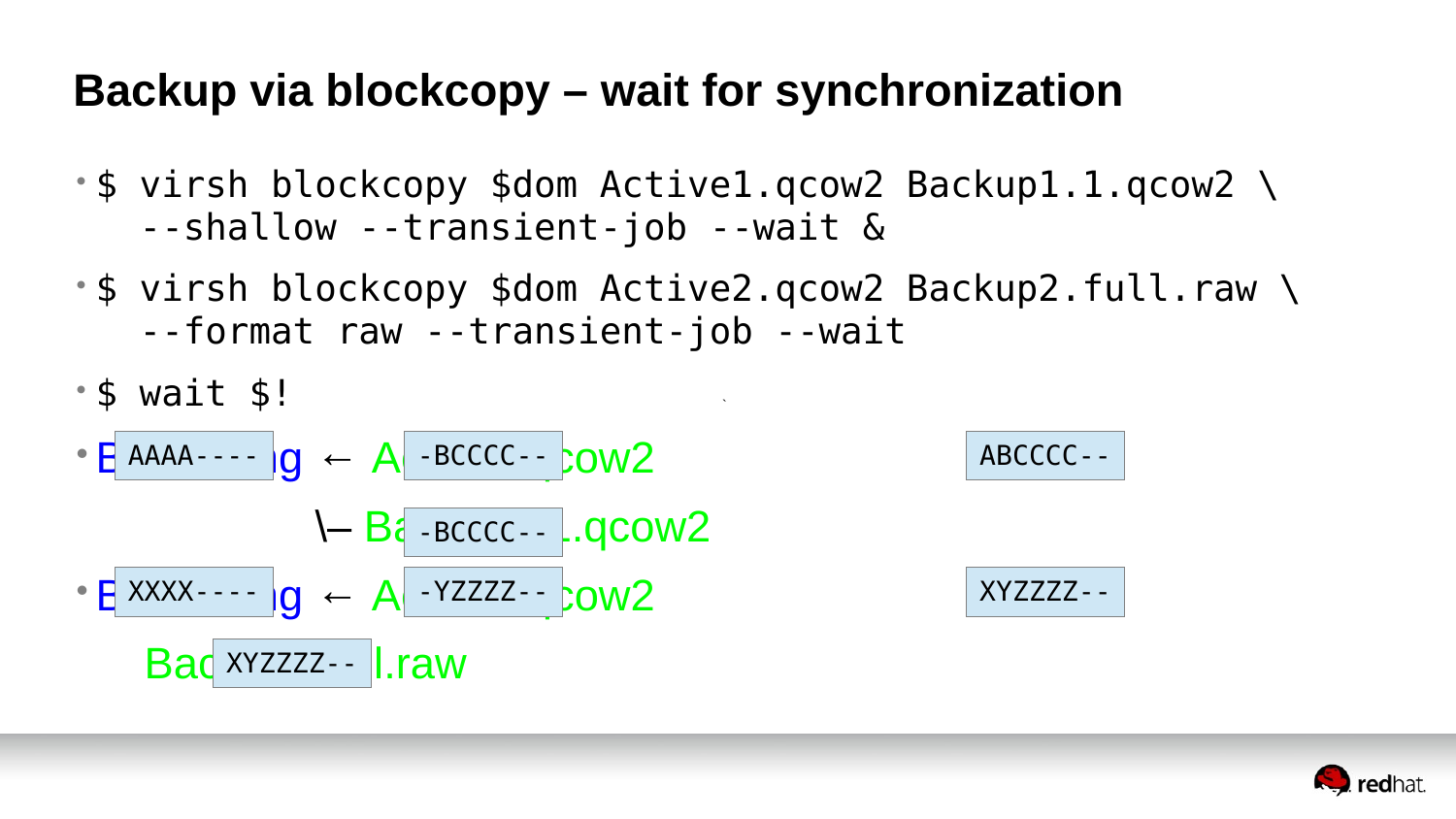# Backup via blockcopy – wait for synchronization

- `$ virsh blockcopy $dom Active1.qcow2 Backup1.1.qcow2 \`
  `--shallow --transient-job --wait &`
- `$ virsh blockcopy $dom Active2.qcow2 Backup2.full.raw \`
  `--format raw --transient-job --wait`
- `$ wait $!`
- B AAAA---- g ← A -BCCCC-- cow2 ABCCCC--

  \– Ba -BCCCC-- .qcow2
- B XXXX---- g ← A -YZZZZ-- cow2 XYZZZZ--

  Bac XYZZZZ-- l.raw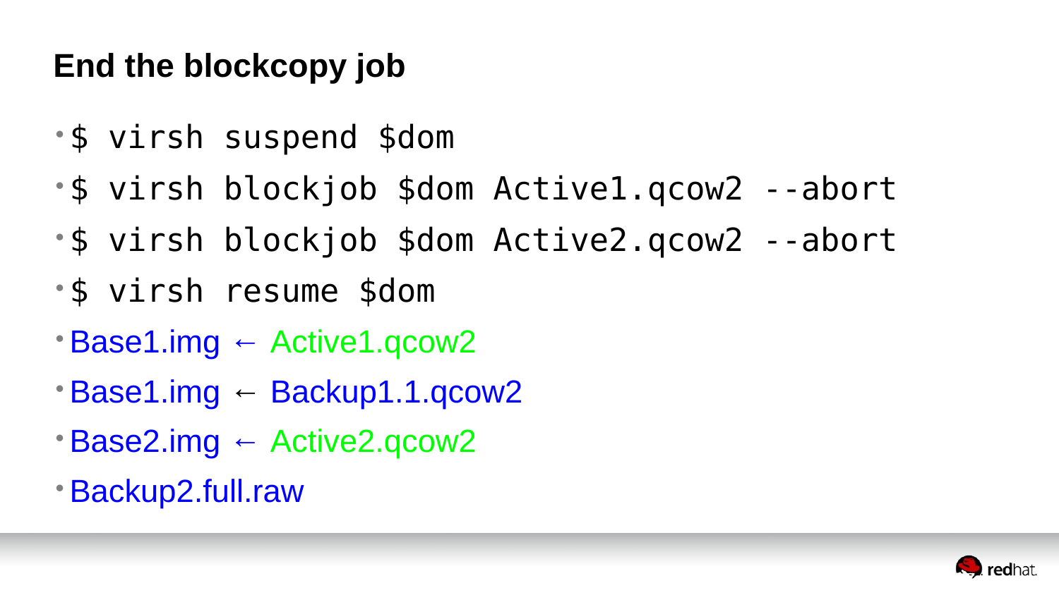## End the blockcopy job

- `$ virsh suspend $dom`
- `$ virsh blockjob $dom Active1.qcow2 --abort`
- `$ virsh blockjob $dom Active2.qcow2 --abort`
- `$ virsh resume $dom`
- Base1.img ← Active1.qcow2
- Base1.img ← Backup1.1.qcow2
- Base2.img ← Active2.qcow2
- Backup2.full.raw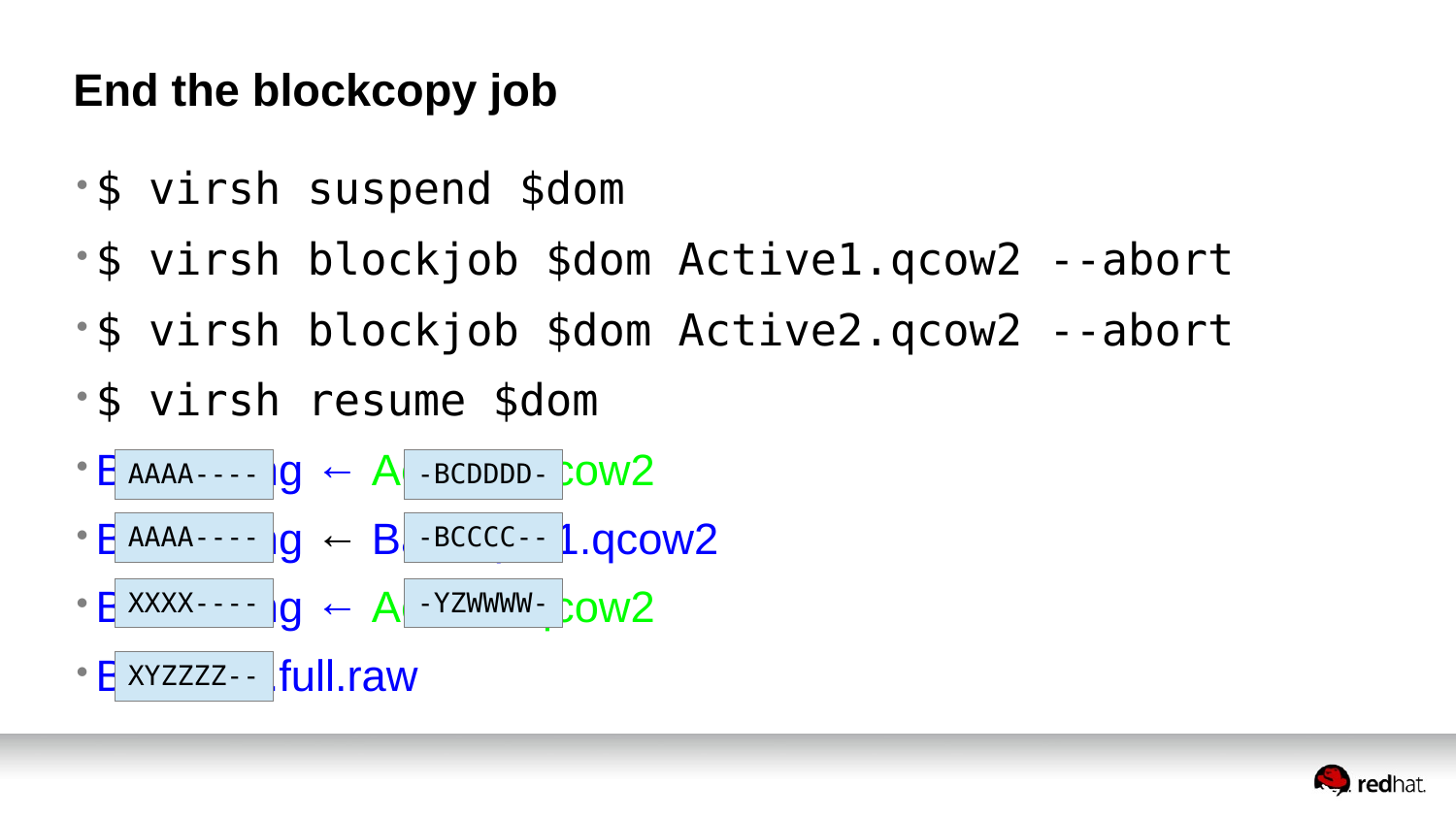# End the blockcopy job

- `$ virsh suspend $dom`
- `$ virsh blockjob $dom Active1.qcow2 --abort`
- `$ virsh blockjob $dom Active2.qcow2 --abort`
- `$ virsh resume $dom`
- E AAAA---- g ← A -BCDDDD- cow2
- E AAAA---- g ← B -BCCCC-- 1.qcow2
- E XXXX---- g ← A -YZWWWW- cow2
- E XYZZZZ-- full.raw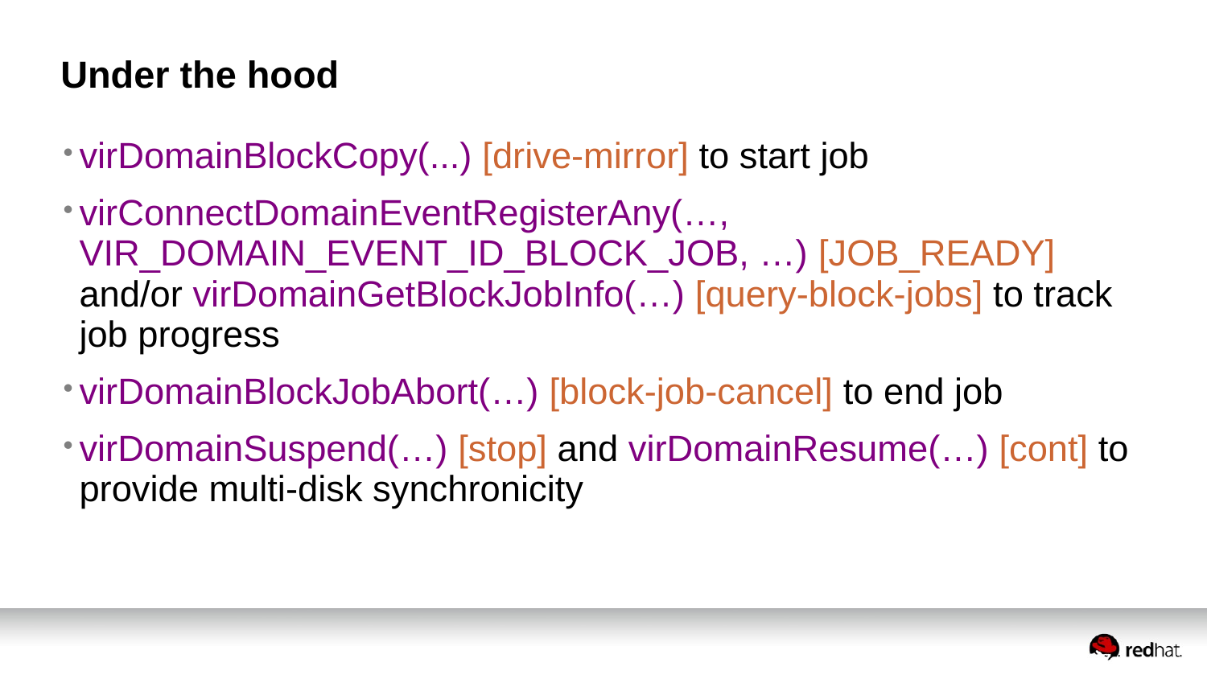# Under the hood

- virDomainBlockCopy(...) [drive-mirror] to start job
- virConnectDomainEventRegisterAny(…, VIR_DOMAIN_EVENT_ID_BLOCK_JOB, …) [JOB_READY] and/or virDomainGetBlockJobInfo(…) [query-block-jobs] to track job progress
- virDomainBlockJobAbort(…) [block-job-cancel] to end job
- virDomainSuspend(…) [stop] and virDomainResume(…) [cont] to provide multi-disk synchronicity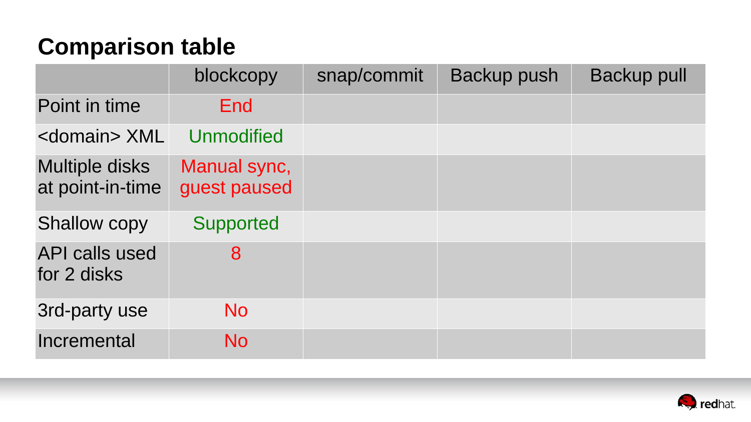## Comparison table

| | blockcopy | snap/commit | Backup push | Backup pull |
|---|---|---|---|---|
| Point in time | End | | | |
| <domain> XML | Unmodified | | | |
| Multiple disks at point-in-time | Manual sync, guest paused | | | |
| Shallow copy | Supported | | | |
| API calls used for 2 disks | 8 | | | |
| 3rd-party use | No | | | |
| Incremental | No | | | |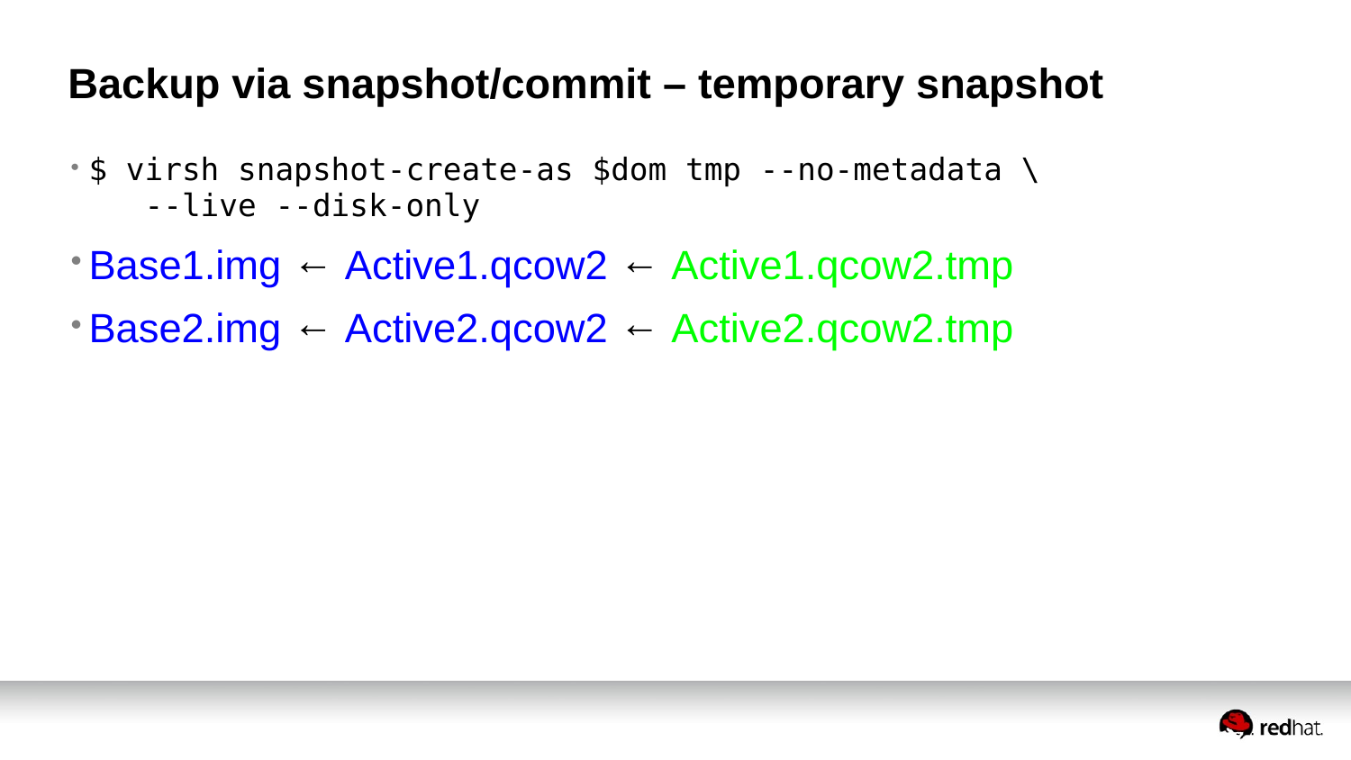# Backup via snapshot/commit – temporary snapshot

- ```
  $ virsh snapshot-create-as $dom tmp --no-metadata \
      --live --disk-only
  ```
- Base1.img ← Active1.qcow2 ← Active1.qcow2.tmp
- Base2.img ← Active2.qcow2 ← Active2.qcow2.tmp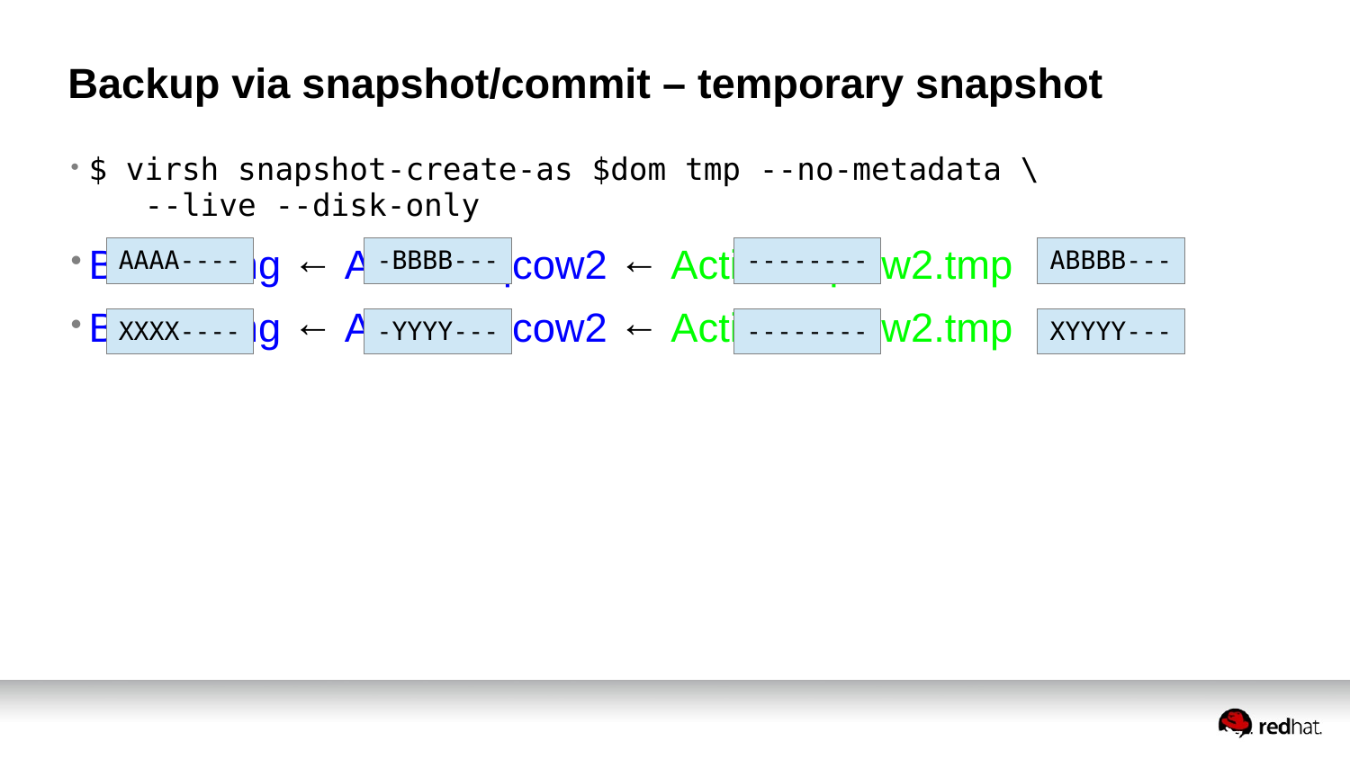# Backup via snapshot/commit – temporary snapshot

- `$ virsh snapshot-create-as $dom tmp --no-metadata \`
  `--live --disk-only`
- B `AAAA----` g ← A `-BBBB---` cow2 ← Acti `--------` w2.tmp `ABBBB---`
- B `XXXX----` g ← A `-YYYY---` cow2 ← Acti `--------` w2.tmp `XYYYY---`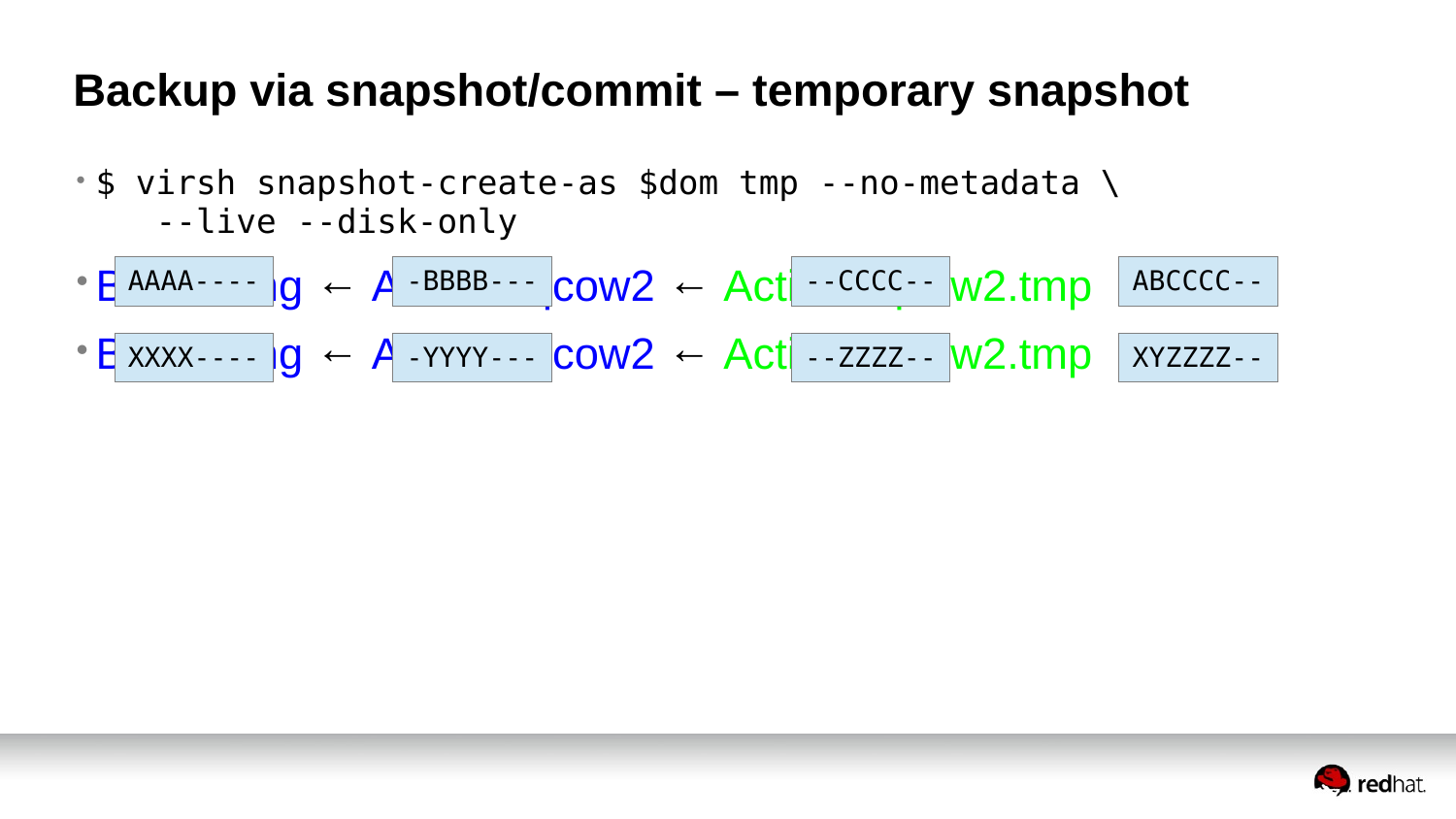# Backup via snapshot/commit – temporary snapshot

- `$ virsh snapshot-create-as $dom tmp --no-metadata \`
  `--live --disk-only`
- E `AAAA----` g ← A `-BBBB---` cow2 ← Acti `--CCCC--` w2.tmp `ABCCCC--`
- E `XXXX----` g ← A `-YYYY---` cow2 ← Acti `--ZZZZ--` w2.tmp `XYZZZZ--`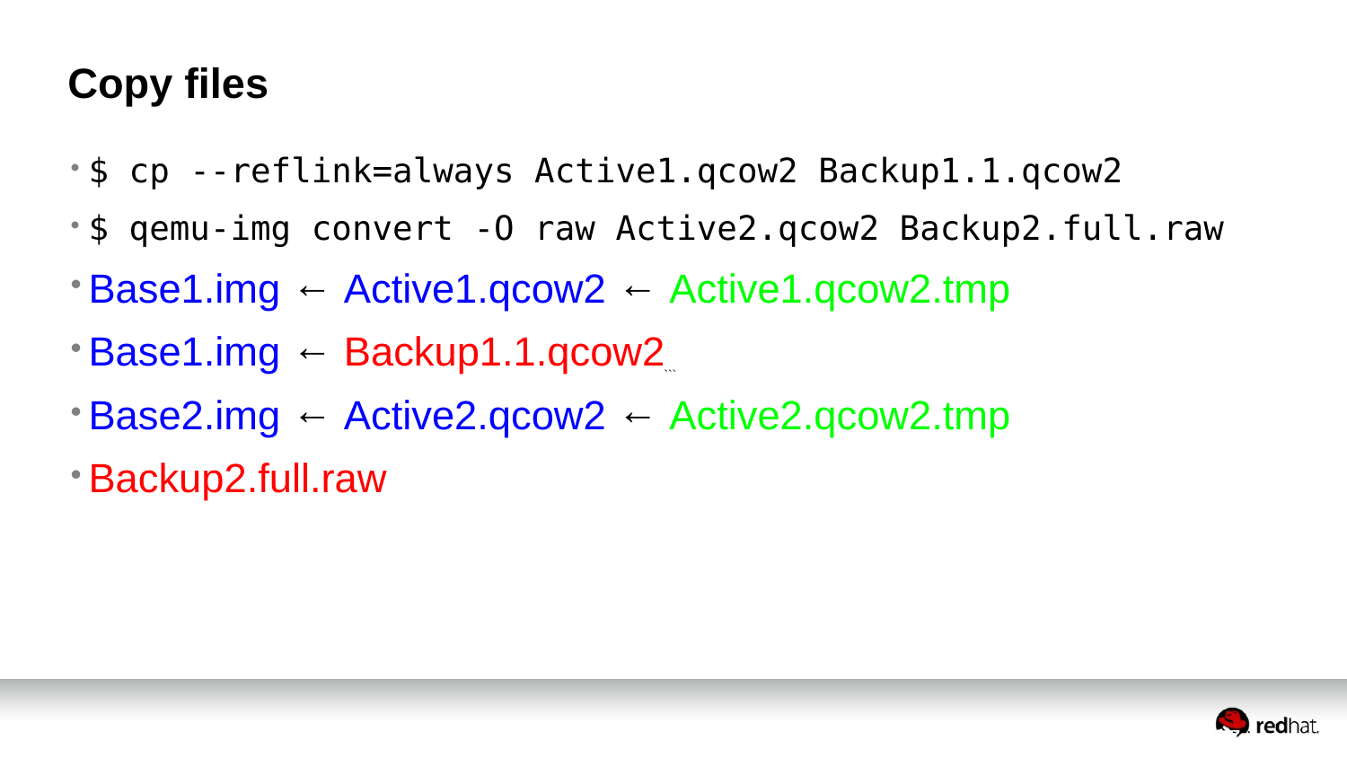# Copy files

- `$ cp --reflink=always Active1.qcow2 Backup1.1.qcow2`
- `$ qemu-img convert -O raw Active2.qcow2 Backup2.full.raw`
- Base1.img ← Active1.qcow2 ← Active1.qcow2.tmp
- Base1.img ← Backup1.1.qcow2
- Base2.img ← Active2.qcow2 ← Active2.qcow2.tmp
- Backup2.full.raw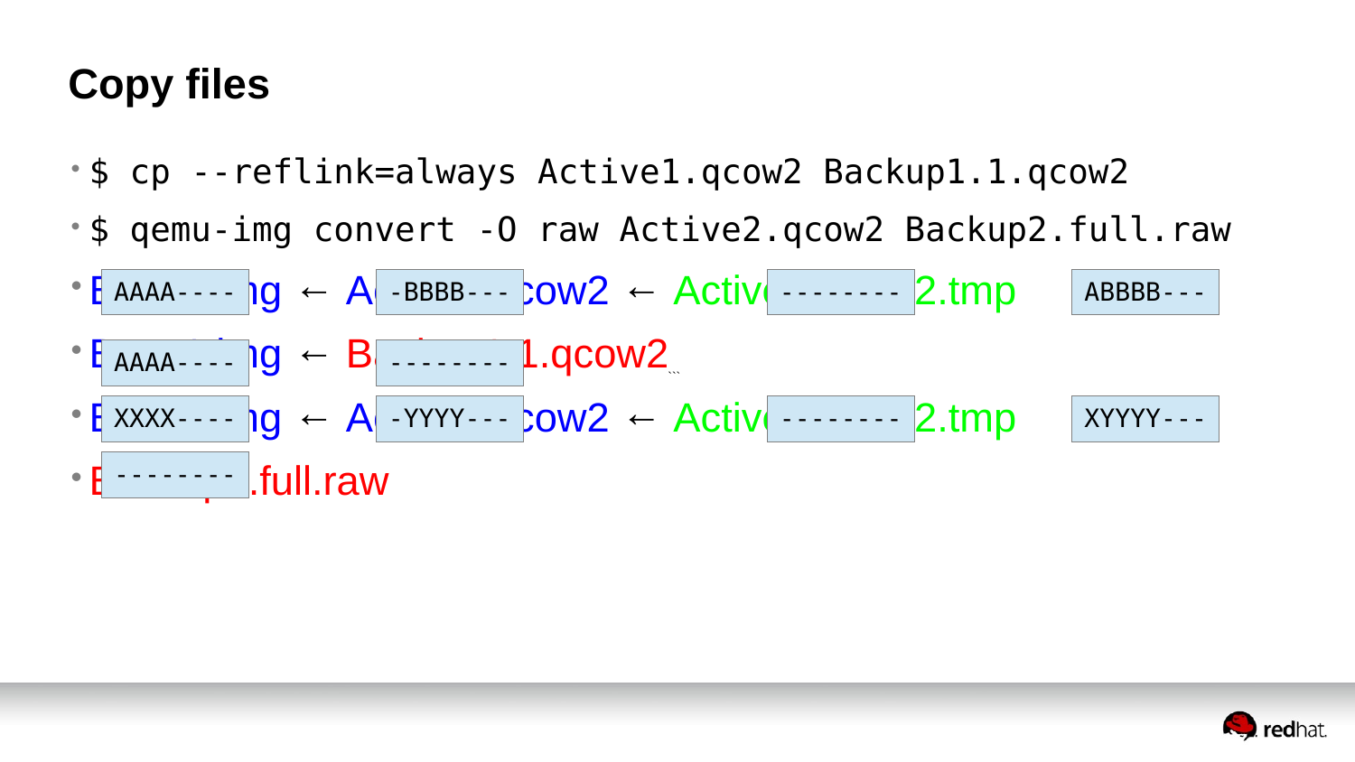# Copy files

- `$ cp --reflink=always Active1.qcow2 Backup1.1.qcow2`
- `$ qemu-img convert -O raw Active2.qcow2 Backup2.full.raw`
- E `AAAA----` ng ← A `-BBBB---` cow2 ← Activ `--------` 2.tmp `ABBBB---`
- E `AAAA----` ng ← B `--------` 1.qcow2
- E `XXXX----` ng ← A `-YYYY---` cow2 ← Activ `--------` 2.tmp `XYYYY---`
- E `--------` .full.raw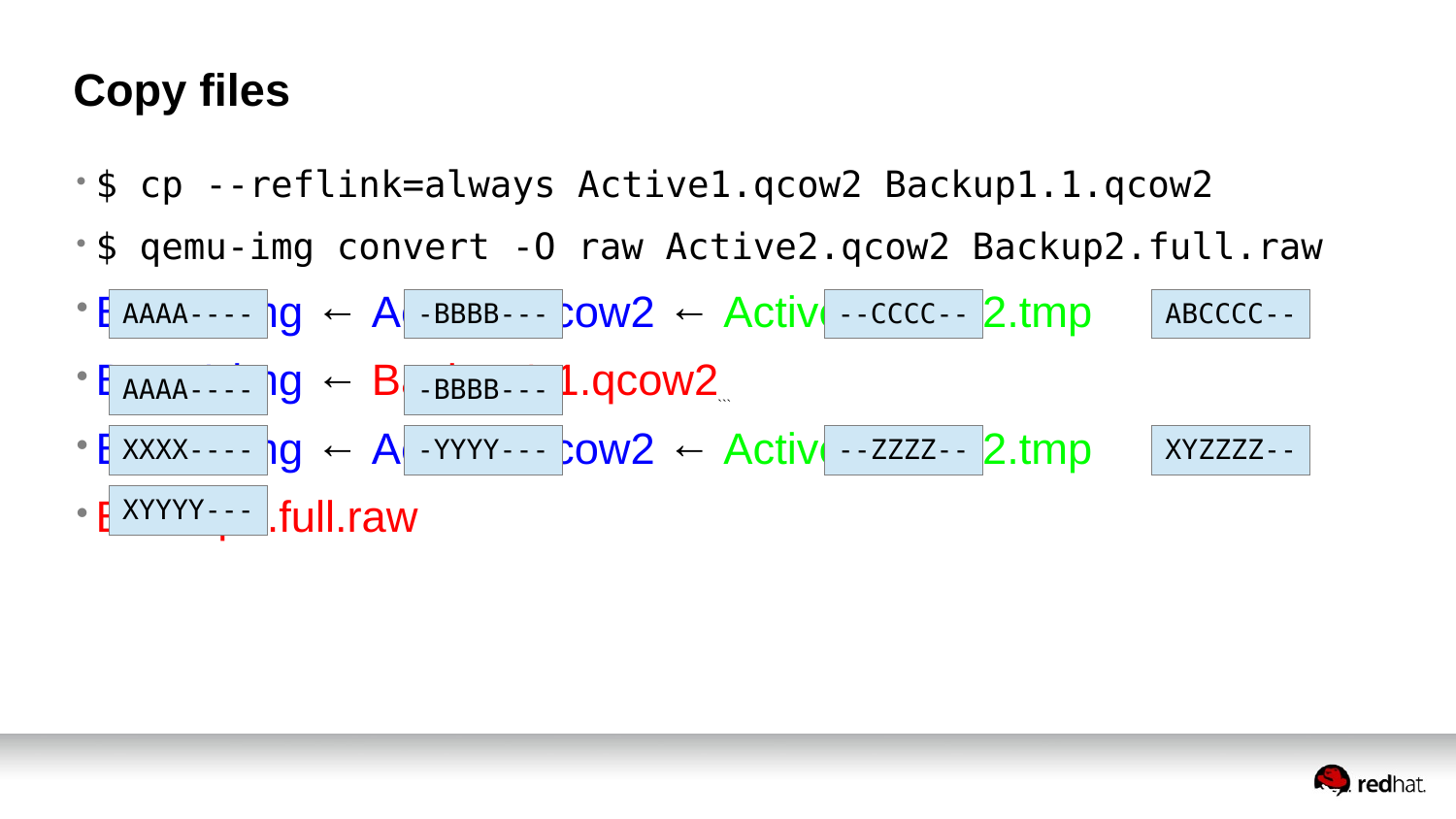# Copy files

- `$ cp --reflink=always Active1.qcow2 Backup1.1.qcow2`
- `$ qemu-img convert -O raw Active2.qcow2 Backup2.full.raw`
- B `AAAA----` ng ← A `-BBBB---` cow2 ← Activ `--CCCC--` 2.tmp `ABCCCC--`
- B `AAAA----` ng ← B `-BBBB---` 1.qcow2
- B `XXXX----` ng ← A `-YYYY---` cow2 ← Activ `--ZZZZ--` 2.tmp `XYZZZZ--`
- B `XYYYY---` .full.raw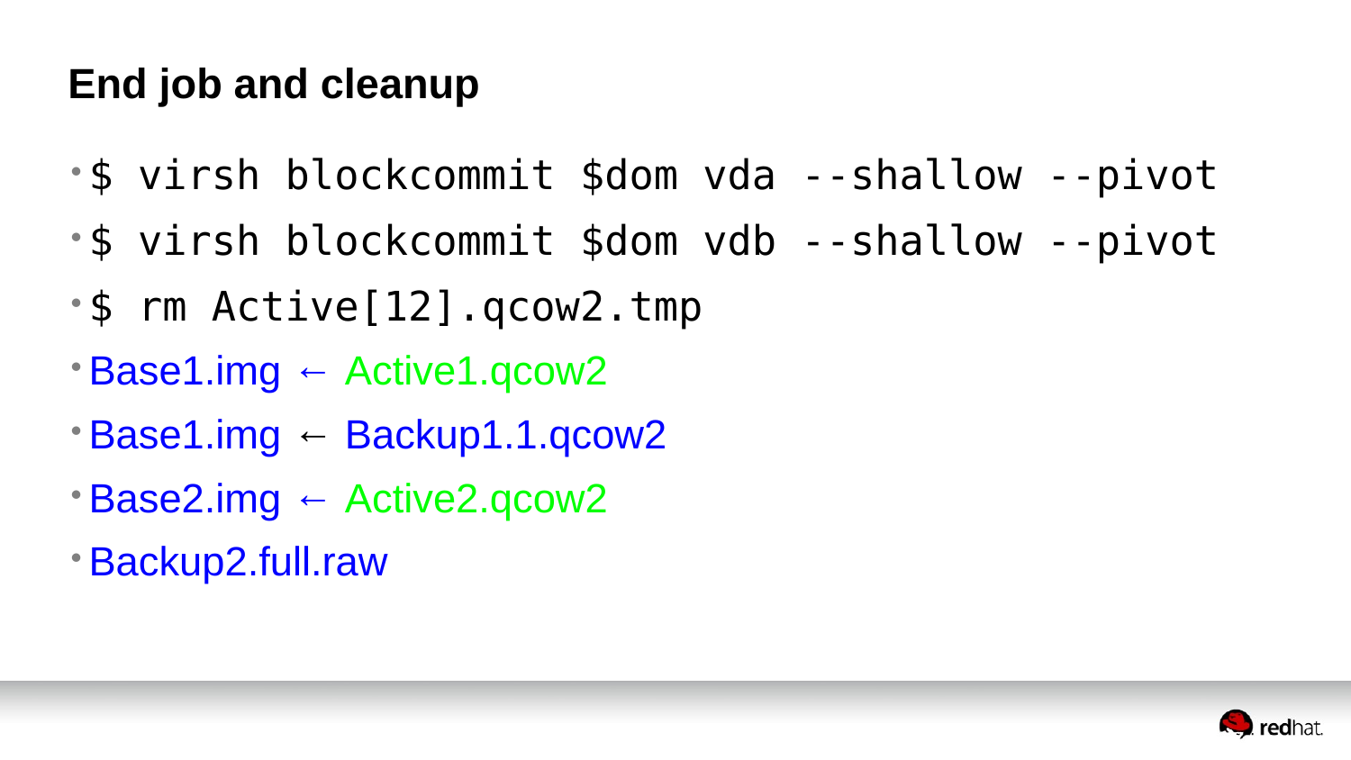## End job and cleanup

- `$ virsh blockcommit $dom vda --shallow --pivot`
- `$ virsh blockcommit $dom vdb --shallow --pivot`
- `$ rm Active[12].qcow2.tmp`
- Base1.img ← Active1.qcow2
- Base1.img ← Backup1.1.qcow2
- Base2.img ← Active2.qcow2
- Backup2.full.raw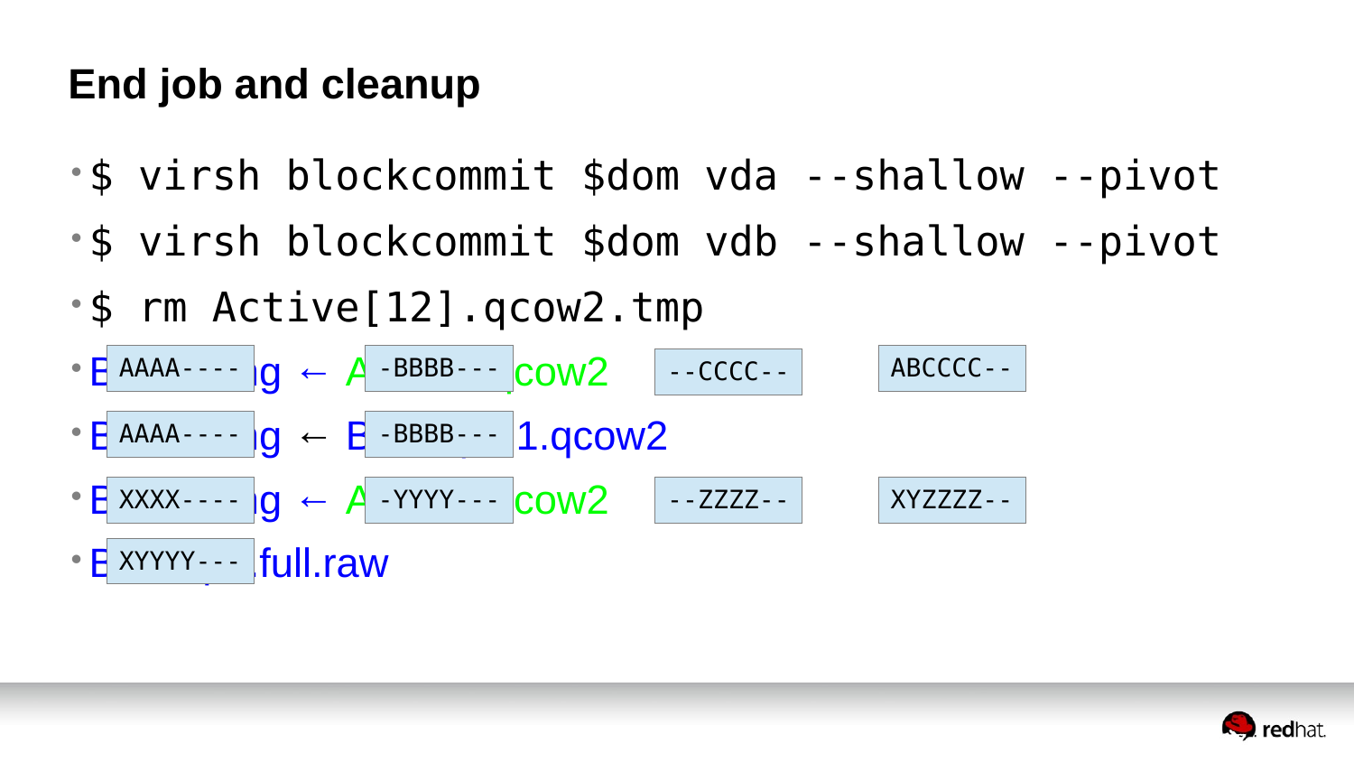# End job and cleanup

- $ virsh blockcommit $dom vda --shallow --pivot
- $ virsh blockcommit $dom vdb --shallow --pivot
- $ rm Active[12].qcow2.tmp
- E AAAA---- g ← A -BBBB--- cow2 --CCCC-- ABCCCC--
- E AAAA---- g ← E -BBBB--- 1.qcow2
- E XXXX---- g ← A -YYYY--- cow2 --ZZZZ-- XYZZZZ--
- E XYYYY--- full.raw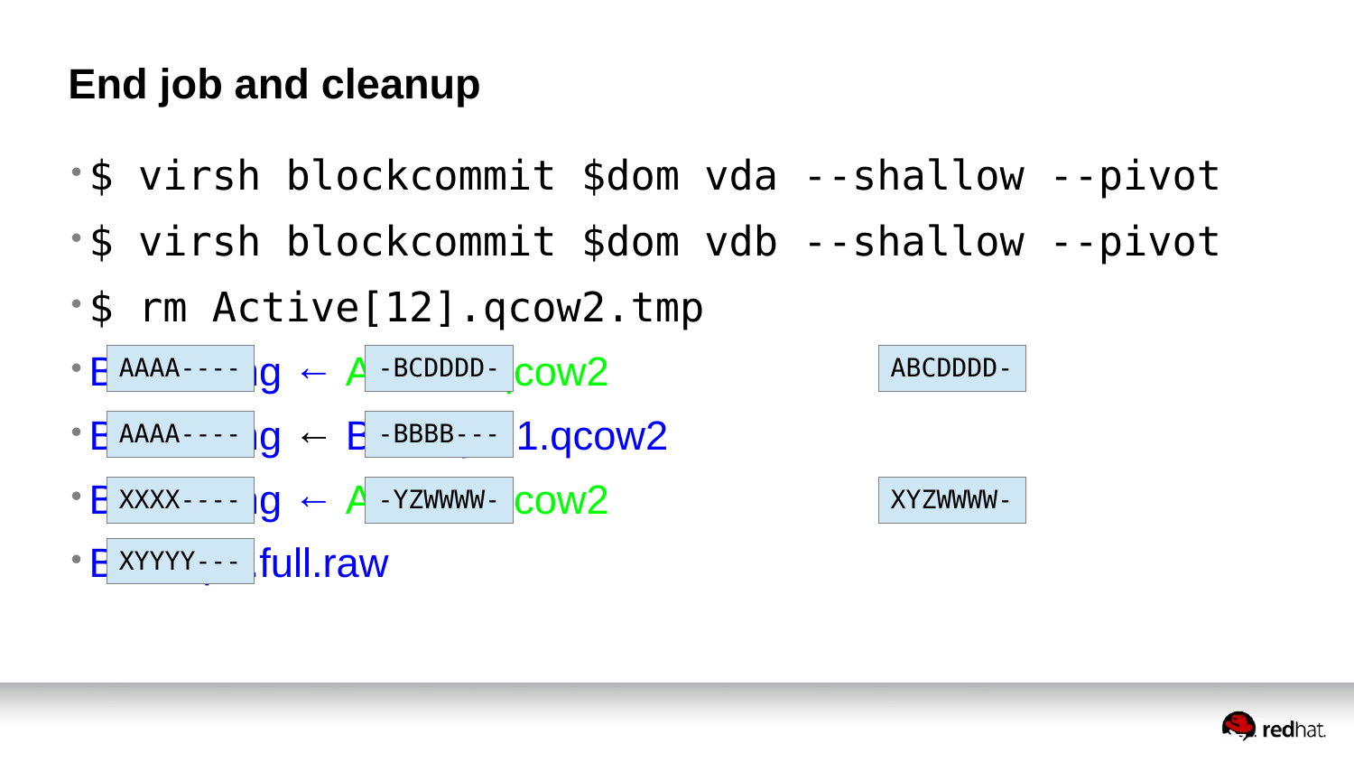## End job and cleanup

- $ virsh blockcommit $dom vda --shallow --pivot
- $ virsh blockcommit $dom vdb --shallow --pivot
- $ rm Active[12].qcow2.tmp
- E AAAA---- g ← A -BCDDDD- cow2 ABCDDDD-
- E AAAA---- g ← E -BBBB--- 1.qcow2
- E XXXX---- g ← A -YZWWWW- cow2 XYZWWWW-
- E XYYYY--- full.raw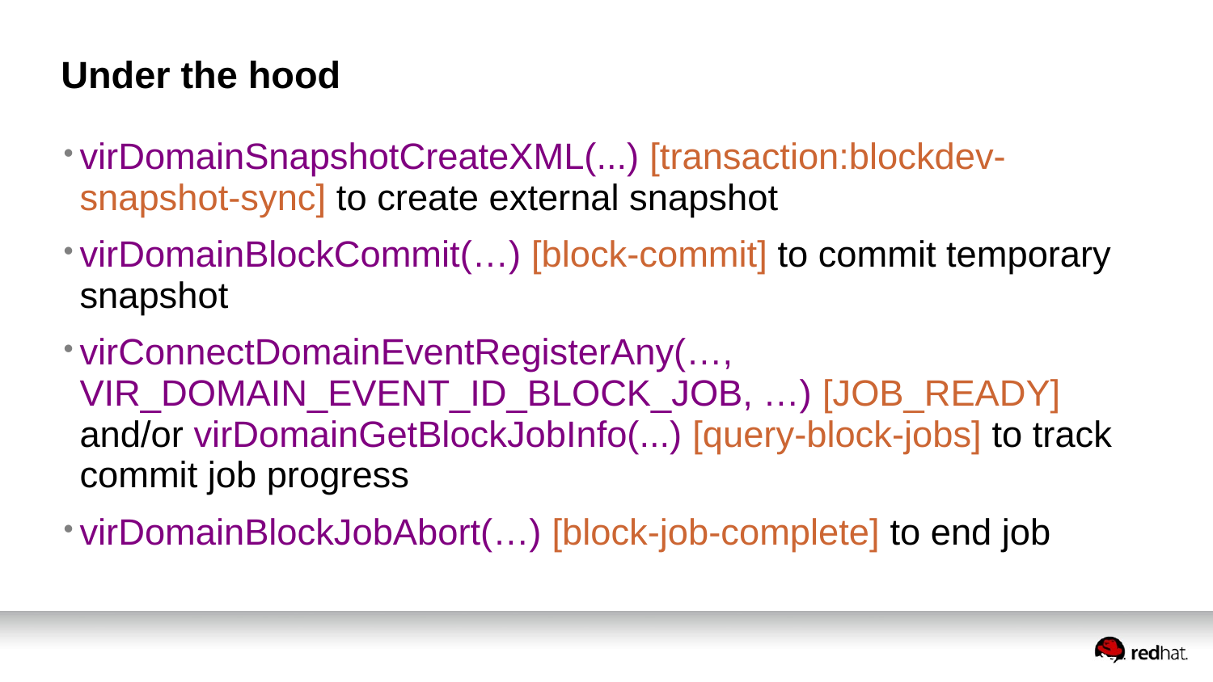# Under the hood

- virDomainSnapshotCreateXML(...) [transaction:blockdev-snapshot-sync] to create external snapshot
- virDomainBlockCommit(…) [block-commit] to commit temporary snapshot
- virConnectDomainEventRegisterAny(…, VIR_DOMAIN_EVENT_ID_BLOCK_JOB, …) [JOB_READY] and/or virDomainGetBlockJobInfo(...) [query-block-jobs] to track commit job progress
- virDomainBlockJobAbort(…) [block-job-complete] to end job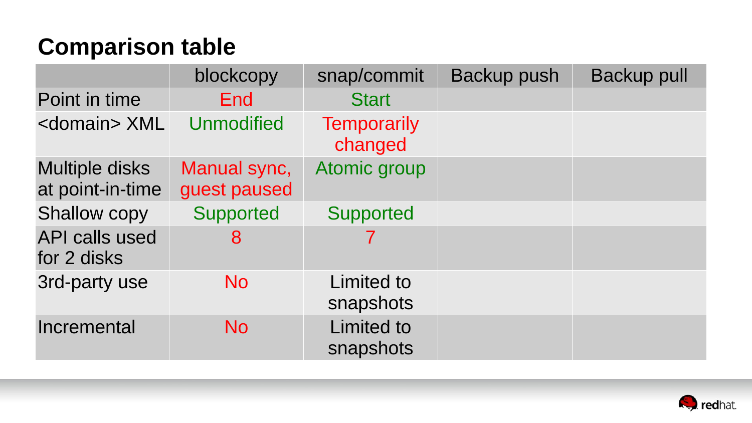## Comparison table

| | blockcopy | snap/commit | Backup push | Backup pull |
|---|---|---|---|---|
| Point in time | End | Start | | |
| <domain> XML | Unmodified | Temporarily changed | | |
| Multiple disks at point-in-time | Manual sync, guest paused | Atomic group | | |
| Shallow copy | Supported | Supported | | |
| API calls used for 2 disks | 8 | 7 | | |
| 3rd-party use | No | Limited to snapshots | | |
| Incremental | No | Limited to snapshots | | |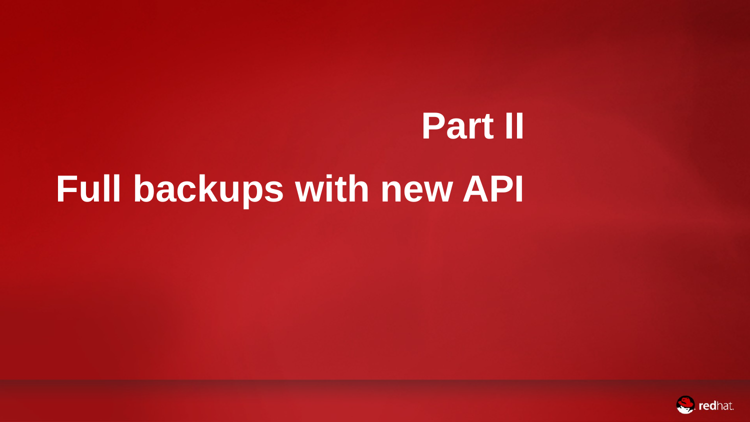# Part II

# Full backups with new API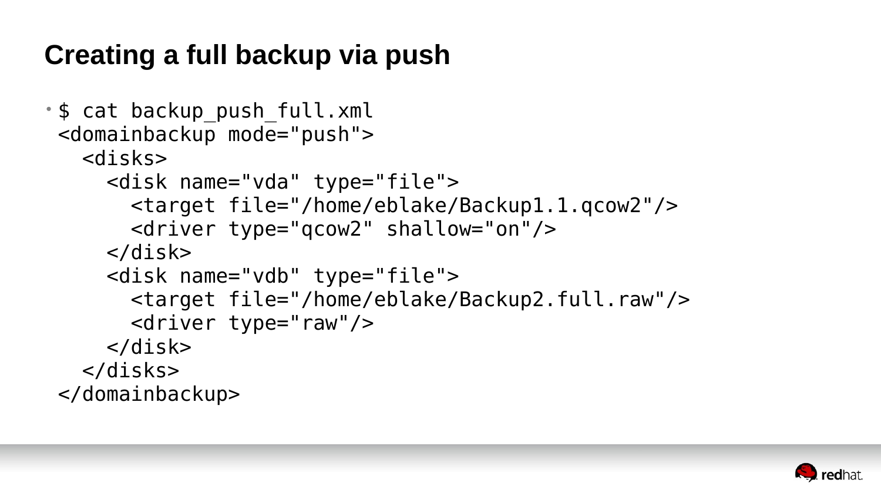# Creating a full backup via push

- ```
  $ cat backup_push_full.xml
  <domainbackup mode="push">
    <disks>
      <disk name="vda" type="file">
        <target file="/home/eblake/Backup1.1.qcow2"/>
        <driver type="qcow2" shallow="on"/>
      </disk>
      <disk name="vdb" type="file">
        <target file="/home/eblake/Backup2.full.raw"/>
        <driver type="raw"/>
      </disk>
    </disks>
  </domainbackup>
  ```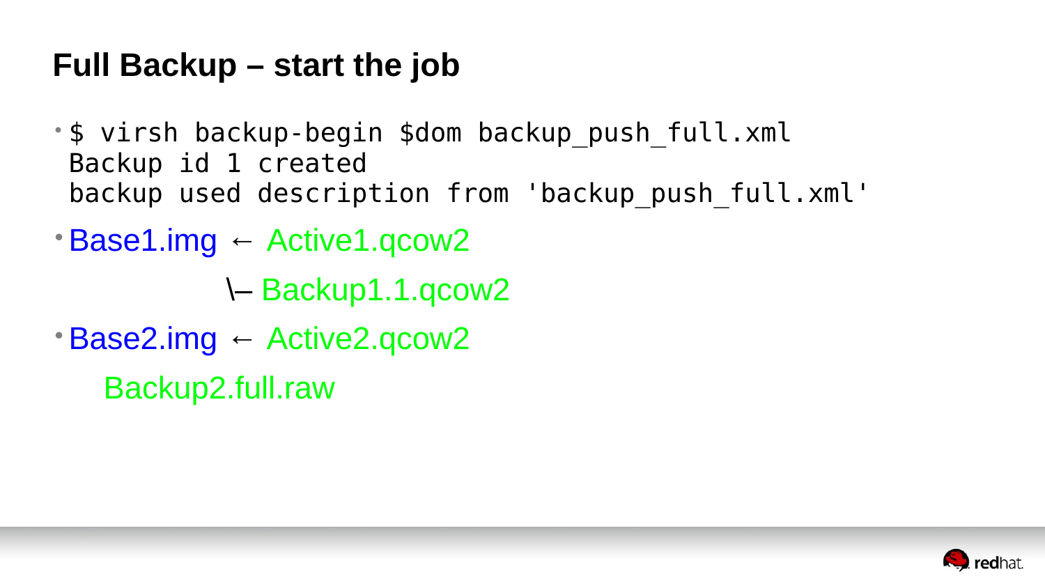# Full Backup – start the job

- ```
  $ virsh backup-begin $dom backup_push_full.xml
  Backup id 1 created
  backup used description from 'backup_push_full.xml'
  ```
- Base1.img ← Active1.qcow2

  \– Backup1.1.qcow2
- Base2.img ← Active2.qcow2

  Backup2.full.raw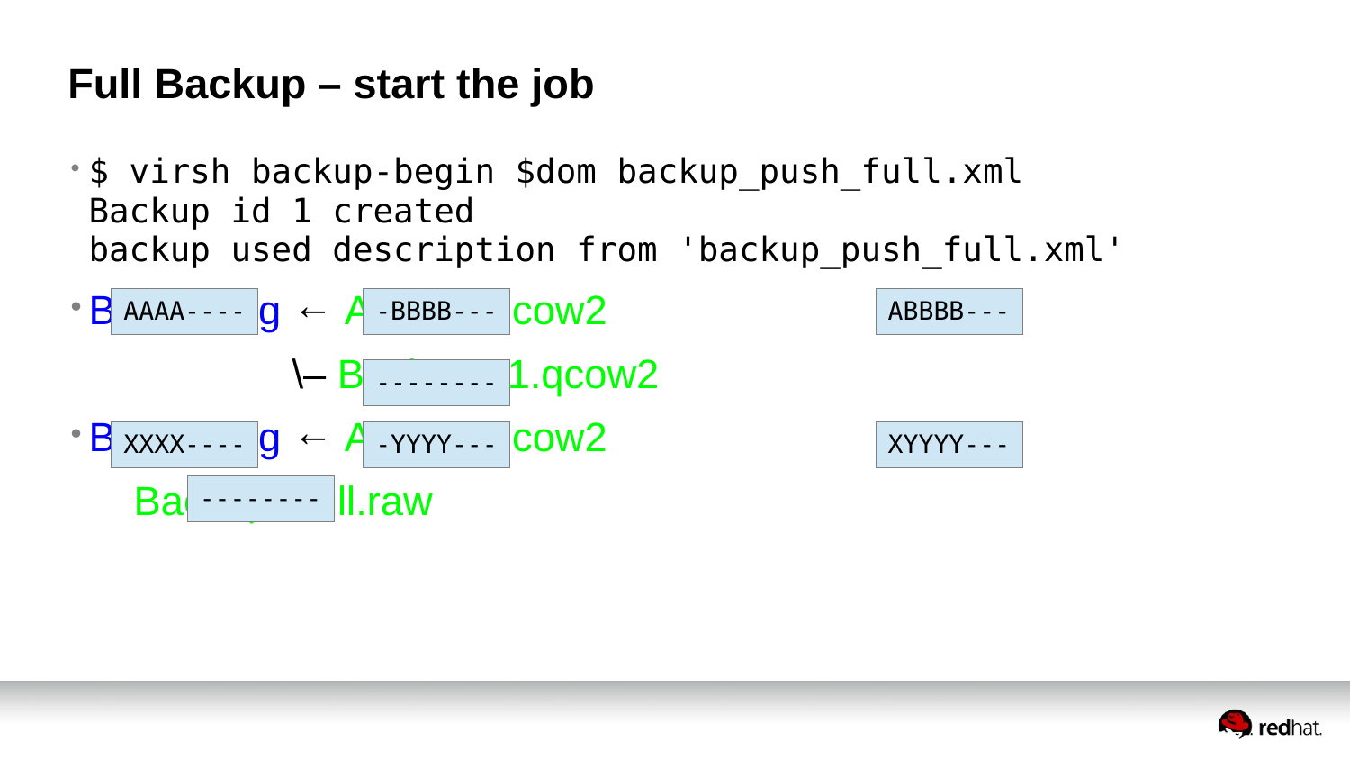# Full Backup – start the job

- ```
  $ virsh backup-begin $dom backup_push_full.xml
  Backup id 1 created
  backup used description from 'backup_push_full.xml'
  ```
- B AAAA---- g ← A -BBBB--- cow2 ABBBB---

  \– B -------- 1.qcow2
- B XXXX---- g ← A -YYYY--- cow2 XYYYY---

  Ba -------- ll.raw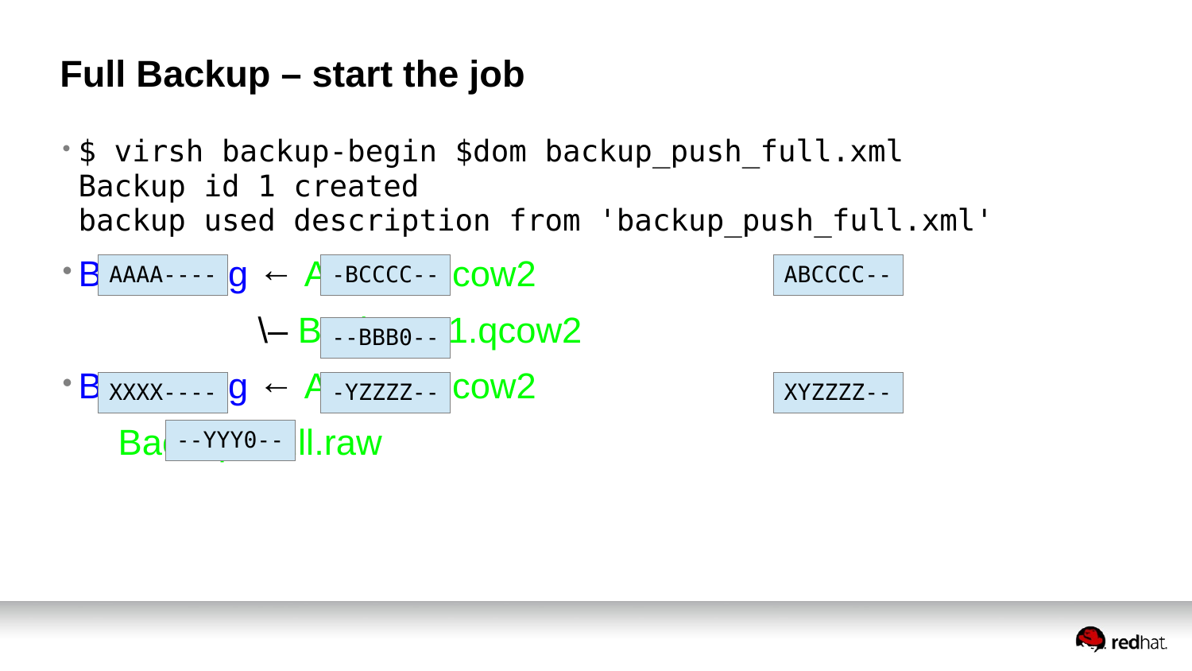# Full Backup – start the job

- ```
  $ virsh backup-begin $dom backup_push_full.xml
  Backup id 1 created
  backup used description from 'backup_push_full.xml'
  ```

- B `AAAA----` g ← A `-BCCCC--` cow2 `ABCCCC--`

  \– B `--BBB0--` 1.qcow2

- B `XXXX----` g ← A `-YZZZZ--` cow2 `XYZZZZ--`

  Ba `--YYY0--` ll.raw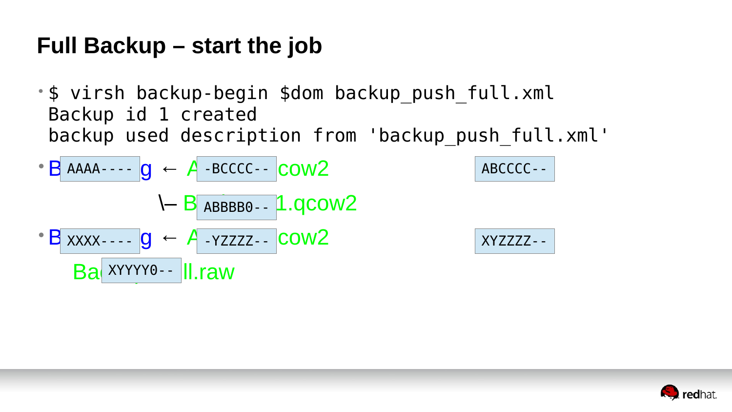# Full Backup – start the job

- ```
  $ virsh backup-begin $dom backup_push_full.xml
  Backup id 1 created
  backup used description from 'backup_push_full.xml'
  ```
- B AAAA---- g ← A -BCCCC-- cow2 ABCCCC--

  \— B ABBBB0-- 1.qcow2
- B XXXX---- g ← A -YZZZZ-- cow2 XYZZZZ--

  Ba XYYYY0-- ll.raw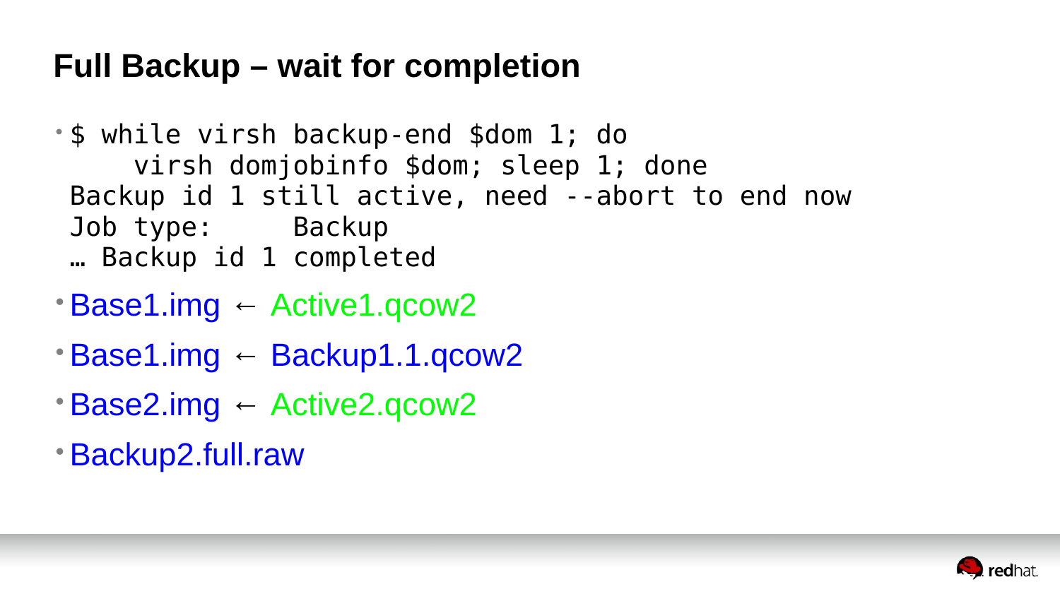# Full Backup – wait for completion

- ```
  $ while virsh backup-end $dom 1; do
      virsh domjobinfo $dom; sleep 1; done
  Backup id 1 still active, need --abort to end now
  Job type:     Backup
  … Backup id 1 completed
  ```
- Base1.img ← Active1.qcow2
- Base1.img ← Backup1.1.qcow2
- Base2.img ← Active2.qcow2
- Backup2.full.raw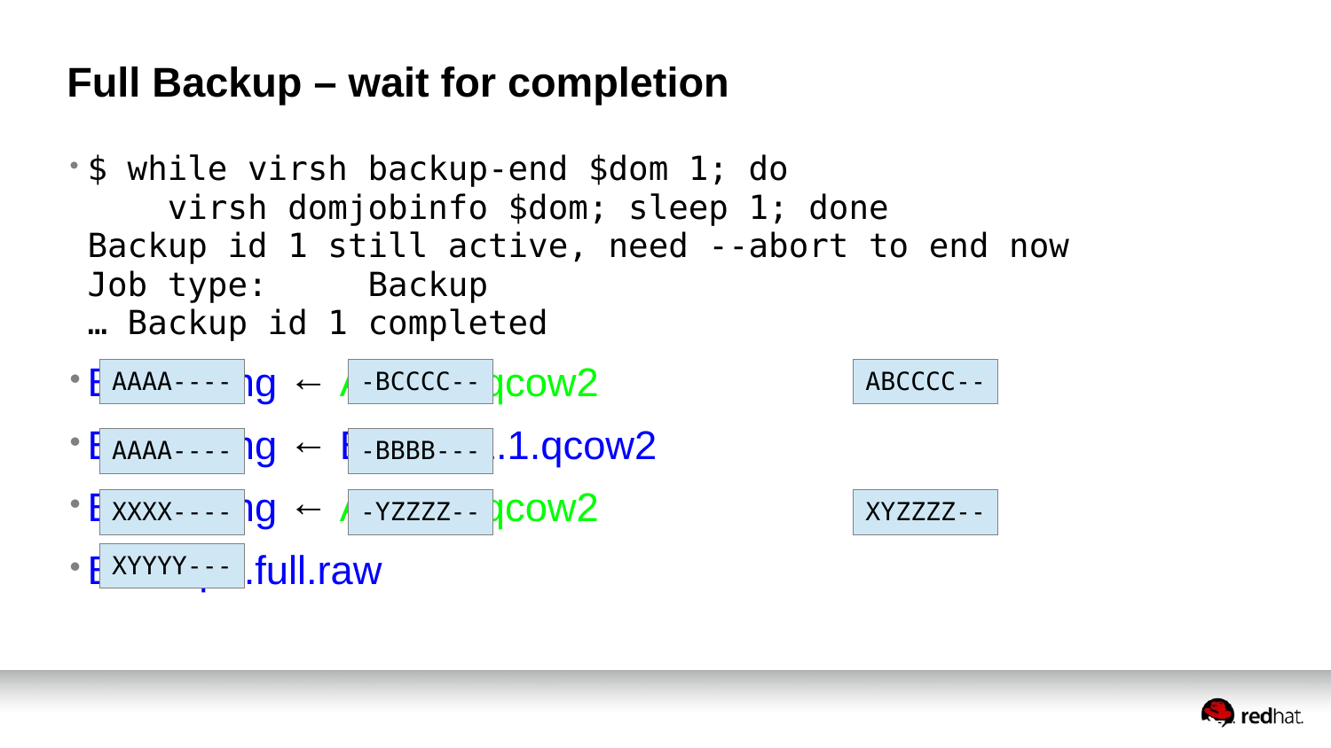# Full Backup – wait for completion

- ```
  $ while virsh backup-end $dom 1; do
      virsh domjobinfo $dom; sleep 1; done
  Backup id 1 still active, need --abort to end now
  Job type:      Backup
  … Backup id 1 completed
  ```

- E `AAAA----` ng ← / `-BCCCC--` qcow2 `ABCCCC--`
- E `AAAA----` ng ← E `-BBBB---` .1.qcow2
- E `XXXX----` ng ← / `-YZZZZ--` qcow2 `XYZZZZ--`
- E `XYYYY---` .full.raw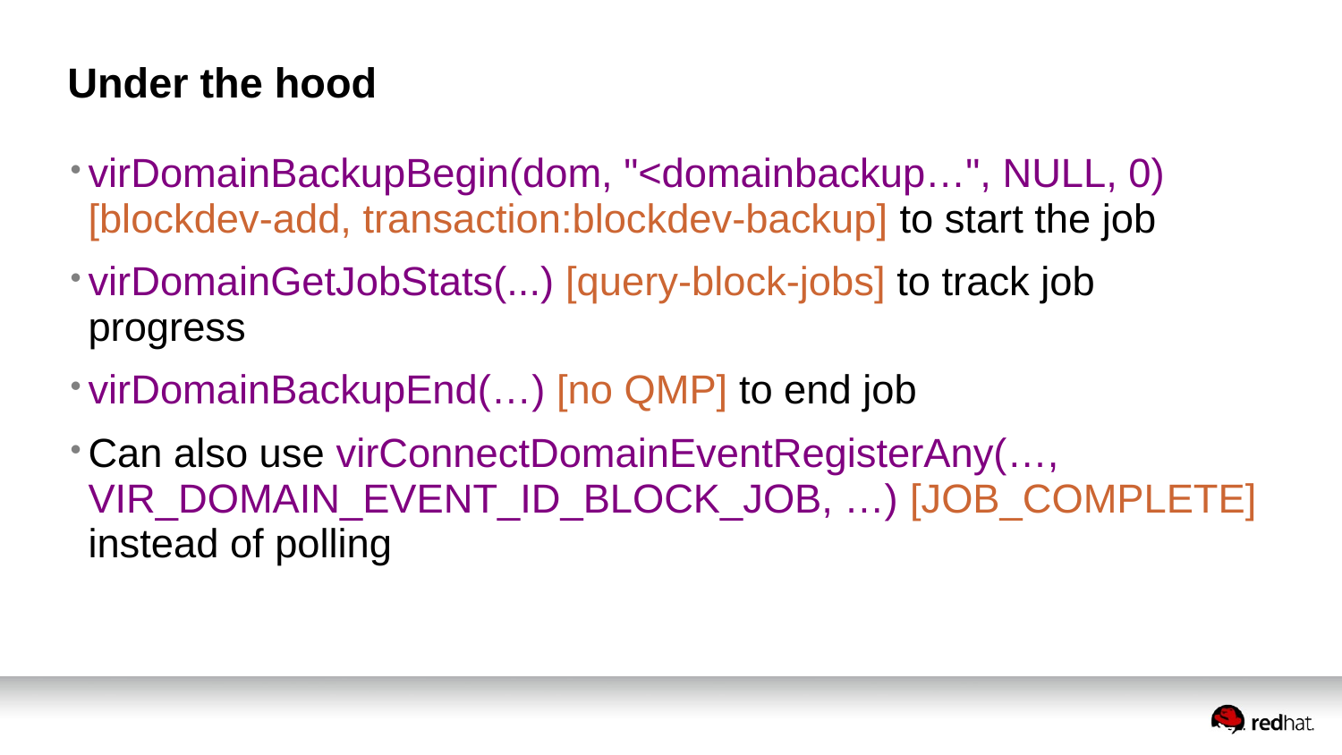## Under the hood

- virDomainBackupBegin(dom, "<domainbackup…", NULL, 0) [blockdev-add, transaction:blockdev-backup] to start the job
- virDomainGetJobStats(...) [query-block-jobs] to track job progress
- virDomainBackupEnd(…) [no QMP] to end job
- Can also use virConnectDomainEventRegisterAny(…, VIR_DOMAIN_EVENT_ID_BLOCK_JOB, …) [JOB_COMPLETE] instead of polling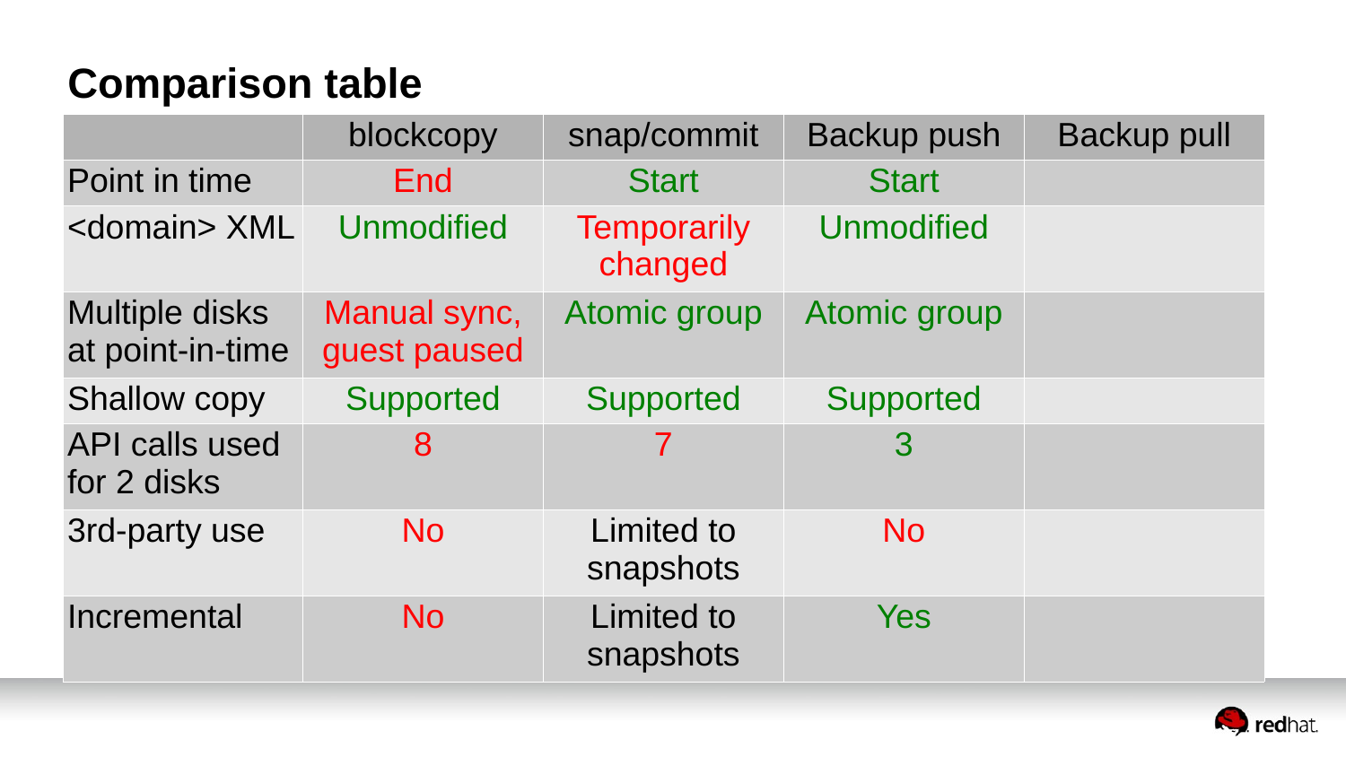# Comparison table

| | blockcopy | snap/commit | Backup push | Backup pull |
|---|---|---|---|---|
| Point in time | End | Start | Start | |
| <domain> XML | Unmodified | Temporarily changed | Unmodified | |
| Multiple disks at point-in-time | Manual sync, guest paused | Atomic group | Atomic group | |
| Shallow copy | Supported | Supported | Supported | |
| API calls used for 2 disks | 8 | 7 | 3 | |
| 3rd-party use | No | Limited to snapshots | No | |
| Incremental | No | Limited to snapshots | Yes | |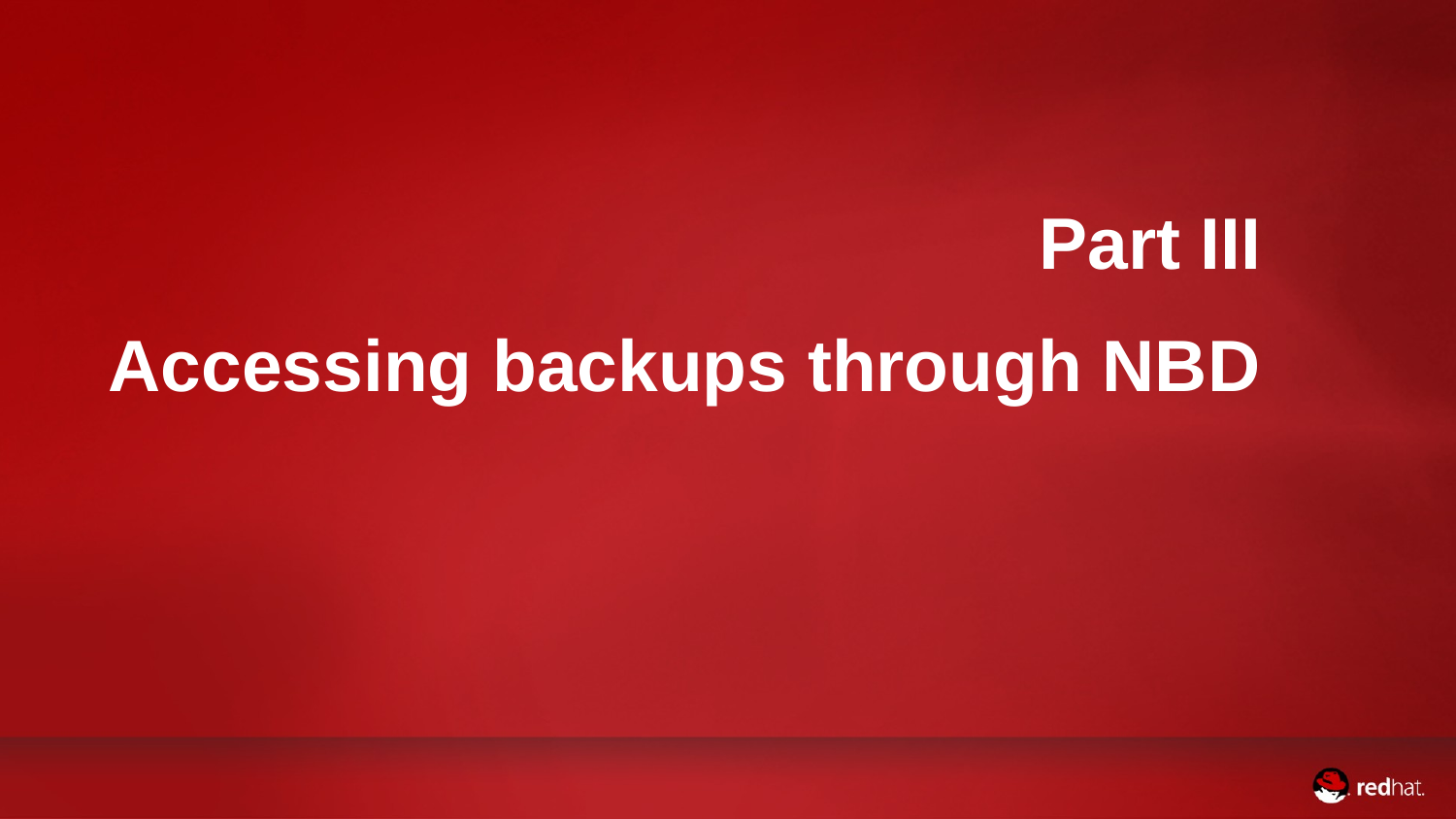# Part III

# Accessing backups through NBD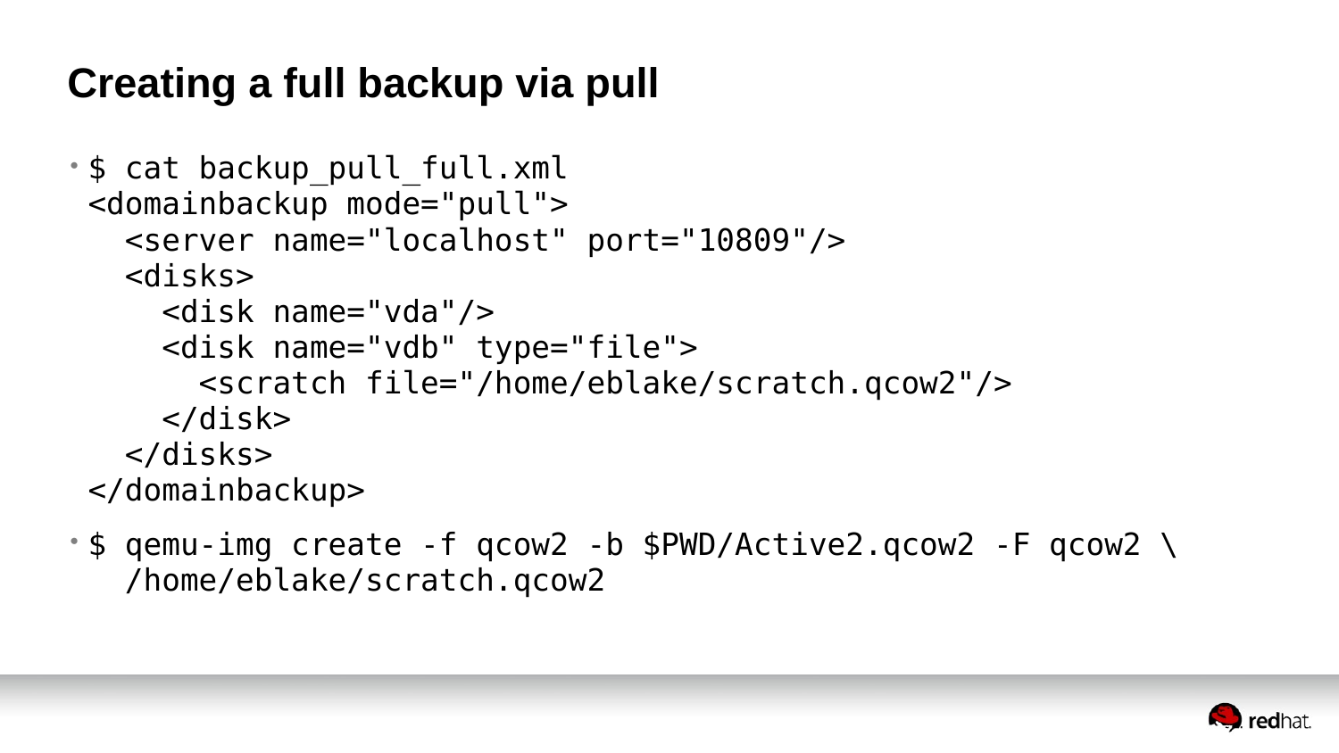# Creating a full backup via pull

- ```
  $ cat backup_pull_full.xml
  <domainbackup mode="pull">
    <server name="localhost" port="10809"/>
    <disks>
      <disk name="vda"/>
      <disk name="vdb" type="file">
        <scratch file="/home/eblake/scratch.qcow2"/>
      </disk>
    </disks>
  </domainbackup>
  ```
- ```
  $ qemu-img create -f qcow2 -b $PWD/Active2.qcow2 -F qcow2 \
    /home/eblake/scratch.qcow2
  ```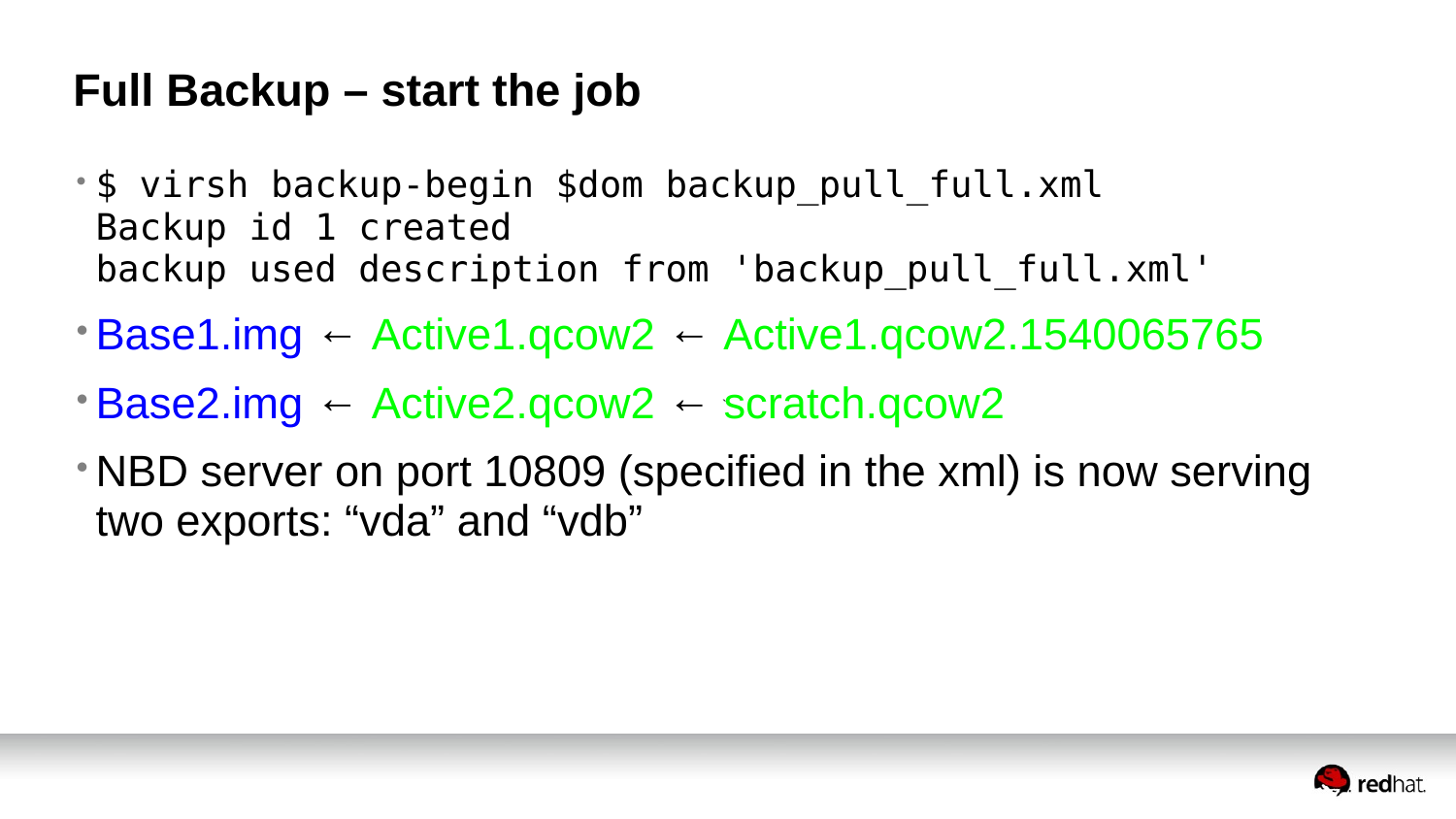## Full Backup – start the job

- ```
  $ virsh backup-begin $dom backup_pull_full.xml
  Backup id 1 created
  backup used description from 'backup_pull_full.xml'
  ```
- Base1.img ← Active1.qcow2 ← Active1.qcow2.1540065765
- Base2.img ← Active2.qcow2 ← scratch.qcow2
- NBD server on port 10809 (specified in the xml) is now serving two exports: “vda” and “vdb”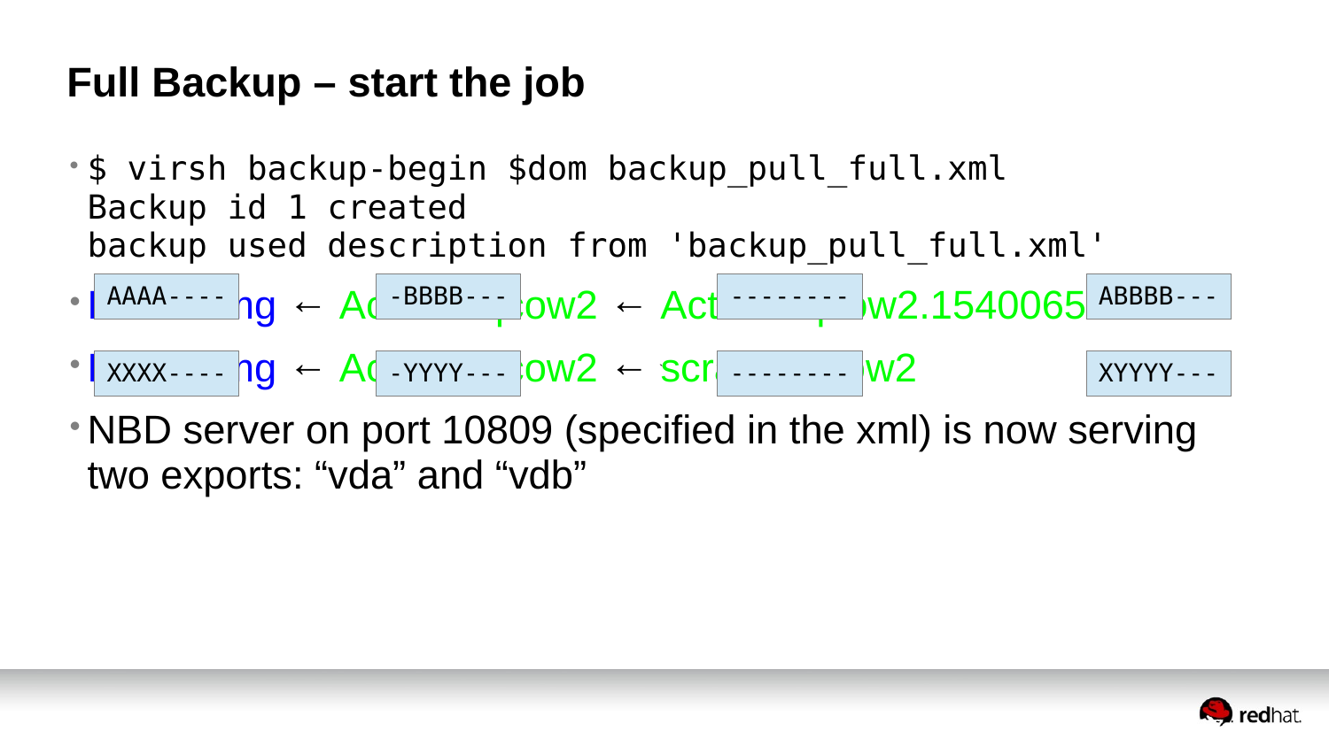## Full Backup – start the job

- ```
  $ virsh backup-begin $dom backup_pull_full.xml
  Backup id 1 created
  backup used description from 'backup_pull_full.xml'
  ```
- I AAAA---- ng ← Ac -BBBB--- ow2 ← Act -------- w2.1540065 ABBBB---
- I XXXX---- ng ← Ac -YYYY--- ow2 ← scr -------- w2 XYYYY---
- NBD server on port 10809 (specified in the xml) is now serving two exports: “vda” and “vdb”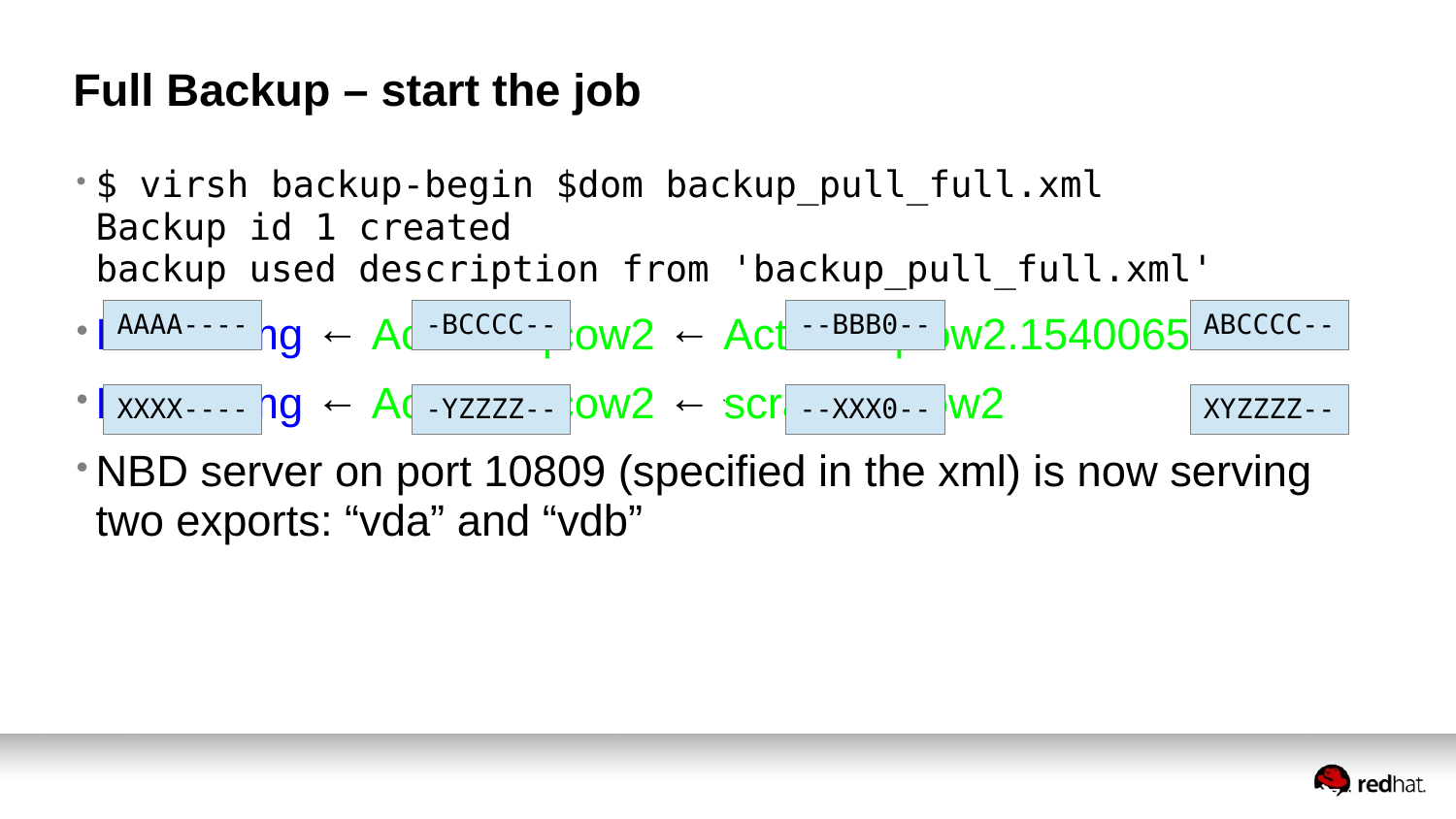# Full Backup – start the job

- ```
  $ virsh backup-begin $dom backup_pull_full.xml
  Backup id 1 created
  backup used description from 'backup_pull_full.xml'
  ```
- I `AAAA----` ng ← Ac `-BCCCC--` ow2 ← Act `--BBB0--` w2.1540065 `ABCCCC--`
- I `XXXX----` ng ← Ac `-YZZZZ--` ow2 ← scr `--XXX0--` w2 `XYZZZZ--`
- NBD server on port 10809 (specified in the xml) is now serving two exports: “vda” and “vdb”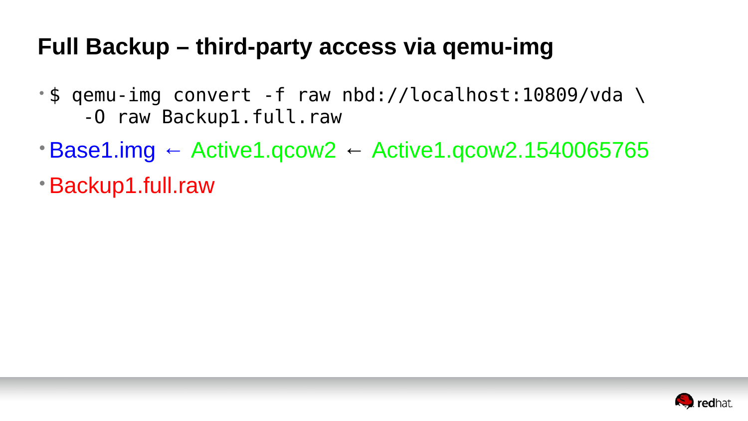# Full Backup – third-party access via qemu-img

- ```
  $ qemu-img convert -f raw nbd://localhost:10809/vda \
      -O raw Backup1.full.raw
  ```
- Base1.img ← Active1.qcow2 ← Active1.qcow2.1540065765
- Backup1.full.raw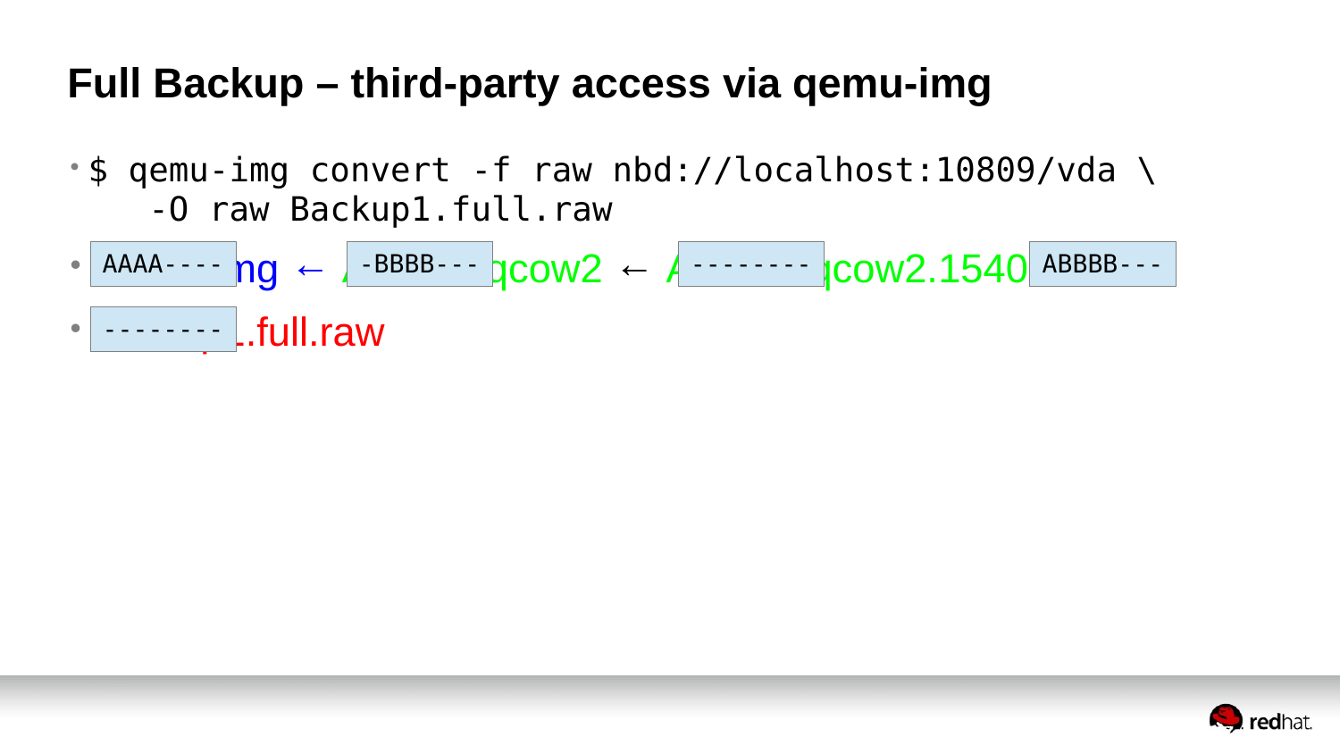# Full Backup – third-party access via qemu-img

- $ qemu-img convert -f raw nbd://localhost:10809/vda \
  -O raw Backup1.full.raw

```
$ qemu-img convert -f raw nbd://localhost:10809/vda \
    -O raw Backup1.full.raw
```

- AAAA---- ng ← -BBBB--- qcow2 ← -------- qcow2.1540 ABBBB---
- -------- .full.raw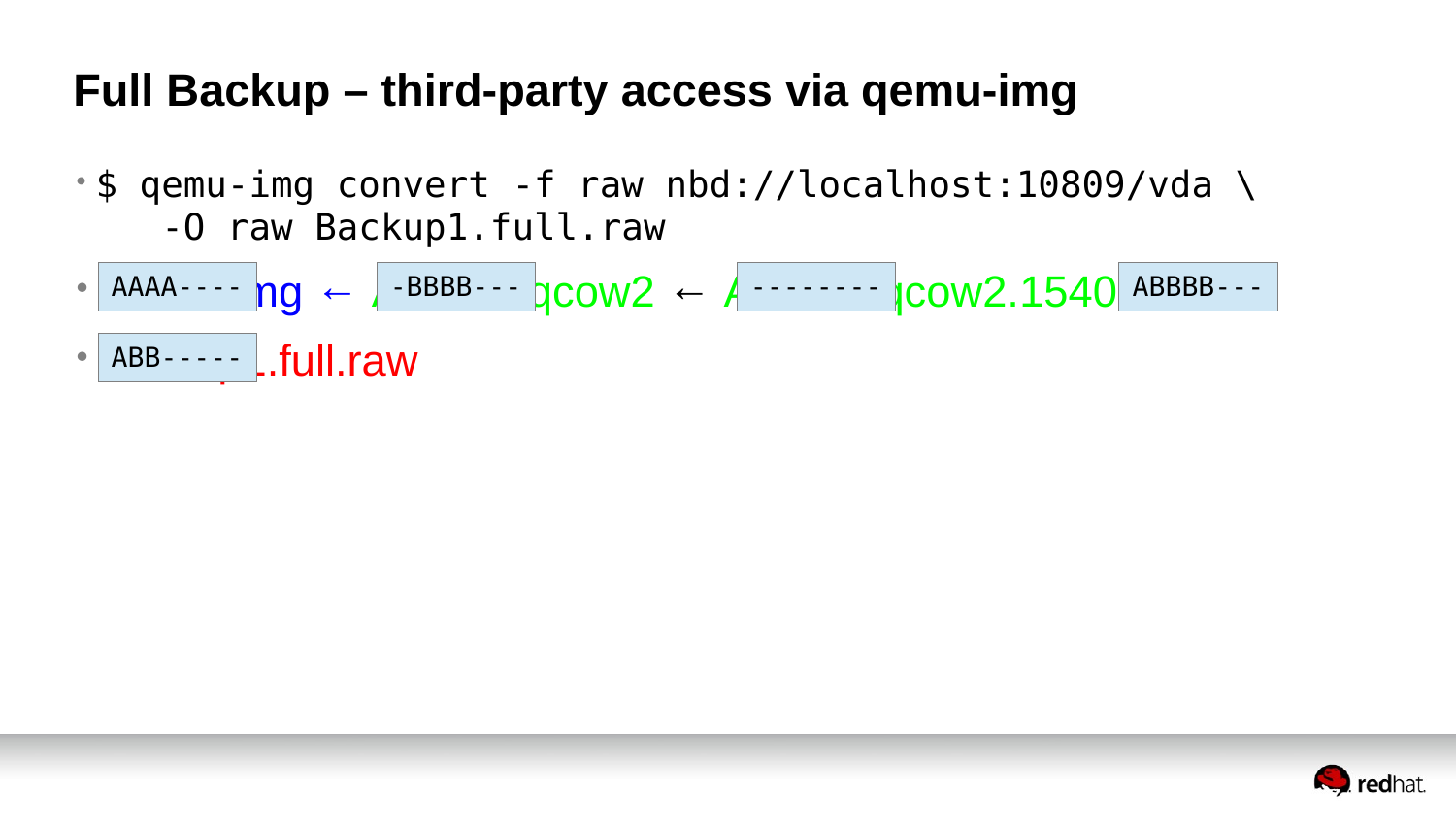# Full Backup – third-party access via qemu-img

- ```
  $ qemu-img convert -f raw nbd://localhost:10809/vda \
      -O raw Backup1.full.raw
  ```
- `AAAA----` ng ← `-BBBB---` qcow2 ← `--------` qcow2.1540 `ABBBB---`
- `ABB-----` .full.raw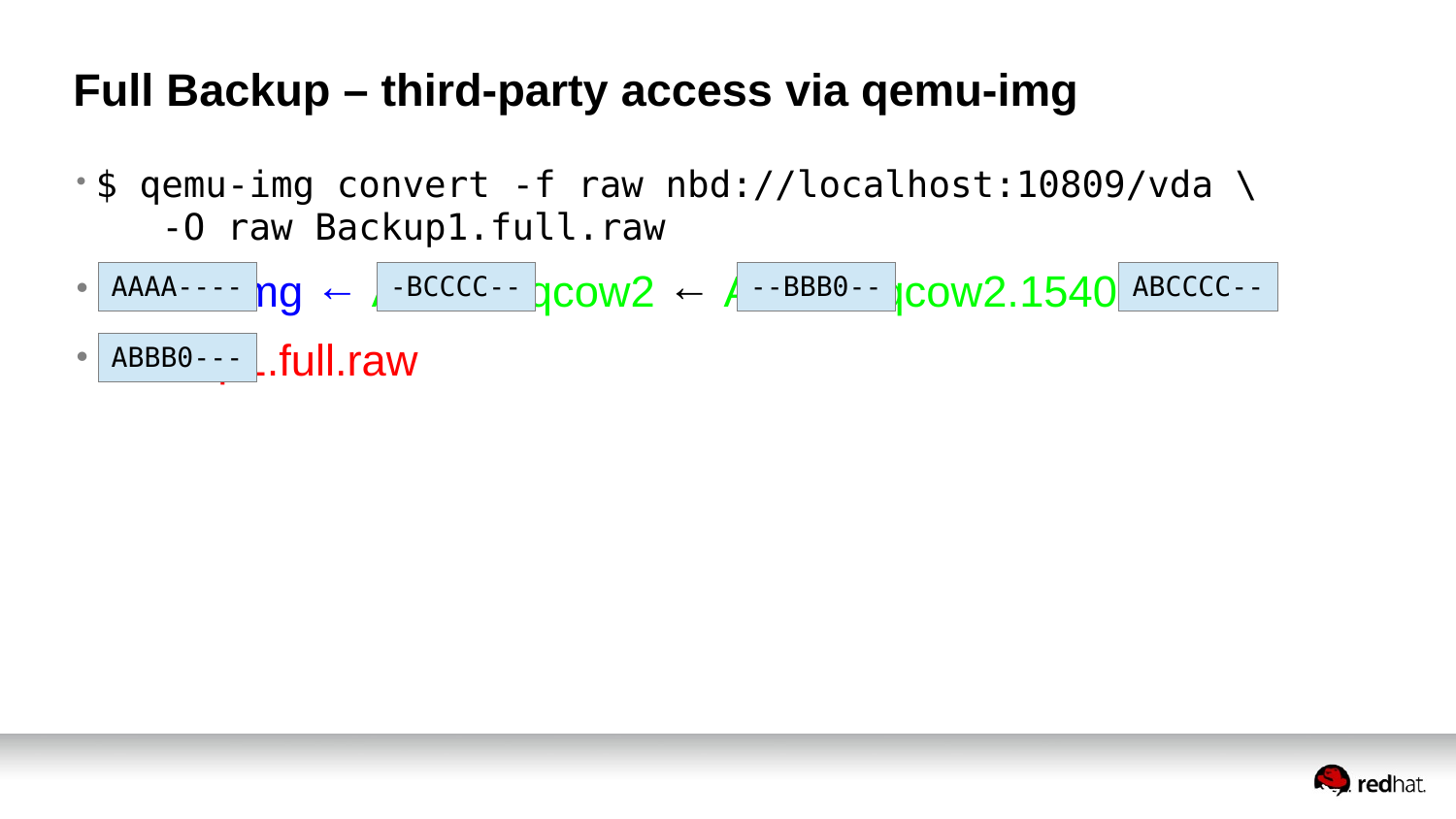# Full Backup – third-party access via qemu-img

- ```
  $ qemu-img convert -f raw nbd://localhost:10809/vda \
      -O raw Backup1.full.raw
  ```
- `AAAA----` ng ← `-BCCCC--` qcow2 ← `--BBB0--` qcow2.1540 `ABCCCC--`
- `ABBB0---` .full.raw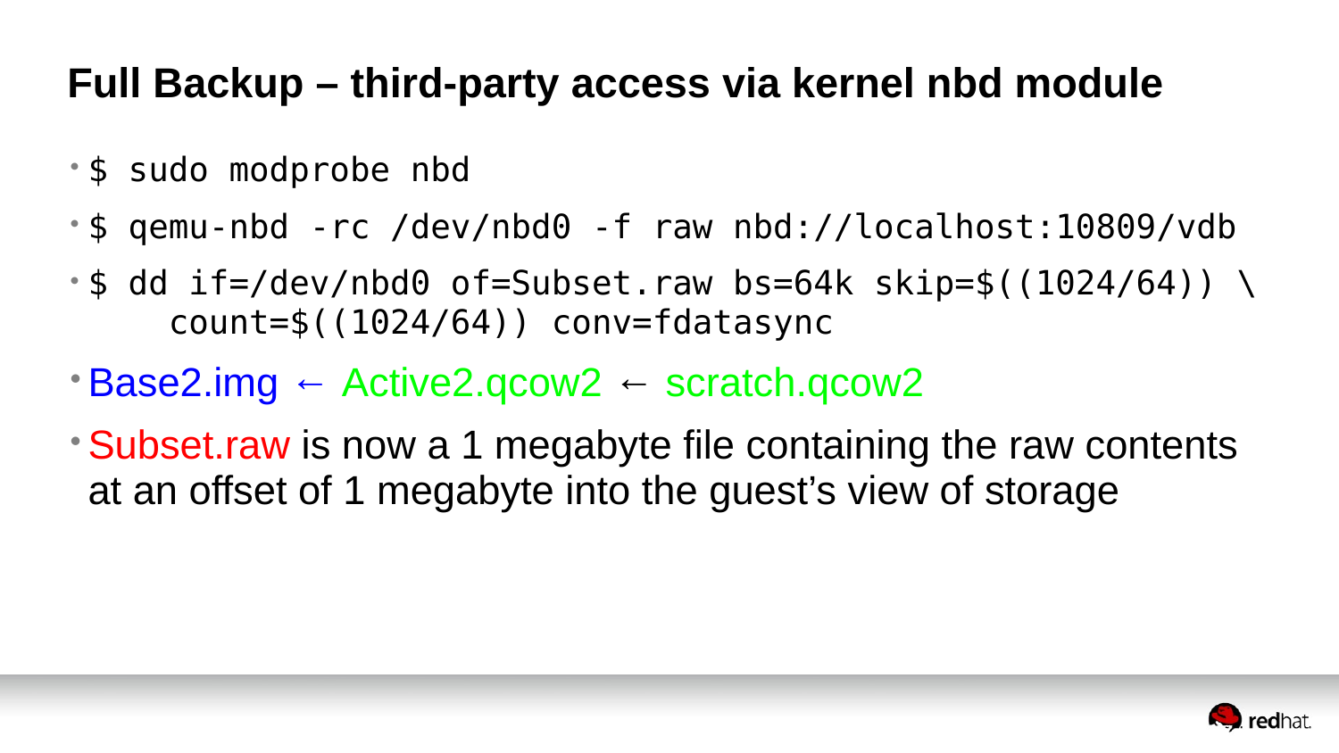# Full Backup – third-party access via kernel nbd module

- `$ sudo modprobe nbd`
- `$ qemu-nbd -rc /dev/nbd0 -f raw nbd://localhost:10809/vdb`
- ```
  $ dd if=/dev/nbd0 of=Subset.raw bs=64k skip=$((1024/64)) \
      count=$((1024/64)) conv=fdatasync
  ```
- Base2.img ← Active2.qcow2 ← scratch.qcow2
- Subset.raw is now a 1 megabyte file containing the raw contents at an offset of 1 megabyte into the guest's view of storage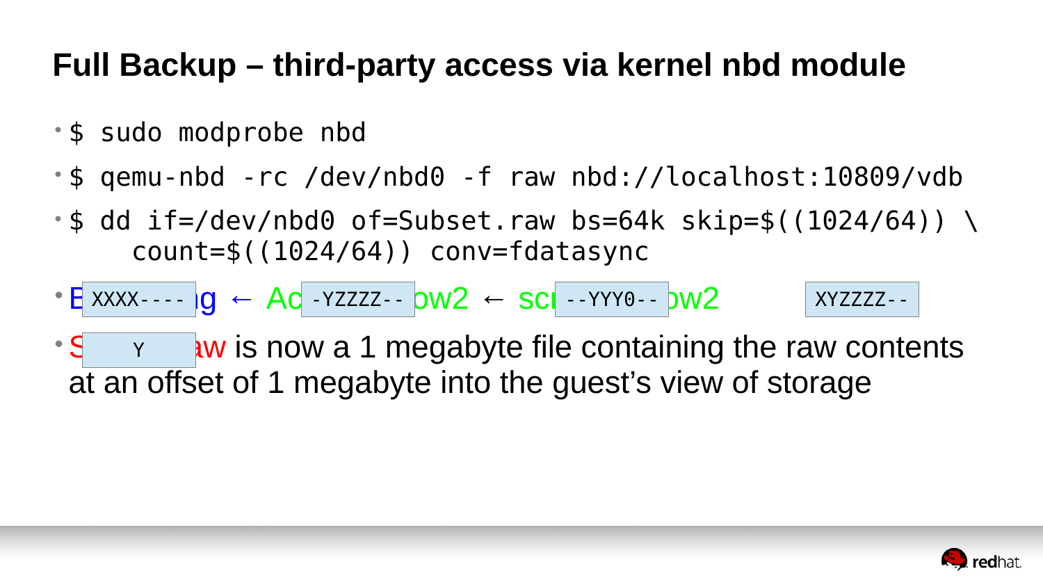# Full Backup – third-party access via kernel nbd module

- `$ sudo modprobe nbd`
- `$ qemu-nbd -rc /dev/nbd0 -f raw nbd://localhost:10809/vdb`
- `$ dd if=/dev/nbd0 of=Subset.raw bs=64k skip=$((1024/64)) \`
  `count=$((1024/64)) conv=fdatasync`
- B `XXXX----` g ← Ac `-YZZZZ--` ow2 ← sc `--YYY0--` ow2 `XYZZZZ--`
- S `Y` aw is now a 1 megabyte file containing the raw contents at an offset of 1 megabyte into the guest's view of storage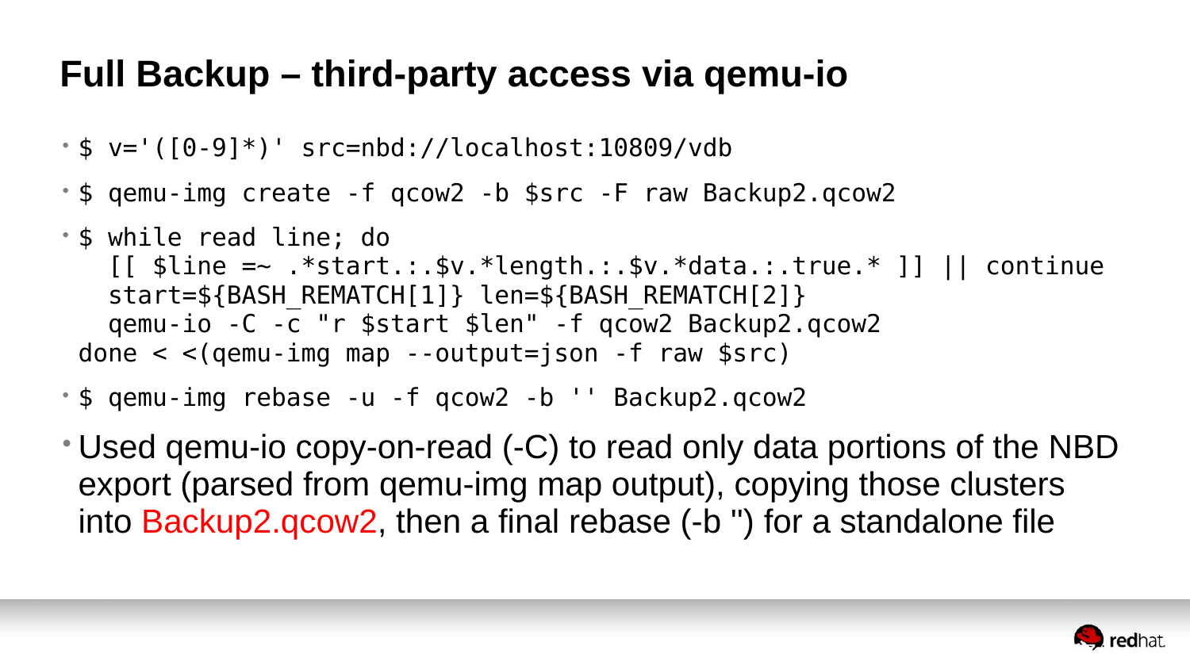# Full Backup – third-party access via qemu-io

- `$ v='([0-9]*)' src=nbd://localhost:10809/vdb`
- `$ qemu-img create -f qcow2 -b $src -F raw Backup2.qcow2`
- ```
  $ while read line; do
    [[ $line =~ .*start.:.$v.*length.:.$v.*data.:.true.* ]] || continue
    start=${BASH_REMATCH[1]} len=${BASH_REMATCH[2]}
    qemu-io -C -c "r $start $len" -f qcow2 Backup2.qcow2
  done < <(qemu-img map --output=json -f raw $src)
  ```
- `$ qemu-img rebase -u -f qcow2 -b '' Backup2.qcow2`
- Used qemu-io copy-on-read (-C) to read only data portions of the NBD export (parsed from qemu-img map output), copying those clusters into Backup2.qcow2, then a final rebase (-b '') for a standalone file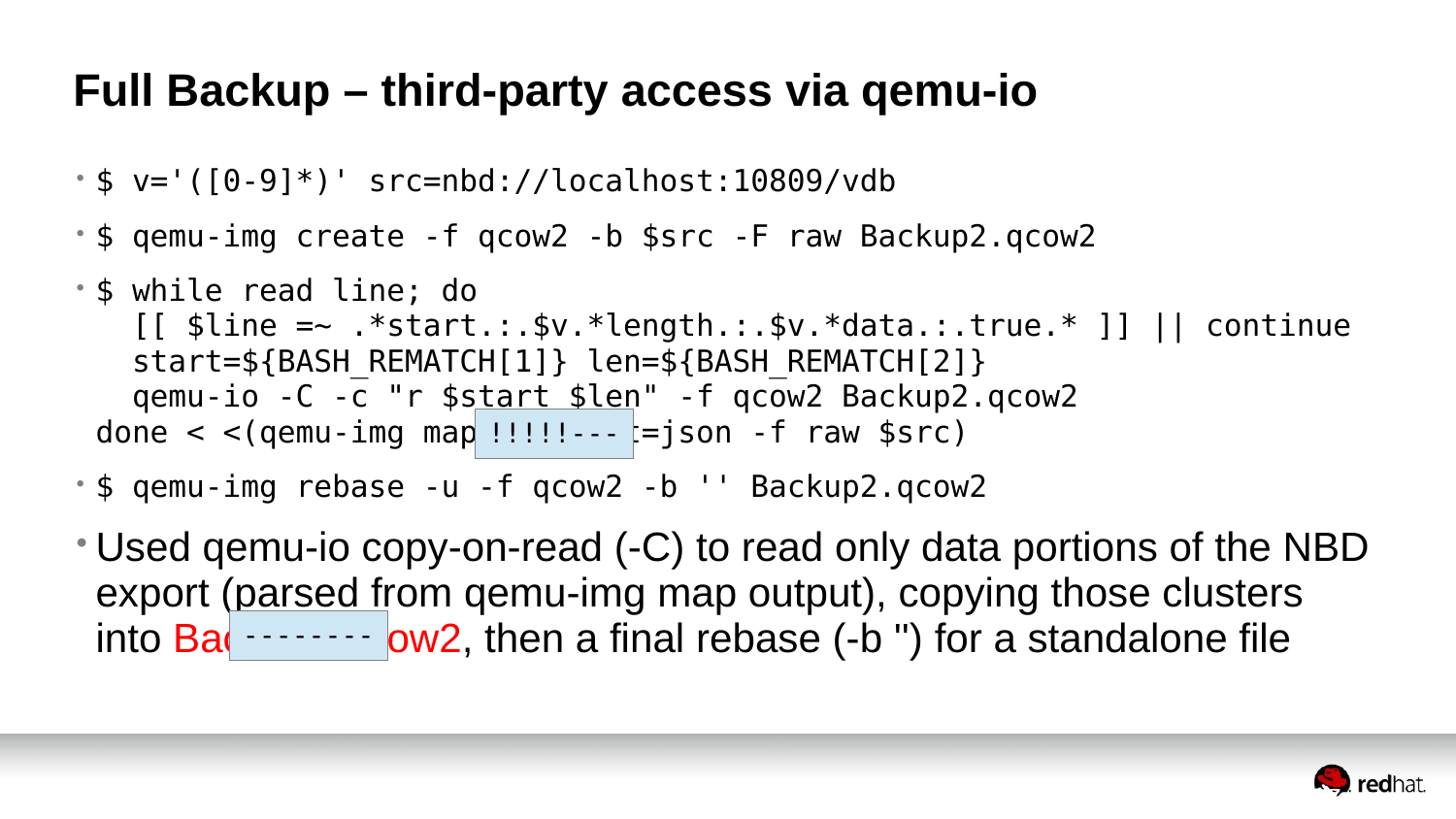# Full Backup – third-party access via qemu-io

- ```
  $ v='([0-9]*)' src=nbd://localhost:10809/vdb
  ```
- ```
  $ qemu-img create -f qcow2 -b $src -F raw Backup2.qcow2
  ```
- ```
  $ while read line; do
    [[ $line =~ .*start.:.$v.*length.:.$v.*data.:.true.* ]] || continue
    start=${BASH_REMATCH[1]} len=${BASH_REMATCH[2]}
    qemu-io -C -c "r $start $len" -f qcow2 Backup2.qcow2
  done < <(qemu-img map !!!!!--- :=json -f raw $src)
  ```
- ```
  $ qemu-img rebase -u -f qcow2 -b '' Backup2.qcow2
  ```
- Used qemu-io copy-on-read (-C) to read only data portions of the NBD export (parsed from qemu-img map output), copying those clusters into Ba-------- ow2, then a final rebase (-b '') for a standalone file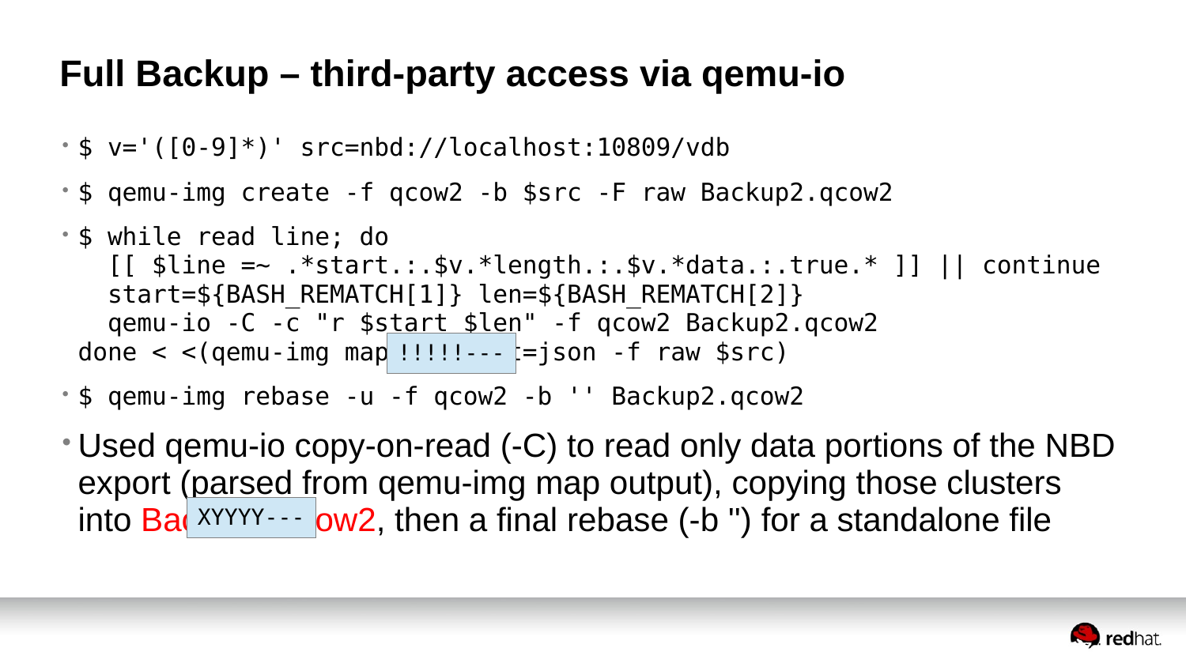# Full Backup – third-party access via qemu-io

- `$ v='([0-9]*)' src=nbd://localhost:10809/vdb`
- `$ qemu-img create -f qcow2 -b $src -F raw Backup2.qcow2`
- ```
  $ while read line; do
    [[ $line =~ .*start.:.$v.*length.:.$v.*data.:.true.* ]] || continue
    start=${BASH_REMATCH[1]} len=${BASH_REMATCH[2]}
    qemu-io -C -c "r $start $len" -f qcow2 Backup2.qcow2
  done < <(qemu-img map !!!!!--- :=json -f raw $src)
  ```
- `$ qemu-img rebase -u -f qcow2 -b '' Backup2.qcow2`
- Used qemu-io copy-on-read (-C) to read only data portions of the NBD export (parsed from qemu-img map output), copying those clusters into Ba XYYYY--- ow2, then a final rebase (-b '') for a standalone file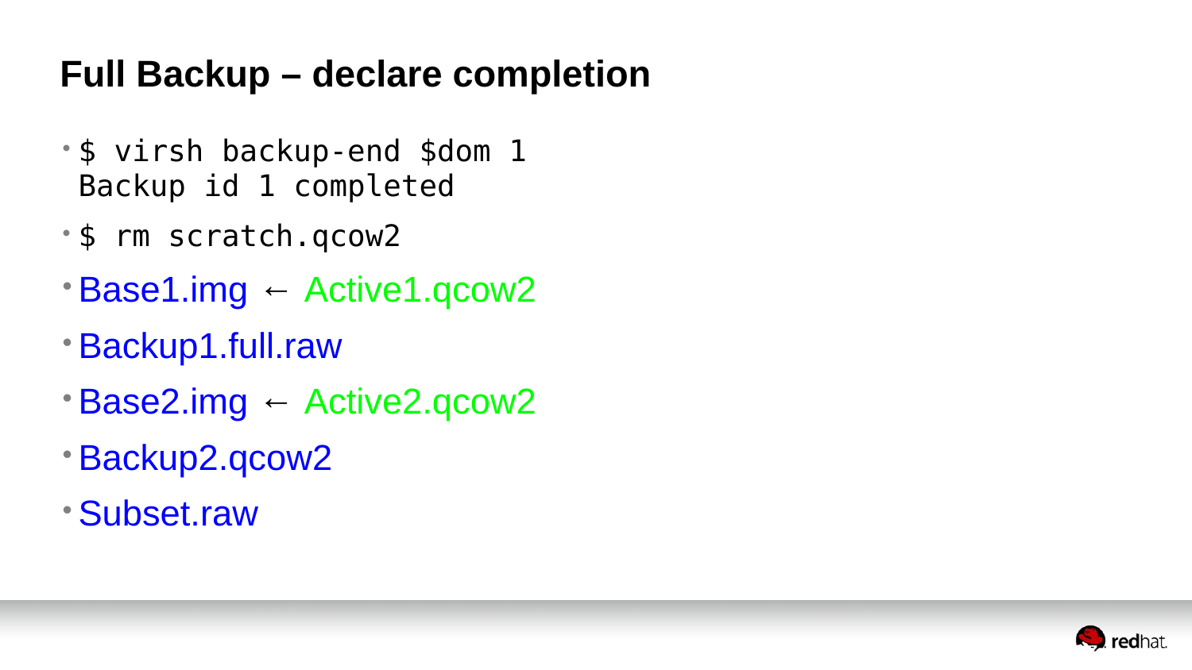# Full Backup – declare completion

- ```
  $ virsh backup-end $dom 1
  Backup id 1 completed
  ```
- ```
  $ rm scratch.qcow2
  ```
- Base1.img ← Active1.qcow2
- Backup1.full.raw
- Base2.img ← Active2.qcow2
- Backup2.qcow2
- Subset.raw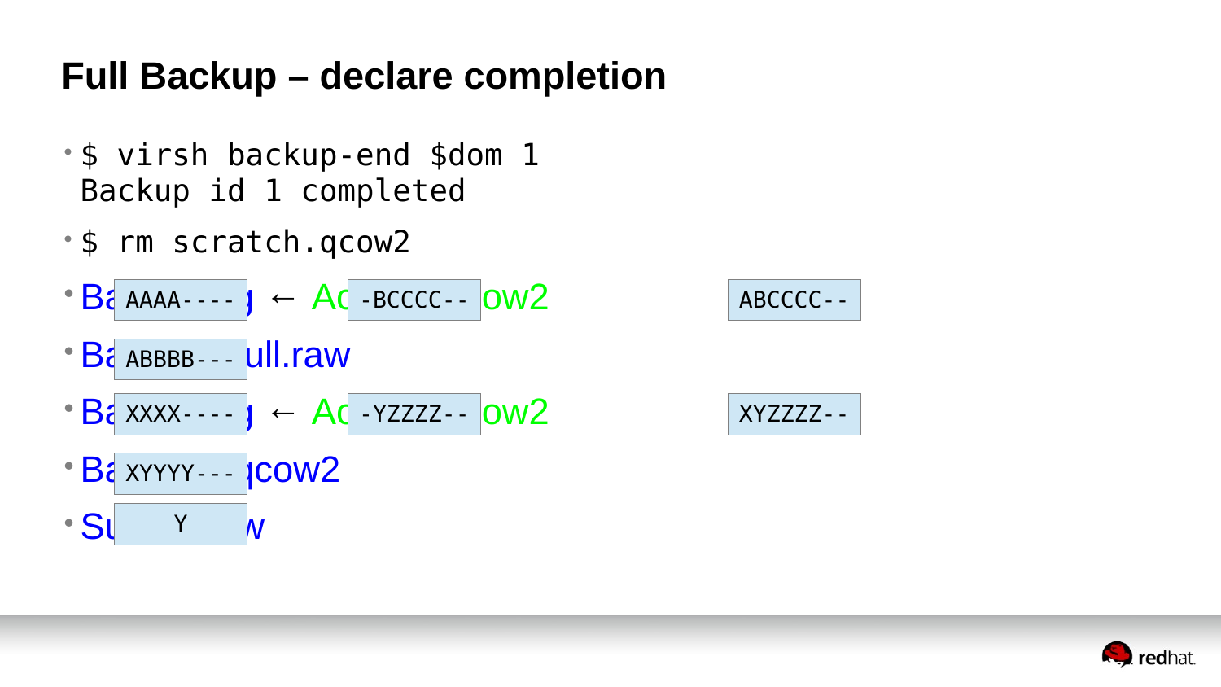# Full Backup – declare completion

- ```
  $ virsh backup-end $dom 1
  Backup id 1 completed
  ```
- ```
  $ rm scratch.qcow2
  ```
- Ba `AAAA----` ] ← Ac `-BCCCC--` ow2 `ABCCCC--`
- Ba `ABBBB---` ull.raw
- Ba `XXXX----` ] ← Ac `-YZZZZ--` ow2 `XYZZZZ--`
- Ba `XYYYY---` qcow2
- Su `Y` w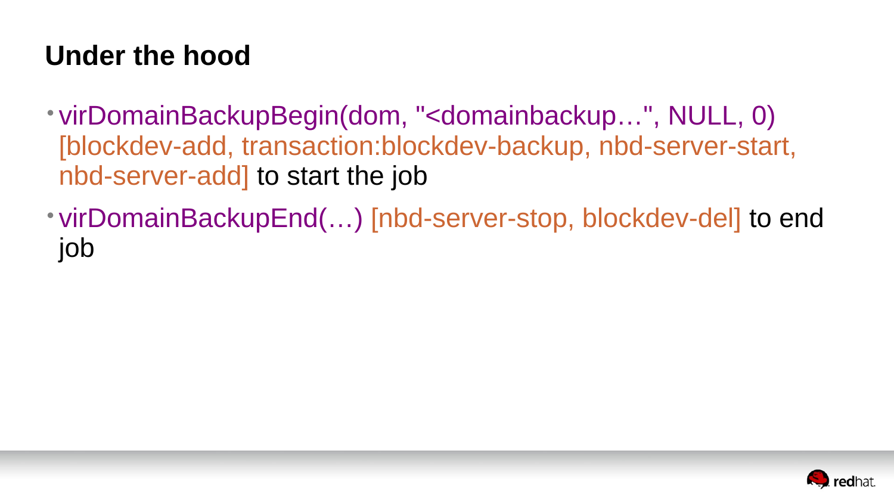# Under the hood

- virDomainBackupBegin(dom, "<domainbackup…", NULL, 0) [blockdev-add, transaction:blockdev-backup, nbd-server-start, nbd-server-add] to start the job
- virDomainBackupEnd(…) [nbd-server-stop, blockdev-del] to end job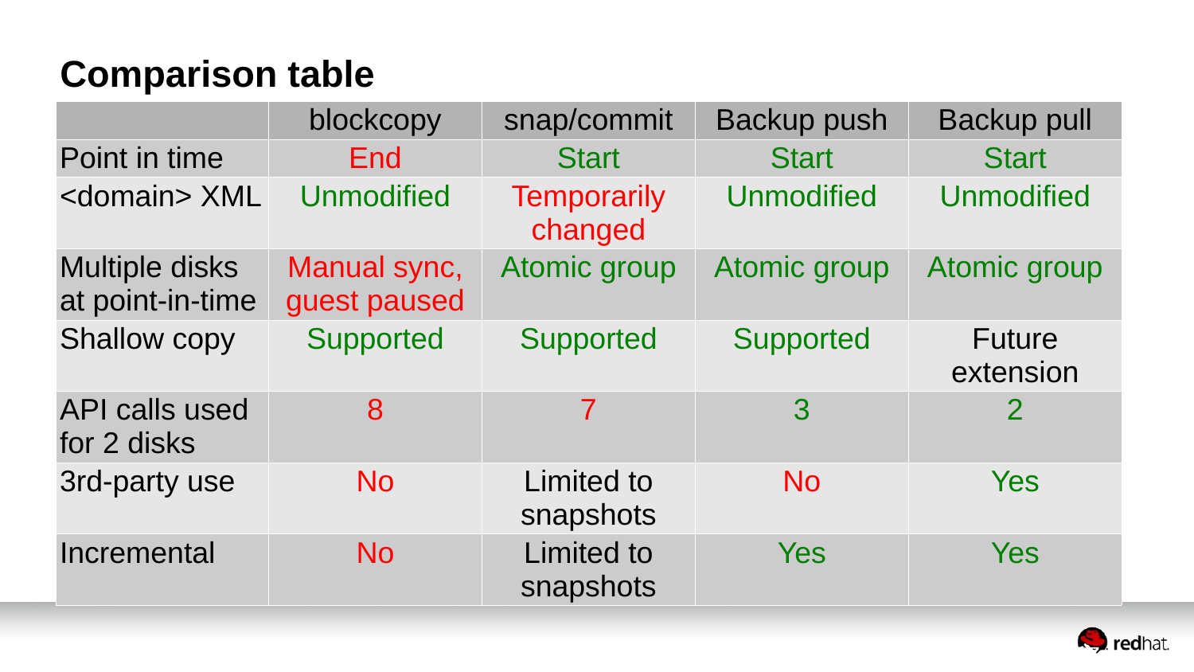## Comparison table

| | blockcopy | snap/commit | Backup push | Backup pull |
|---|---|---|---|---|
| Point in time | End | Start | Start | Start |
| <domain> XML | Unmodified | Temporarily changed | Unmodified | Unmodified |
| Multiple disks at point-in-time | Manual sync, guest paused | Atomic group | Atomic group | Atomic group |
| Shallow copy | Supported | Supported | Supported | Future extension |
| API calls used for 2 disks | 8 | 7 | 3 | 2 |
| 3rd-party use | No | Limited to snapshots | No | Yes |
| Incremental | No | Limited to snapshots | Yes | Yes |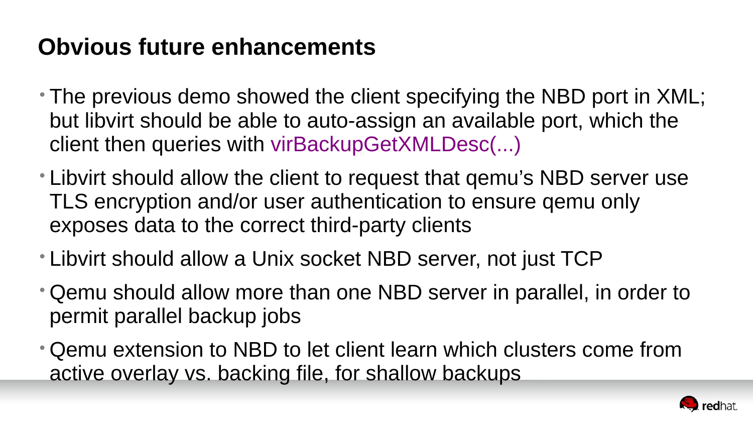# Obvious future enhancements

- The previous demo showed the client specifying the NBD port in XML; but libvirt should be able to auto-assign an available port, which the client then queries with virBackupGetXMLDesc(...)
- Libvirt should allow the client to request that qemu's NBD server use TLS encryption and/or user authentication to ensure qemu only exposes data to the correct third-party clients
- Libvirt should allow a Unix socket NBD server, not just TCP
- Qemu should allow more than one NBD server in parallel, in order to permit parallel backup jobs
- Qemu extension to NBD to let client learn which clusters come from active overlay vs. backing file, for shallow backups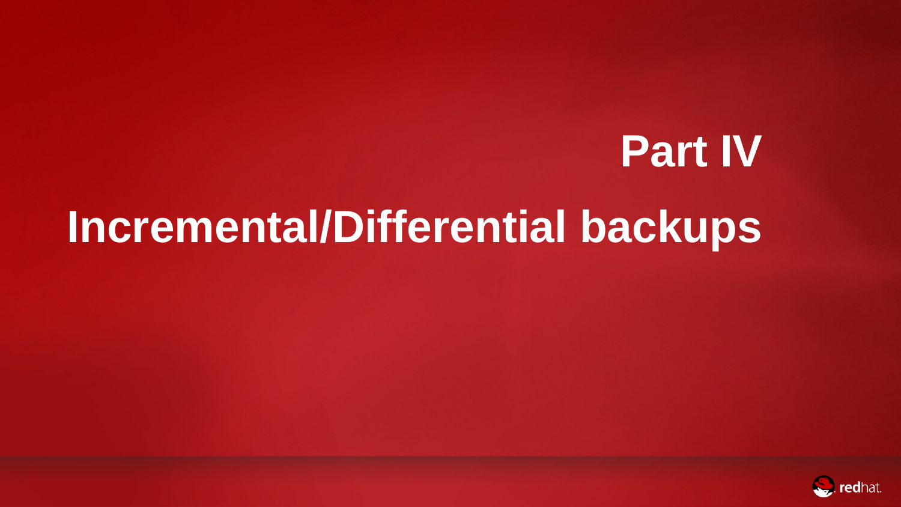# Part IV

# Incremental/Differential backups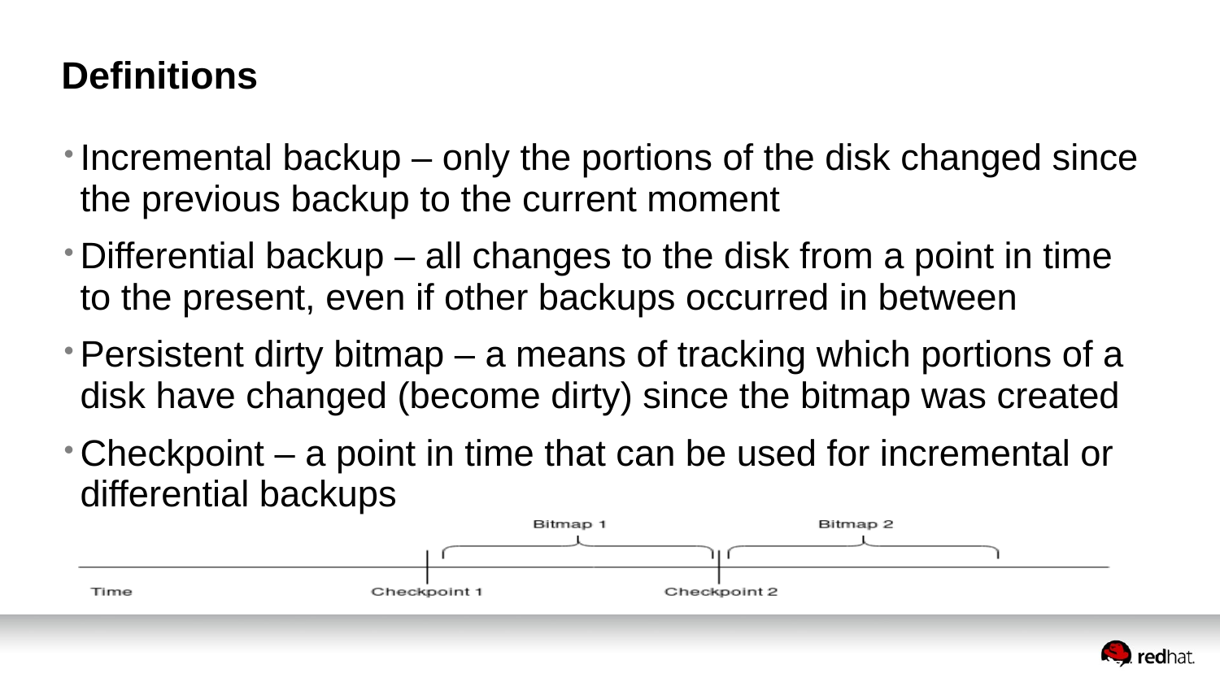# Definitions

- Incremental backup – only the portions of the disk changed since the previous backup to the current moment
- Differential backup – all changes to the disk from a point in time to the present, even if other backups occurred in between
- Persistent dirty bitmap – a means of tracking which portions of a disk have changed (become dirty) since the bitmap was created
- Checkpoint – a point in time that can be used for incremental or differential backups

Bitmap 1 Bitmap 2

Time Checkpoint 1 Checkpoint 2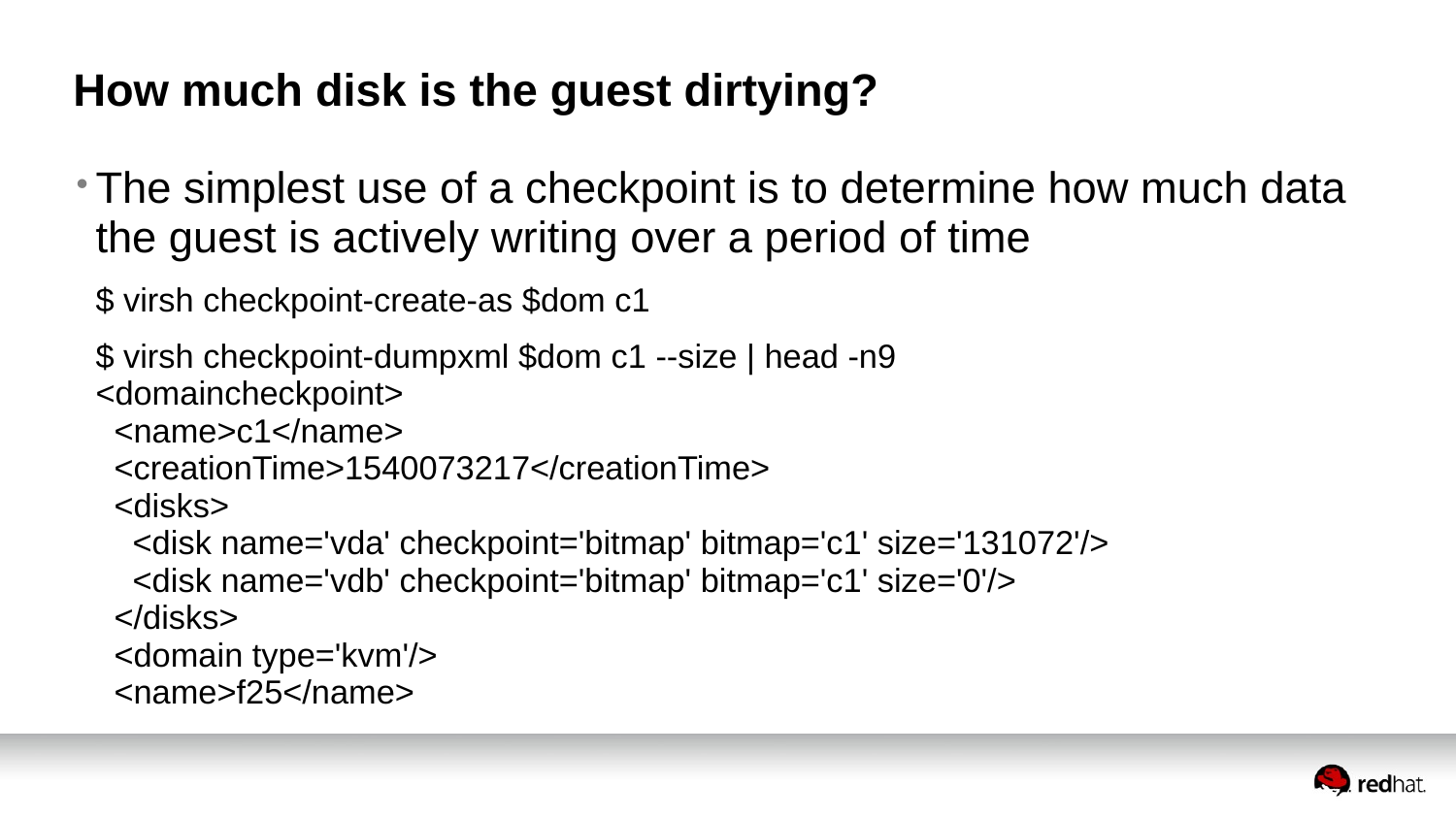# How much disk is the guest dirtying?

- The simplest use of a checkpoint is to determine how much data the guest is actively writing over a period of time

```
$ virsh checkpoint-create-as $dom c1
```

```
$ virsh checkpoint-dumpxml $dom c1 --size | head -n9
<domaincheckpoint>
  <name>c1</name>
  <creationTime>1540073217</creationTime>
  <disks>
    <disk name='vda' checkpoint='bitmap' bitmap='c1' size='131072'/>
    <disk name='vdb' checkpoint='bitmap' bitmap='c1' size='0'/>
  </disks>
  <domain type='kvm'/>
  <name>f25</name>
```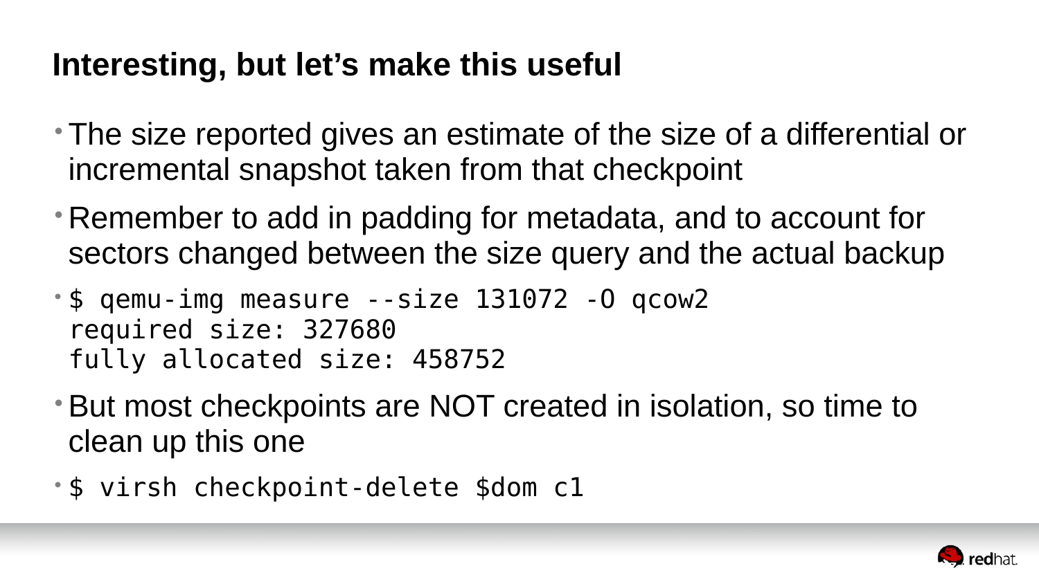# Interesting, but let's make this useful

- The size reported gives an estimate of the size of a differential or incremental snapshot taken from that checkpoint
- Remember to add in padding for metadata, and to account for sectors changed between the size query and the actual backup
- ```
  $ qemu-img measure --size 131072 -O qcow2
  required size: 327680
  fully allocated size: 458752
  ```
- But most checkpoints are NOT created in isolation, so time to clean up this one
- ```
  $ virsh checkpoint-delete $dom c1
  ```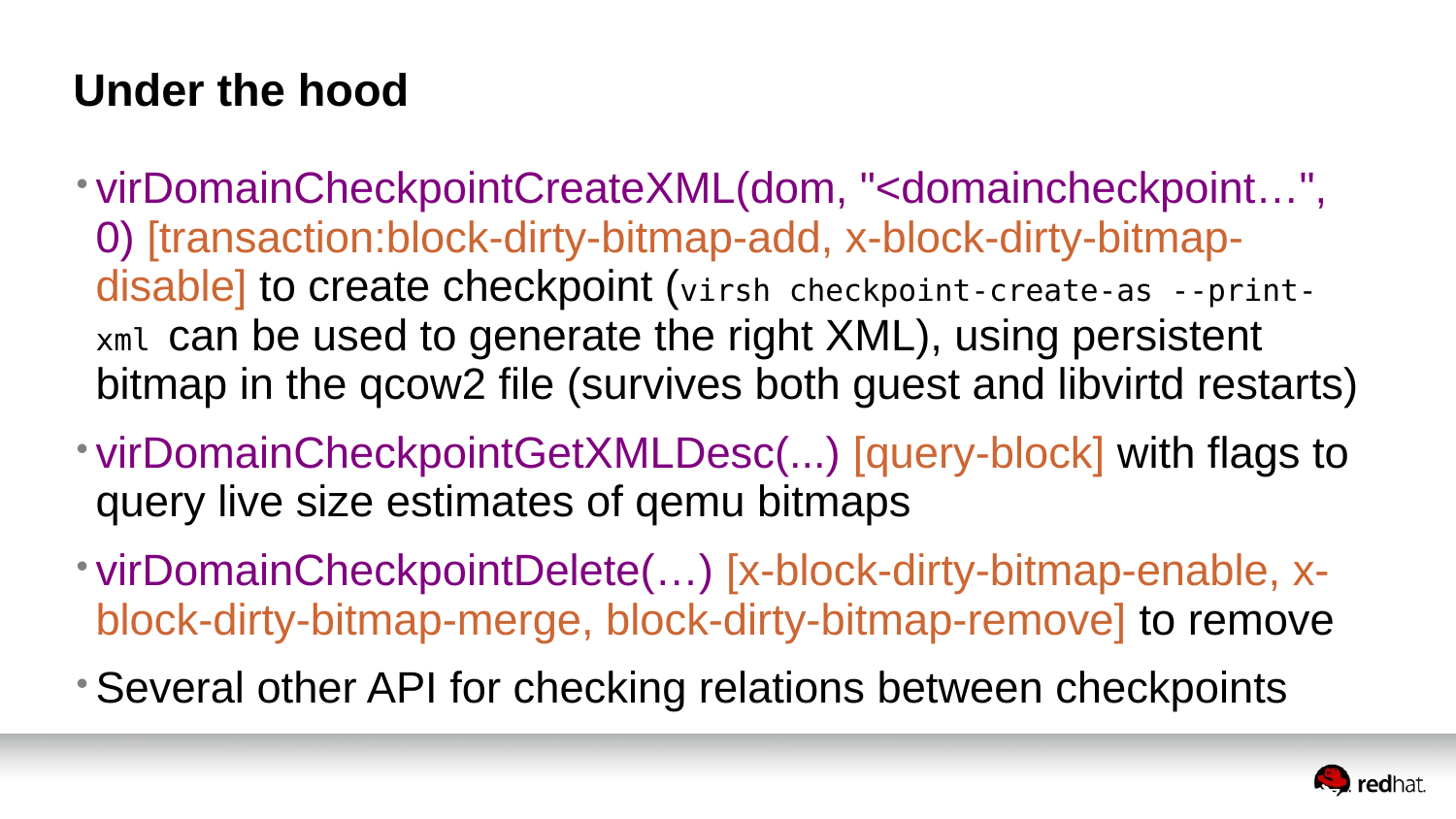# Under the hood

- virDomainCheckpointCreateXML(dom, "<domaincheckpoint…", 0) [transaction:block-dirty-bitmap-add, x-block-dirty-bitmap-disable] to create checkpoint (`virsh checkpoint-create-as --print-xml` can be used to generate the right XML), using persistent bitmap in the qcow2 file (survives both guest and libvirtd restarts)
- virDomainCheckpointGetXMLDesc(...) [query-block] with flags to query live size estimates of qemu bitmaps
- virDomainCheckpointDelete(…) [x-block-dirty-bitmap-enable, x-block-dirty-bitmap-merge, block-dirty-bitmap-remove] to remove
- Several other API for checking relations between checkpoints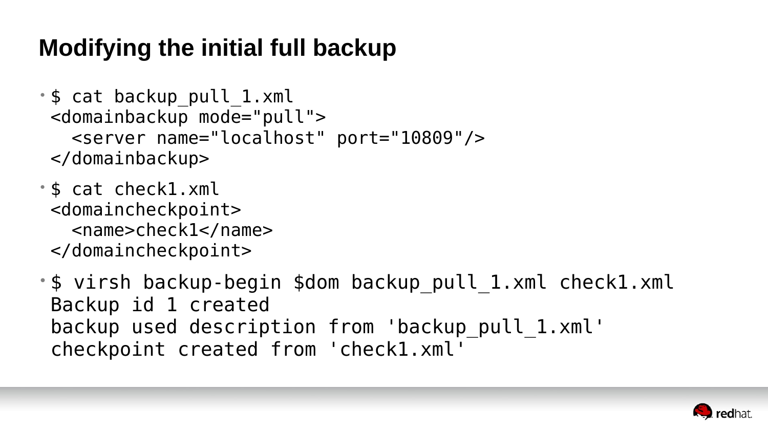# Modifying the initial full backup

- ```
  $ cat backup_pull_1.xml
  <domainbackup mode="pull">
    <server name="localhost" port="10809"/>
  </domainbackup>
  ```
- ```
  $ cat check1.xml
  <domaincheckpoint>
    <name>check1</name>
  </domaincheckpoint>
  ```
- ```
  $ virsh backup-begin $dom backup_pull_1.xml check1.xml
  Backup id 1 created
  backup used description from 'backup_pull_1.xml'
  checkpoint created from 'check1.xml'
  ```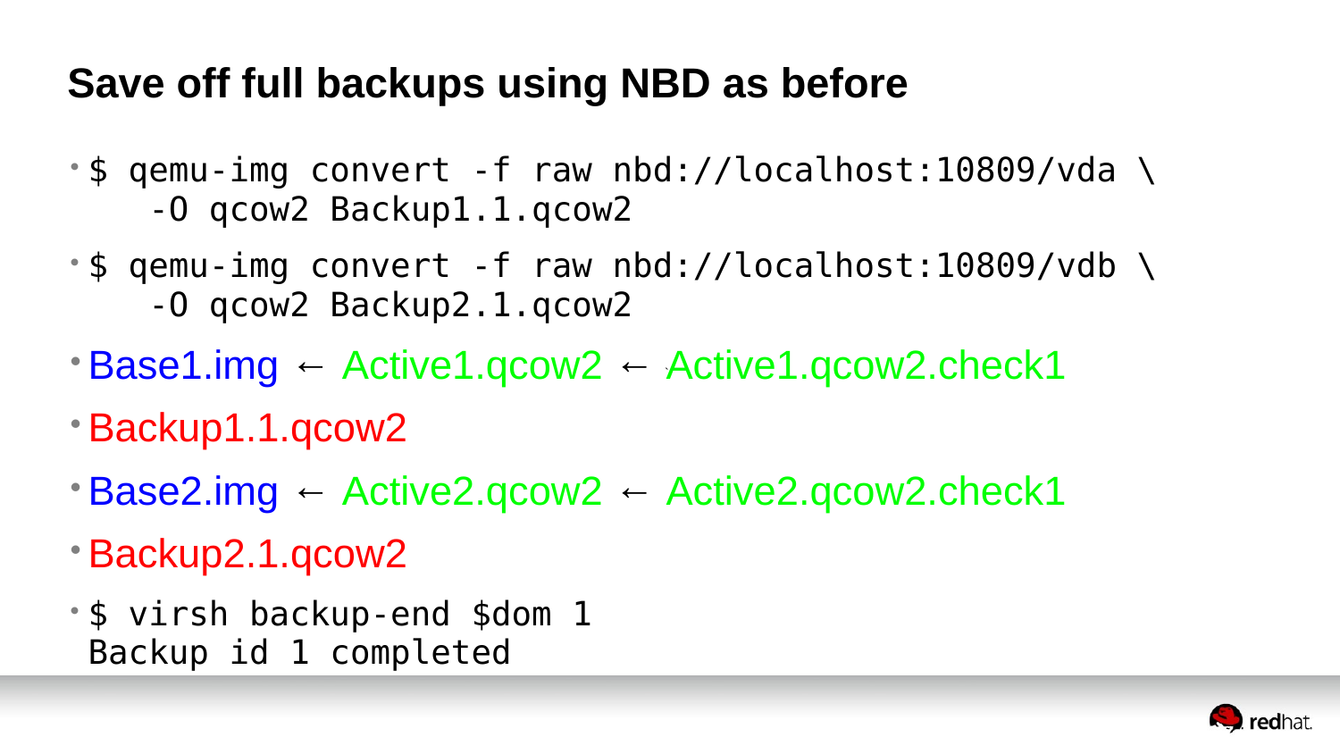# Save off full backups using NBD as before

- ```
  $ qemu-img convert -f raw nbd://localhost:10809/vda \
      -O qcow2 Backup1.1.qcow2
  ```
- ```
  $ qemu-img convert -f raw nbd://localhost:10809/vdb \
      -O qcow2 Backup2.1.qcow2
  ```
- Base1.img ← Active1.qcow2 ← Active1.qcow2.check1
- Backup1.1.qcow2
- Base2.img ← Active2.qcow2 ← Active2.qcow2.check1
- Backup2.1.qcow2
- ```
  $ virsh backup-end $dom 1
  Backup id 1 completed
  ```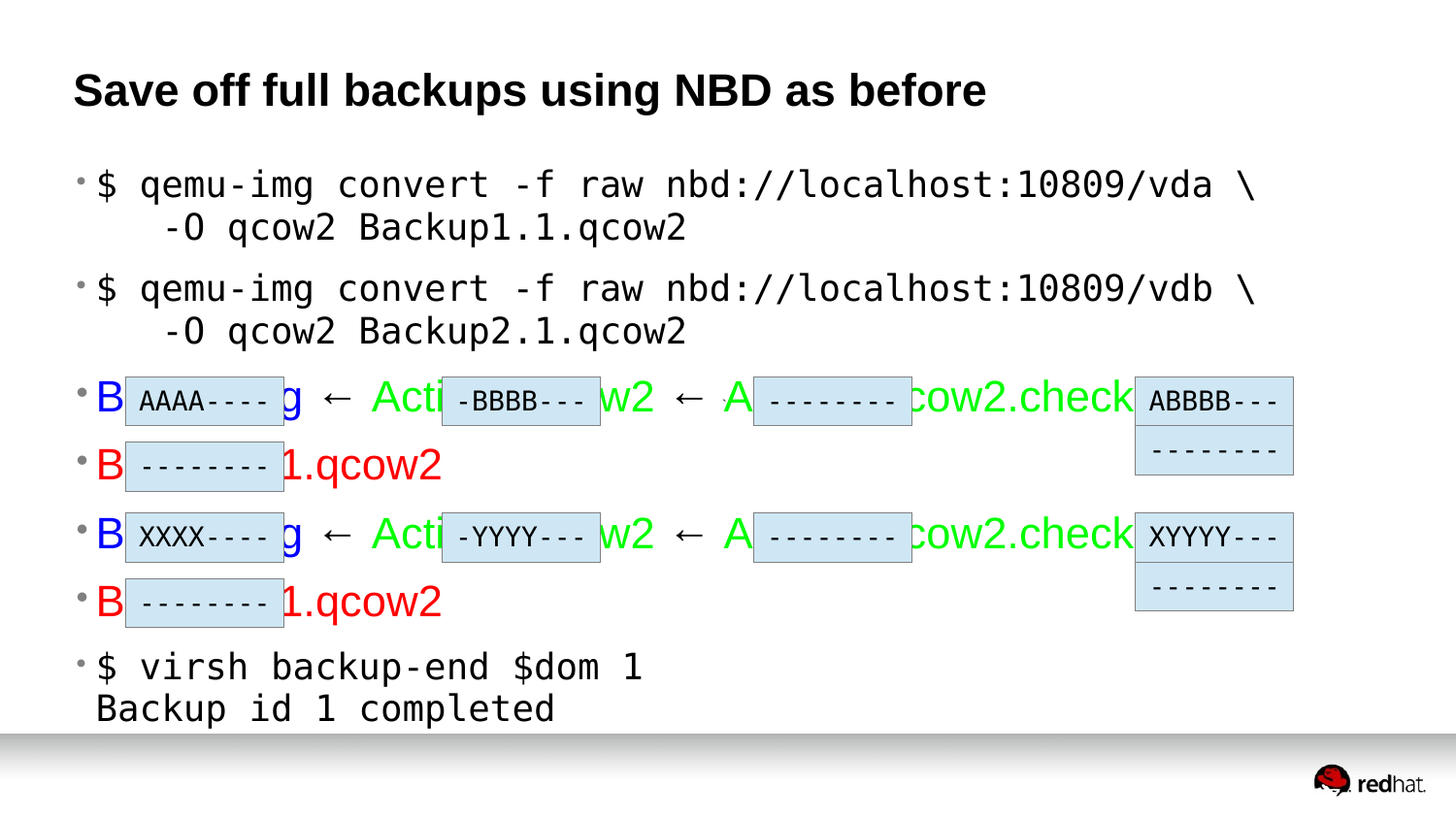# Save off full backups using NBD as before

- ```
  $ qemu-img convert -f raw nbd://localhost:10809/vda \
      -O qcow2 Backup1.1.qcow2
  ```
- ```
  $ qemu-img convert -f raw nbd://localhost:10809/vdb \
      -O qcow2 Backup2.1.qcow2
  ```
- B AAAA---- g ← Acti -BBBB--- w2 ← A -------- cow2.check ABBBB--- / --------
- B -------- 1.qcow2
- B XXXX---- g ← Acti -YYYY--- w2 ← A -------- cow2.check XYYYY--- / --------
- B -------- 1.qcow2
- ```
  $ virsh backup-end $dom 1
  Backup id 1 completed
  ```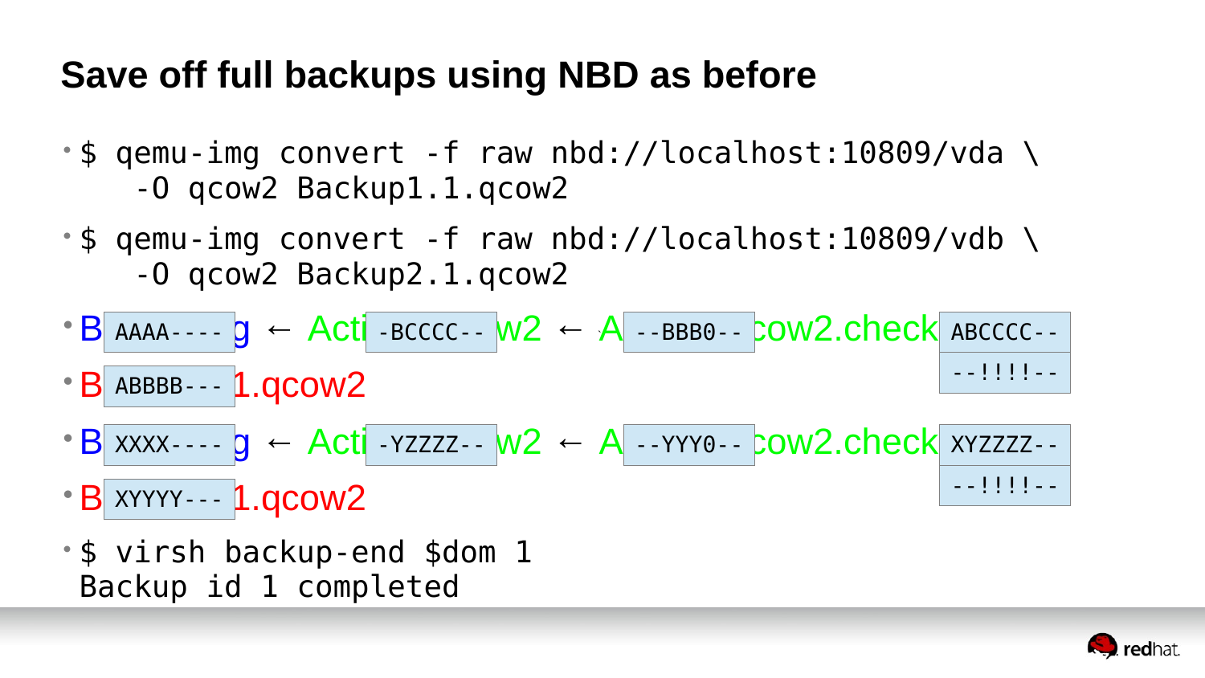# Save off full backups using NBD as before

- ```
  $ qemu-img convert -f raw nbd://localhost:10809/vda \
      -O qcow2 Backup1.1.qcow2
  ```
- ```
  $ qemu-img convert -f raw nbd://localhost:10809/vdb \
      -O qcow2 Backup2.1.qcow2
  ```
- B `AAAA----` g ← Acti `-BCCCC--` w2 ← A `--BBB0--` cow2.check `ABCCCC--` `--!!!!--`
- B `ABBBB---` 1.qcow2
- B `XXXX----` g ← Acti `-YZZZZ--` w2 ← A `--YYY0--` cow2.check `XYZZZZ--` `--!!!!--`
- B `XYYYY---` 1.qcow2
- ```
  $ virsh backup-end $dom 1
  Backup id 1 completed
  ```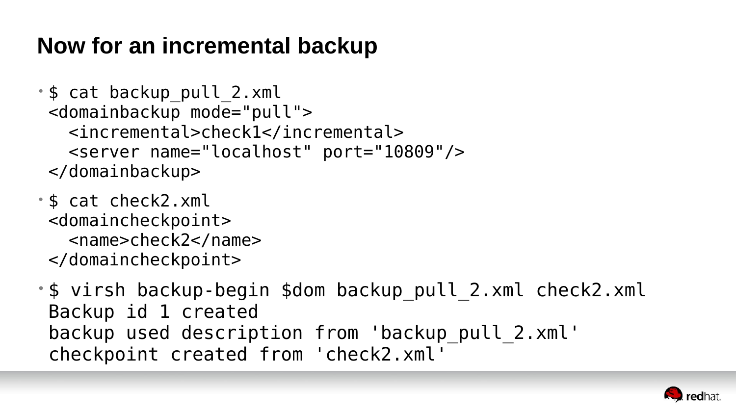# Now for an incremental backup

- ```
  $ cat backup_pull_2.xml
  <domainbackup mode="pull">
    <incremental>check1</incremental>
    <server name="localhost" port="10809"/>
  </domainbackup>
  ```
- ```
  $ cat check2.xml
  <domaincheckpoint>
    <name>check2</name>
  </domaincheckpoint>
  ```
- ```
  $ virsh backup-begin $dom backup_pull_2.xml check2.xml
  Backup id 1 created
  backup used description from 'backup_pull_2.xml'
  checkpoint created from 'check2.xml'
  ```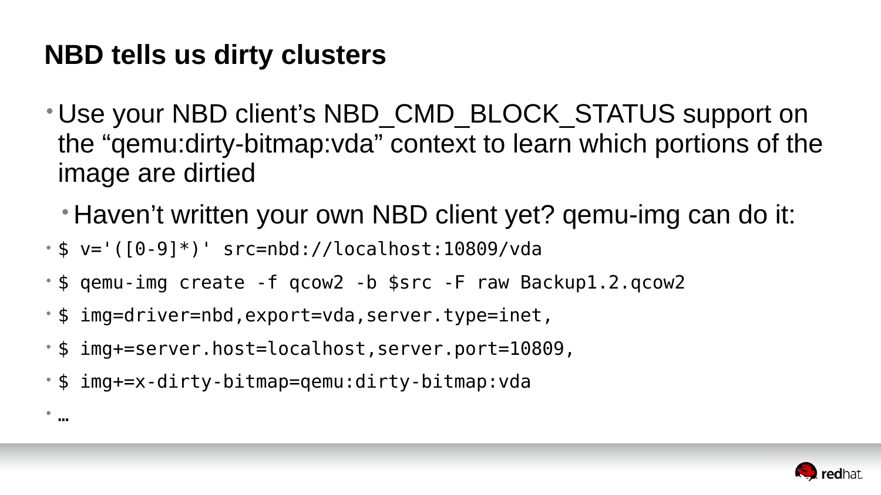## NBD tells us dirty clusters

- Use your NBD client’s NBD_CMD_BLOCK_STATUS support on the “qemu:dirty-bitmap:vda” context to learn which portions of the image are dirtied
  - Haven’t written your own NBD client yet? qemu-img can do it:
- `$ v='([0-9]*)' src=nbd://localhost:10809/vda`
- `$ qemu-img create -f qcow2 -b $src -F raw Backup1.2.qcow2`
- `$ img=driver=nbd,export=vda,server.type=inet,`
- `$ img+=server.host=localhost,server.port=10809,`
- `$ img+=x-dirty-bitmap=qemu:dirty-bitmap:vda`
- …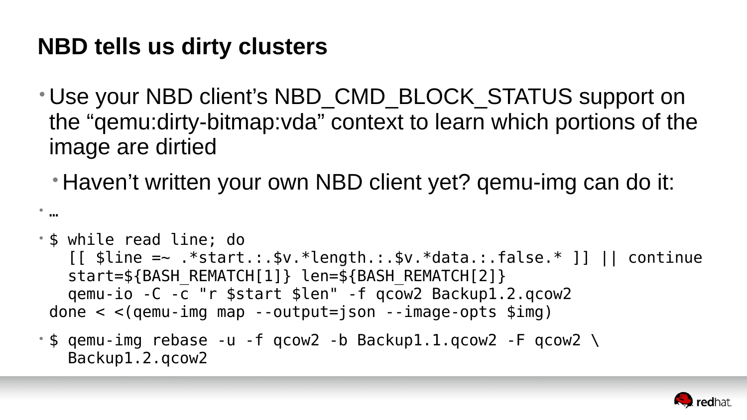# NBD tells us dirty clusters

- Use your NBD client’s NBD_CMD_BLOCK_STATUS support on the “qemu:dirty-bitmap:vda” context to learn which portions of the image are dirtied
  - Haven’t written your own NBD client yet? qemu-img can do it:
- …
- ```
  $ while read line; do
    [[ $line =~ .*start.:.$v.*length.:.$v.*data.:.false.* ]] || continue
    start=${BASH_REMATCH[1]} len=${BASH_REMATCH[2]}
    qemu-io -C -c "r $start $len" -f qcow2 Backup1.2.qcow2
  done < <(qemu-img map --output=json --image-opts $img)
  ```
- ```
  $ qemu-img rebase -u -f qcow2 -b Backup1.1.qcow2 -F qcow2 \
    Backup1.2.qcow2
  ```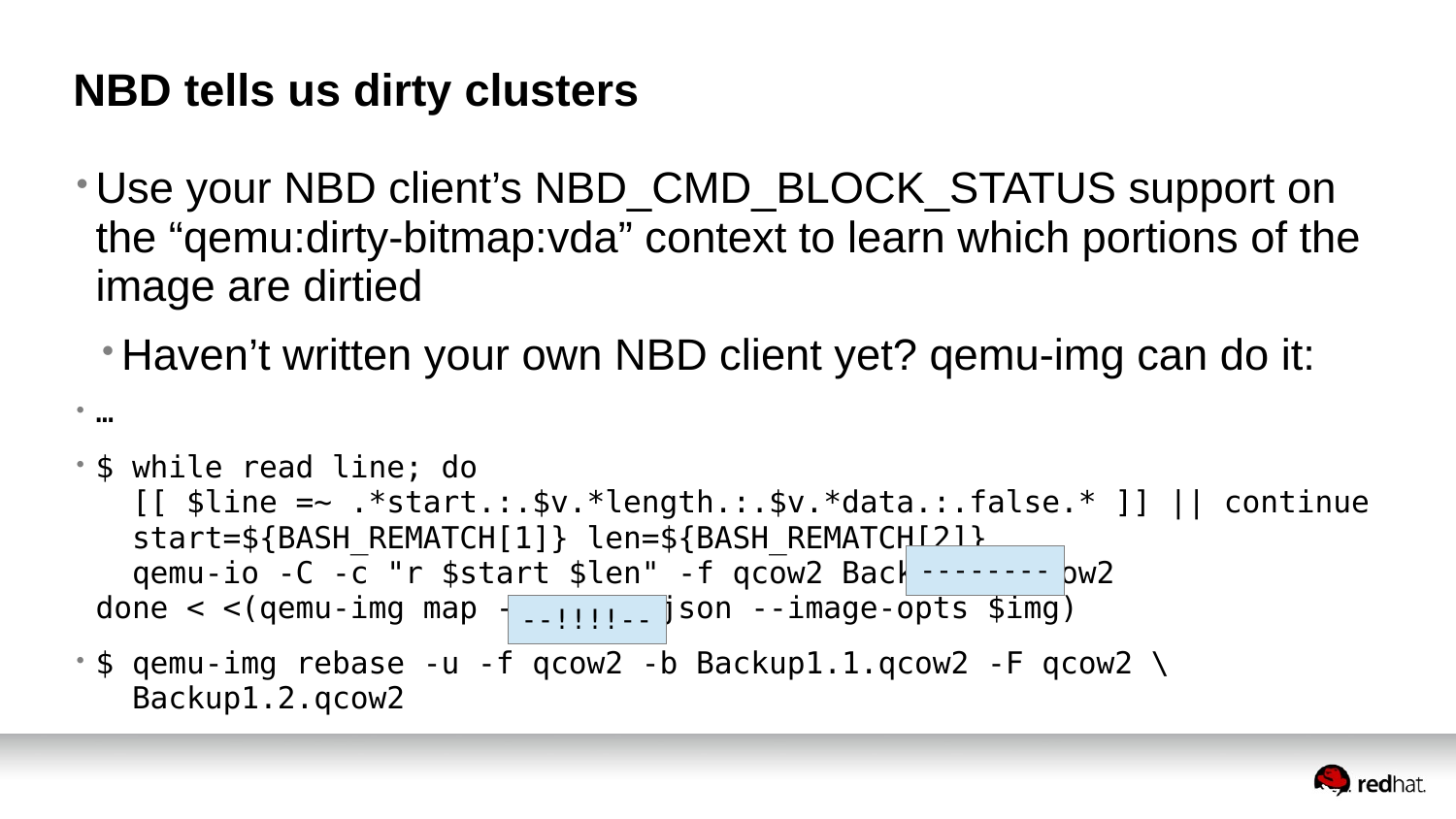# NBD tells us dirty clusters

- Use your NBD client's NBD_CMD_BLOCK_STATUS support on the "qemu:dirty-bitmap:vda" context to learn which portions of the image are dirtied
  - Haven't written your own NBD client yet? qemu-img can do it:
- …

```
$ while read line; do
  [[ $line =~ .*start.:.$v.*length.:.$v.*data.:.false.* ]] || continue
  start=${BASH_REMATCH[1]} len=${BASH_REMATCH[2]}
  qemu-io -C -c "r $start $len" -f qcow2 Back--------ow2
done < <(qemu-img map ---!!!!--json --image-opts $img)
```

```
$ qemu-img rebase -u -f qcow2 -b Backup1.1.qcow2 -F qcow2 \
  Backup1.2.qcow2
```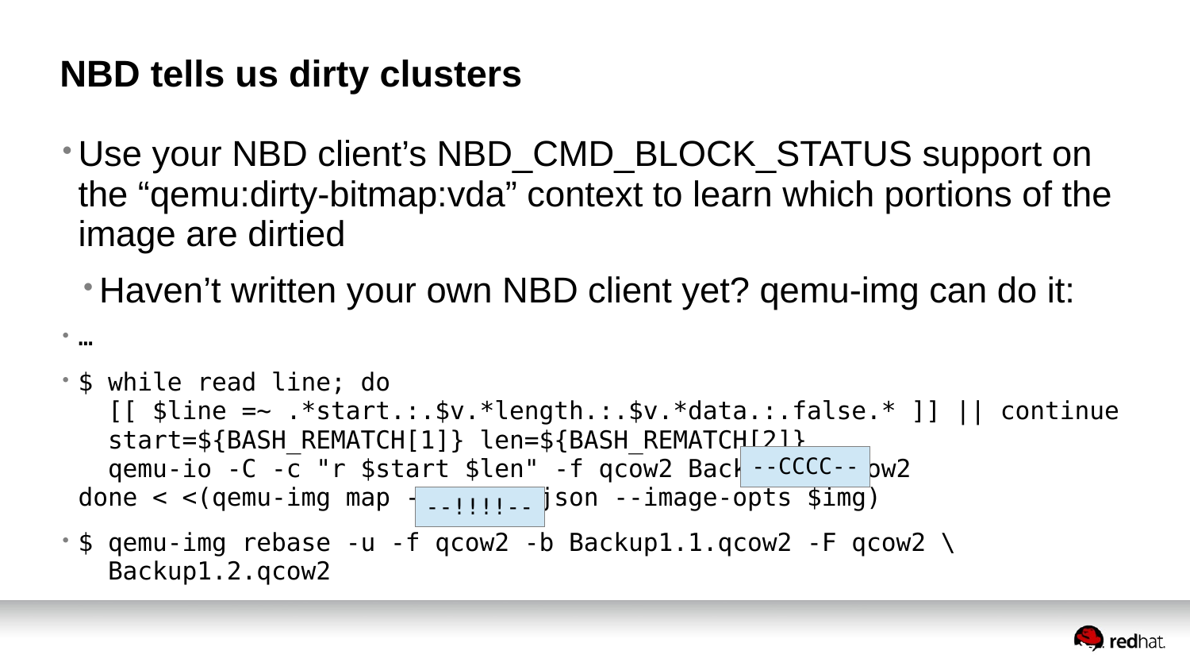# NBD tells us dirty clusters

- Use your NBD client's NBD_CMD_BLOCK_STATUS support on the "qemu:dirty-bitmap:vda" context to learn which portions of the image are dirtied
  - Haven't written your own NBD client yet? qemu-img can do it:
- …
- ```
  $ while read line; do
    [[ $line =~ .*start.:.$v.*length.:.$v.*data.:.false.* ]] || continue
    start=${BASH_REMATCH[1]} len=${BASH_REMATCH[2]}
    qemu-io -C -c "r $start $len" -f qcow2 Back --CCCC-- ow2
  done < <(qemu-img map - --!!!!-- json --image-opts $img)
  ```
- ```
  $ qemu-img rebase -u -f qcow2 -b Backup1.1.qcow2 -F qcow2 \
    Backup1.2.qcow2
  ```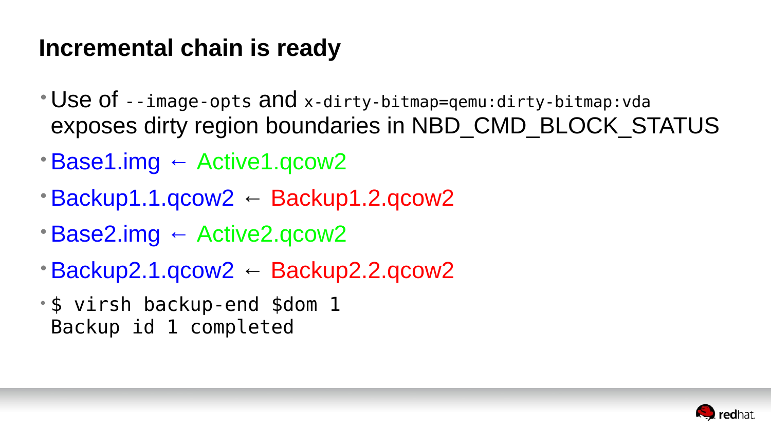# Incremental chain is ready

- Use of `--image-opts` and `x-dirty-bitmap=qemu:dirty-bitmap:vda` exposes dirty region boundaries in NBD_CMD_BLOCK_STATUS
- Base1.img ← Active1.qcow2
- Backup1.1.qcow2 ← Backup1.2.qcow2
- Base2.img ← Active2.qcow2
- Backup2.1.qcow2 ← Backup2.2.qcow2
- ```
  $ virsh backup-end $dom 1
  Backup id 1 completed
  ```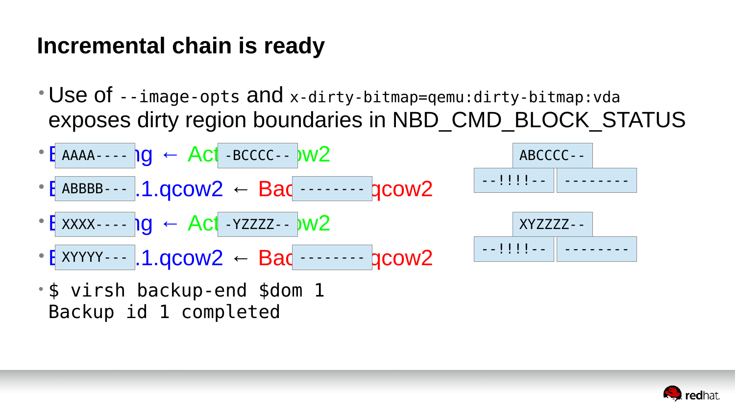# Incremental chain is ready

- Use of `--image-opts` and `x-dirty-bitmap=qemu:dirty-bitmap:vda` exposes dirty region boundaries in NBD_CMD_BLOCK_STATUS
- E `AAAA----` ng ← Act `-BCCCC--` w2
- E `ABBBB---` .1.qcow2 ← Bac `--------` qcow2
- E `XXXX----` ng ← Act `-YZZZZ--` w2
- E `XYYYY---` .1.qcow2 ← Bac `--------` qcow2
- `$ virsh backup-end $dom 1`
  `Backup id 1 completed`

```
ABCCCC--
--!!!!--  --------

XYZZZZ--
--!!!!--  --------
```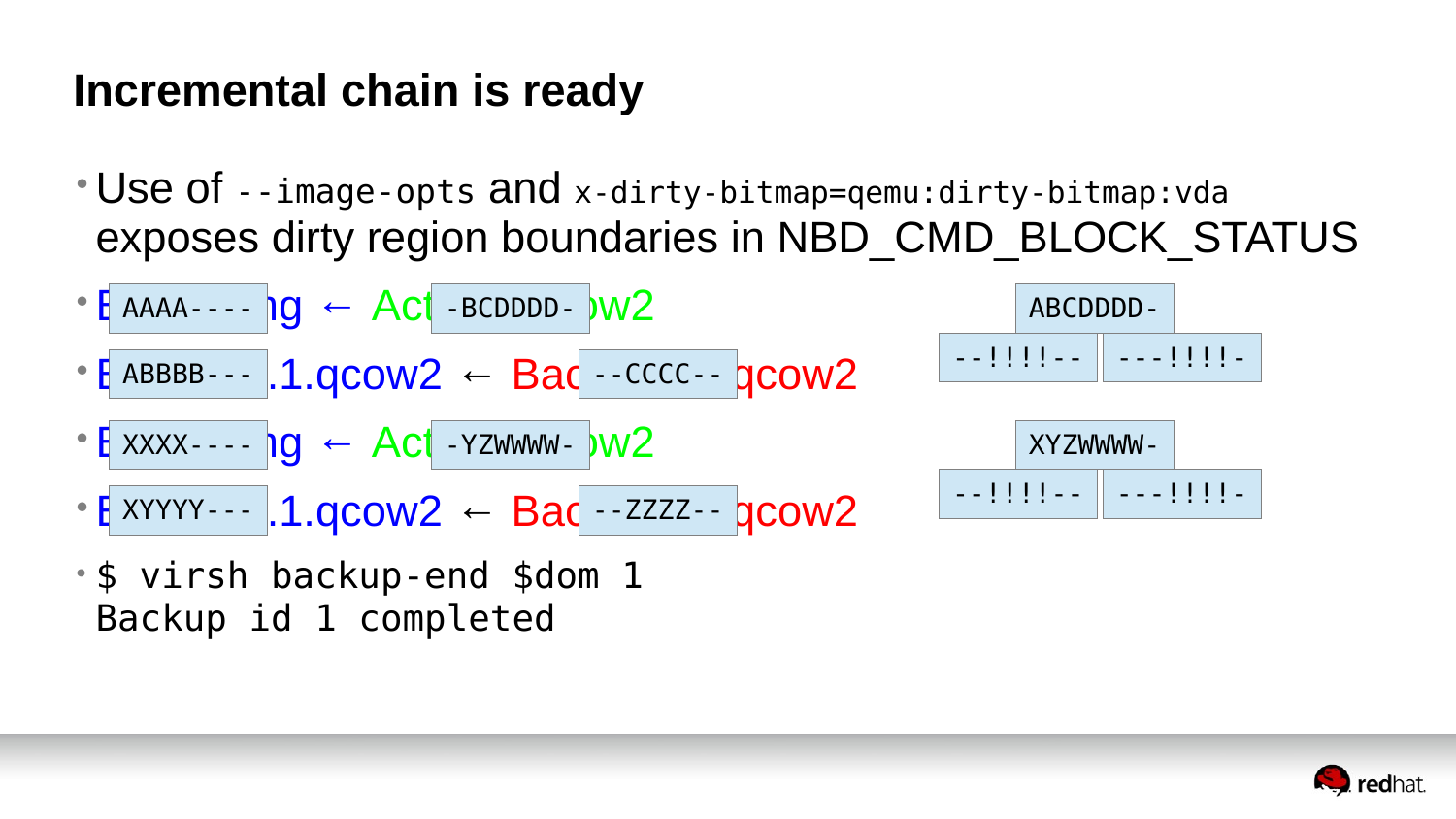# Incremental chain is ready

- Use of `--image-opts` and `x-dirty-bitmap=qemu:dirty-bitmap:vda` exposes dirty region boundaries in NBD_CMD_BLOCK_STATUS
- E `AAAA----` ng ← Act `-BCDDDD-` w2
- E `ABBBB---` .1.qcow2 ← Bac `--CCCC--` qcow2
- E `XXXX----` ng ← Act `-YZWWWW-` w2
- E `XYYYY---` .1.qcow2 ← Bac `--ZZZZ--` qcow2
- `$ virsh backup-end $dom 1`
  `Backup id 1 completed`

```
ABCDDDD-
--!!!!--  ---!!!!-

XYZWWWW-
--!!!!--  ---!!!!-
```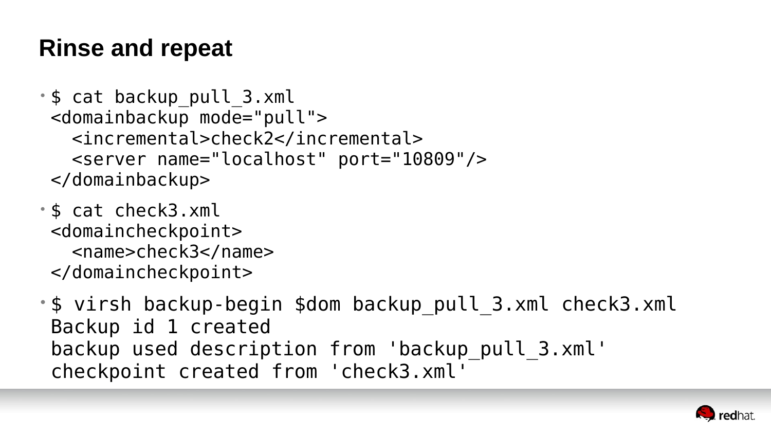# Rinse and repeat

- ```
  $ cat backup_pull_3.xml
  <domainbackup mode="pull">
    <incremental>check2</incremental>
    <server name="localhost" port="10809"/>
  </domainbackup>
  ```
- ```
  $ cat check3.xml
  <domaincheckpoint>
    <name>check3</name>
  </domaincheckpoint>
  ```
- ```
  $ virsh backup-begin $dom backup_pull_3.xml check3.xml
  Backup id 1 created
  backup used description from 'backup_pull_3.xml'
  checkpoint created from 'check3.xml'
  ```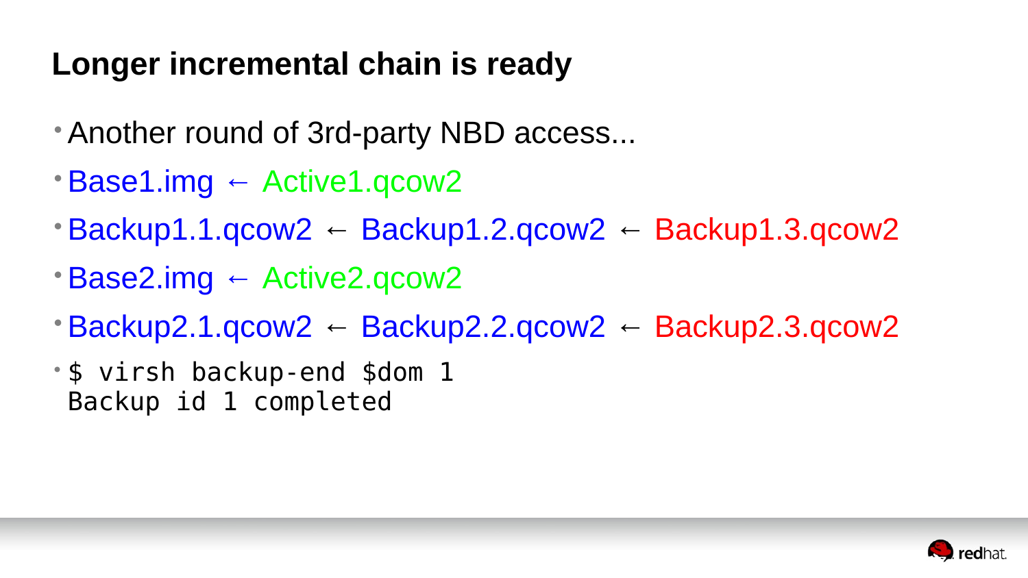# Longer incremental chain is ready

- Another round of 3rd-party NBD access...
- Base1.img ← Active1.qcow2
- Backup1.1.qcow2 ← Backup1.2.qcow2 ← Backup1.3.qcow2
- Base2.img ← Active2.qcow2
- Backup2.1.qcow2 ← Backup2.2.qcow2 ← Backup2.3.qcow2
-
```
$ virsh backup-end $dom 1
Backup id 1 completed
```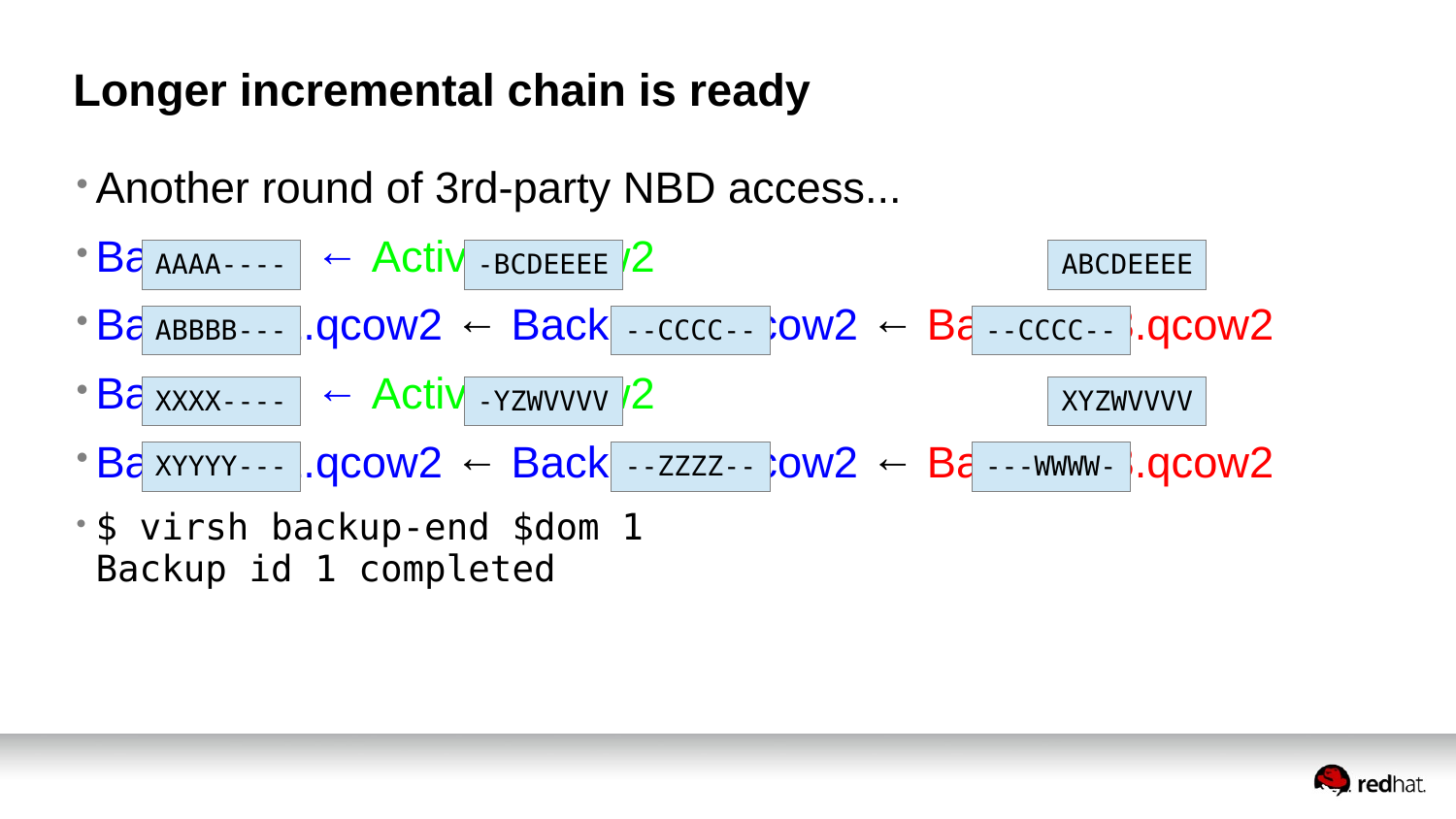# Longer incremental chain is ready

- Another round of 3rd-party NBD access...
- Ba `AAAA----` ← Activ `-BCDEEEE` /2 `ABCDEEEE`
- Ba `ABBBB---` .qcow2 ← Back `--CCCC--` ow2 ← Ba `--CCCC--` .qcow2
- Ba `XXXX----` ← Activ `-YZWVVVV` /2 `XYZWVVVV`
- Ba `XYYYY---` .qcow2 ← Back `--ZZZZ--` ow2 ← Ba `---WWWW-` .qcow2
- ```
  $ virsh backup-end $dom 1
  Backup id 1 completed
  ```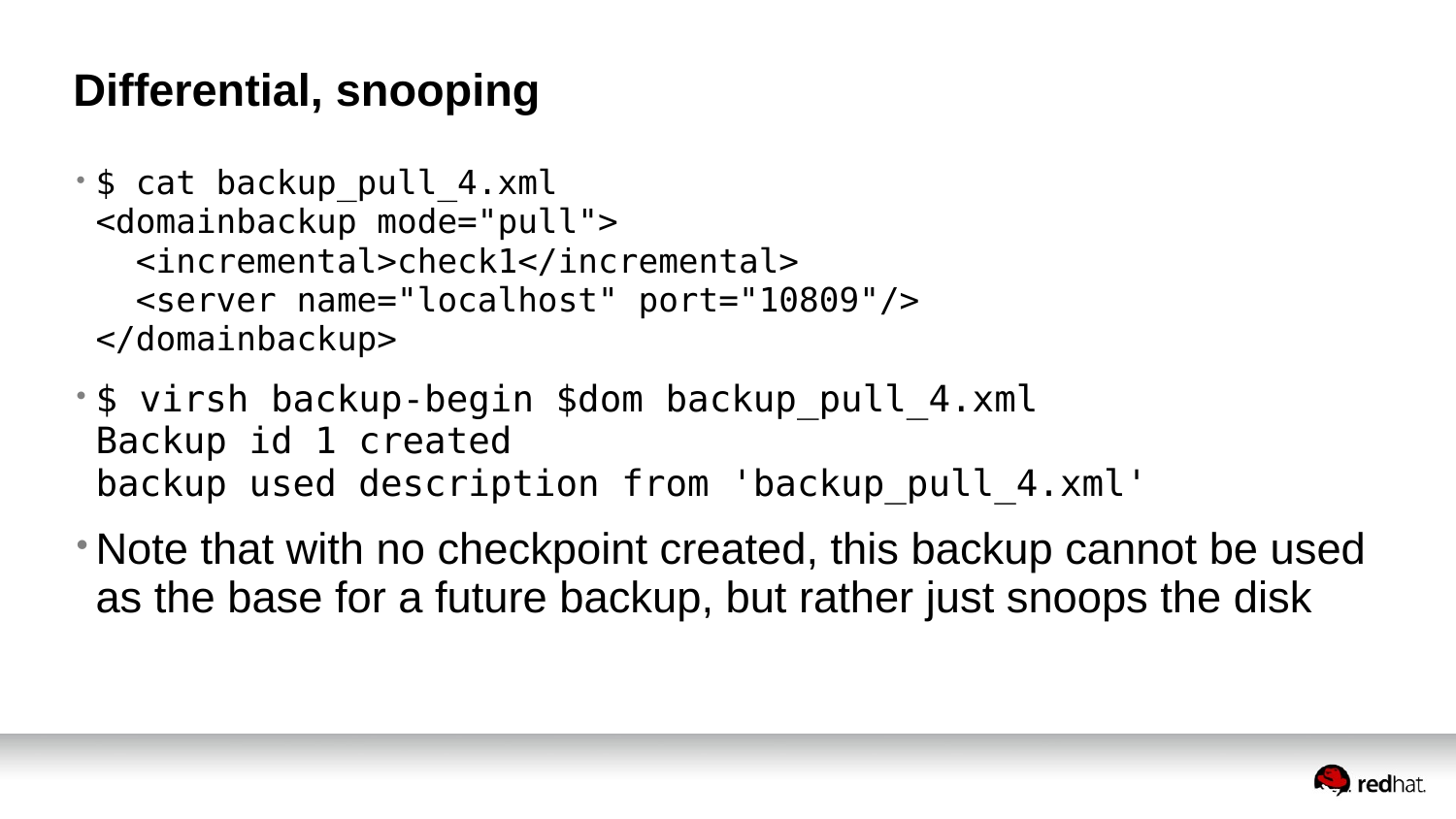# Differential, snooping

- ```
  $ cat backup_pull_4.xml
  <domainbackup mode="pull">
    <incremental>check1</incremental>
    <server name="localhost" port="10809"/>
  </domainbackup>
  ```
- ```
  $ virsh backup-begin $dom backup_pull_4.xml
  Backup id 1 created
  backup used description from 'backup_pull_4.xml'
  ```
- Note that with no checkpoint created, this backup cannot be used as the base for a future backup, but rather just snoops the disk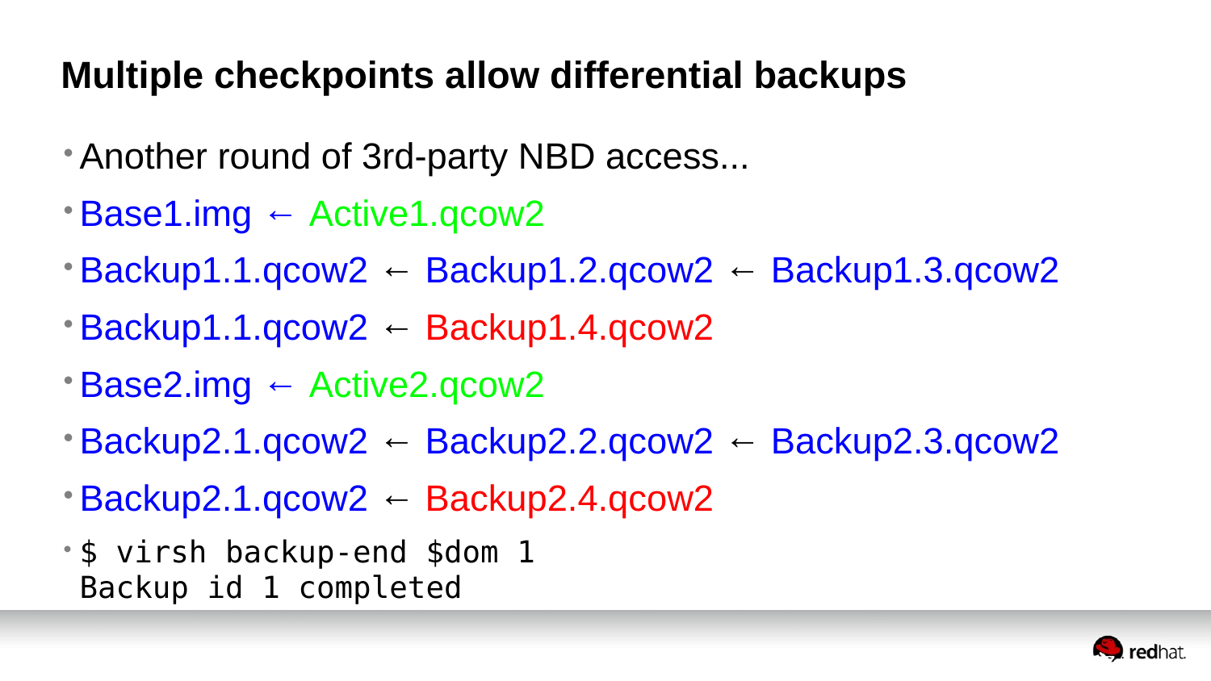# Multiple checkpoints allow differential backups

- Another round of 3rd-party NBD access...
- Base1.img ← Active1.qcow2
- Backup1.1.qcow2 ← Backup1.2.qcow2 ← Backup1.3.qcow2
- Backup1.1.qcow2 ← Backup1.4.qcow2
- Base2.img ← Active2.qcow2
- Backup2.1.qcow2 ← Backup2.2.qcow2 ← Backup2.3.qcow2
- Backup2.1.qcow2 ← Backup2.4.qcow2
- ```
  $ virsh backup-end $dom 1
  Backup id 1 completed
  ```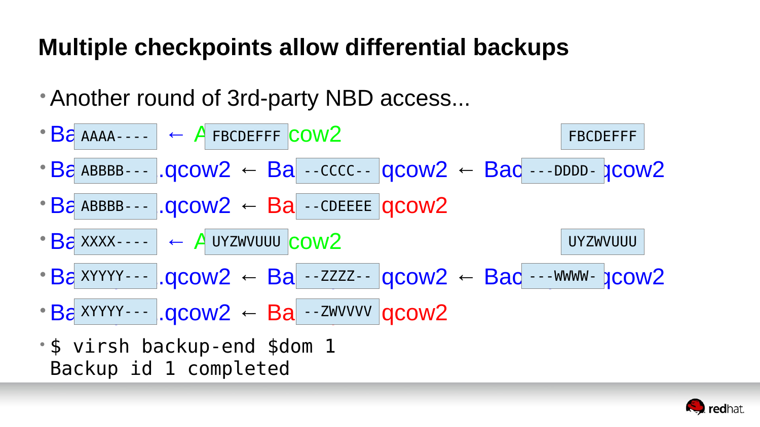# Multiple checkpoints allow differential backups

- Another round of 3rd-party NBD access...
- Ba AAAA---- ← A FBCDEFFF cow2 FBCDEFFF
- Ba ABBBB--- .qcow2 ← Ba --CCCC-- qcow2 ← Bac ---DDDD- qcow2
- Ba ABBBB--- .qcow2 ← Ba --CDEEEE qcow2
- Ba XXXX---- ← A UYZWVUUU cow2 UYZWVUUU
- Ba XYYYY--- .qcow2 ← Ba --ZZZZ-- qcow2 ← Bac ---WWWW- qcow2
- Ba XYYYY--- .qcow2 ← Ba --ZWVVVV qcow2
- ```
  $ virsh backup-end $dom 1
  Backup id 1 completed
  ```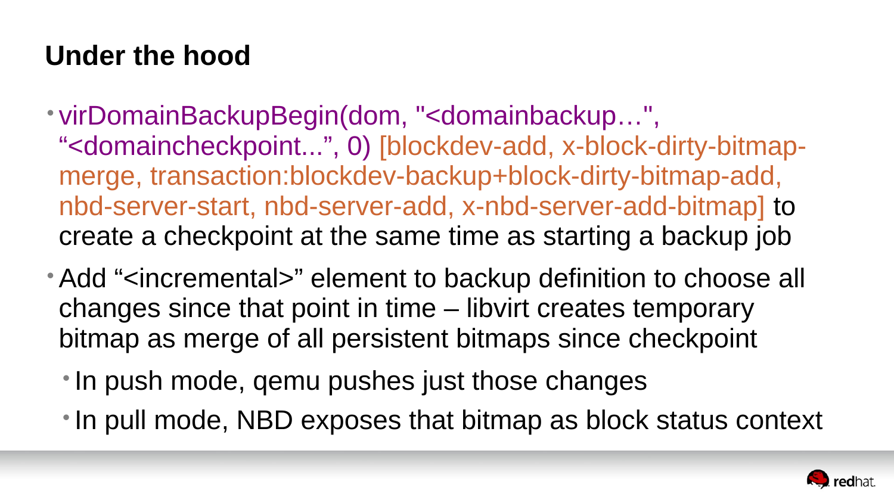## Under the hood

- virDomainBackupBegin(dom, "<domainbackup…", “<domaincheckpoint...”, 0) [blockdev-add, x-block-dirty-bitmap-merge, transaction:blockdev-backup+block-dirty-bitmap-add, nbd-server-start, nbd-server-add, x-nbd-server-add-bitmap] to create a checkpoint at the same time as starting a backup job
- Add “<incremental>” element to backup definition to choose all changes since that point in time – libvirt creates temporary bitmap as merge of all persistent bitmaps since checkpoint
  - In push mode, qemu pushes just those changes
  - In pull mode, NBD exposes that bitmap as block status context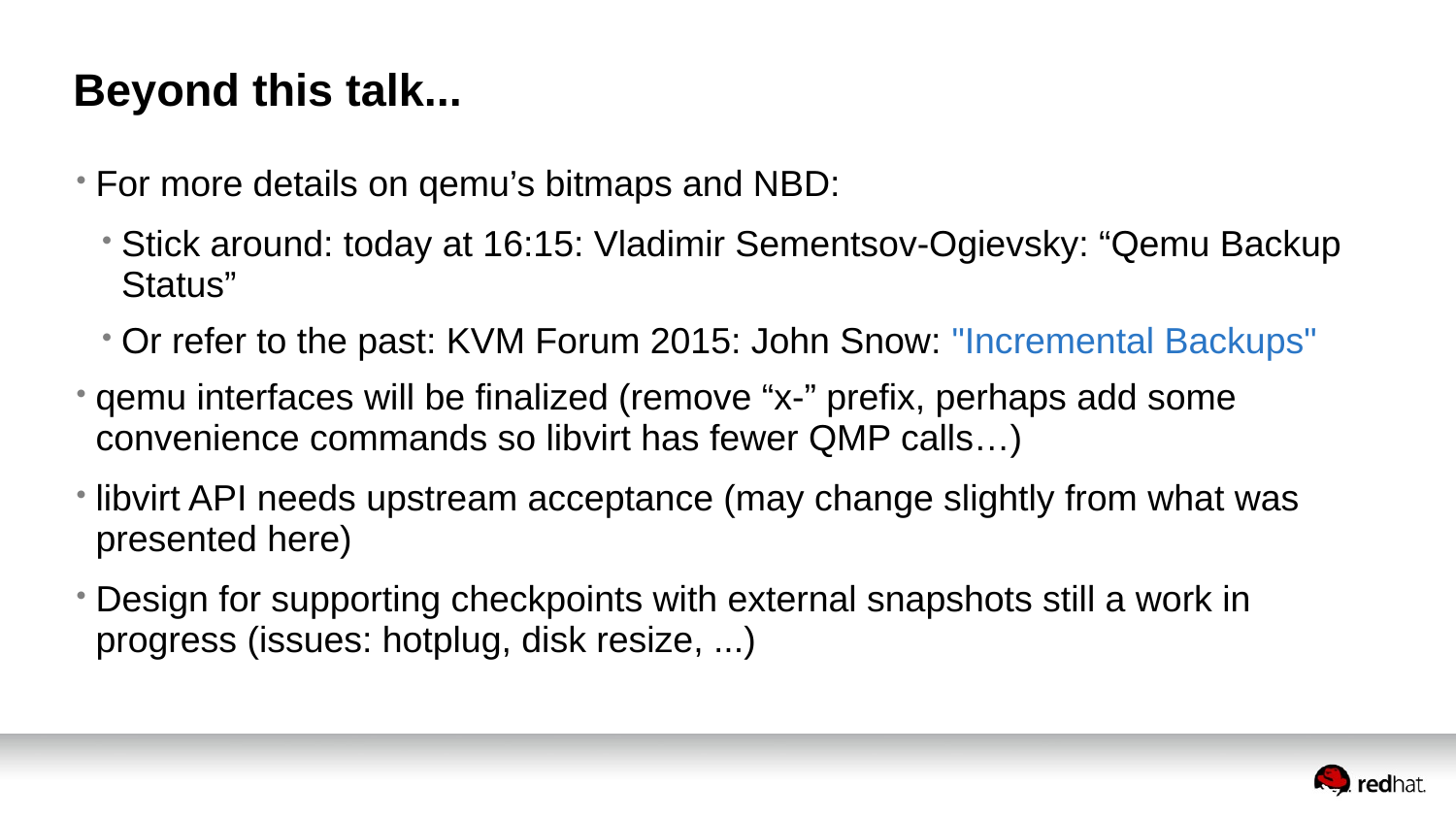# Beyond this talk...

- For more details on qemu’s bitmaps and NBD:
  - Stick around: today at 16:15: Vladimir Sementsov-Ogievsky: “Qemu Backup Status”
  - Or refer to the past: KVM Forum 2015: John Snow: "Incremental Backups"
- qemu interfaces will be finalized (remove “x-” prefix, perhaps add some convenience commands so libvirt has fewer QMP calls…)
- libvirt API needs upstream acceptance (may change slightly from what was presented here)
- Design for supporting checkpoints with external snapshots still a work in progress (issues: hotplug, disk resize, ...)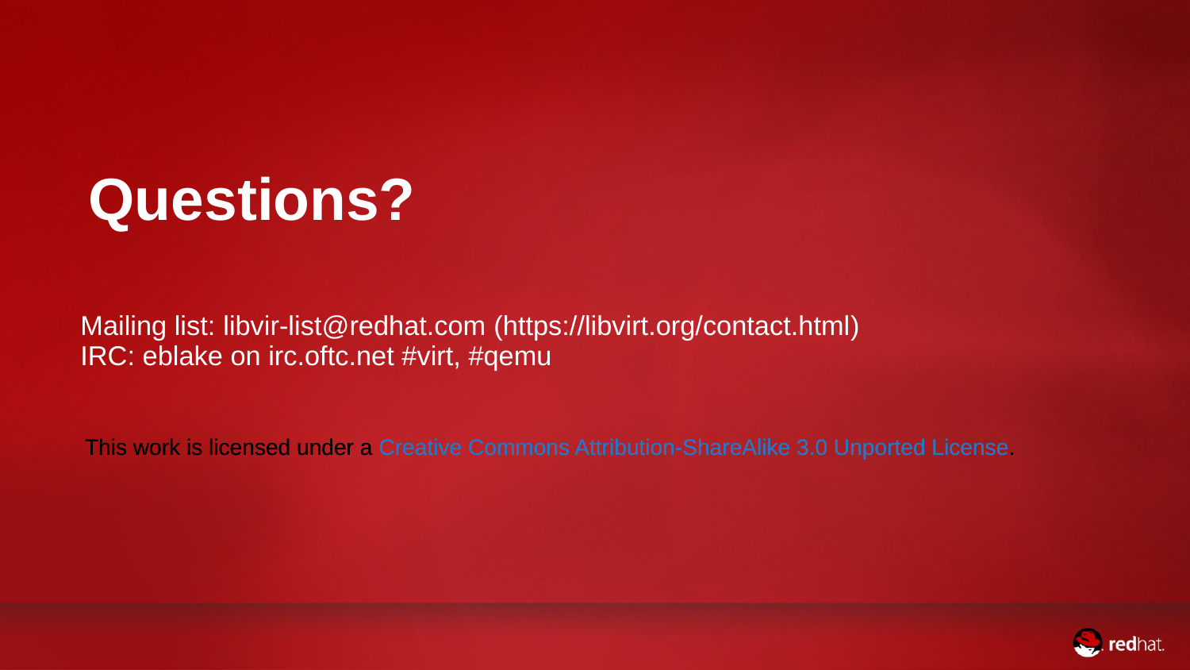# Questions?

Mailing list: libvir-list@redhat.com (https://libvirt.org/contact.html)
IRC: eblake on irc.oftc.net #virt, #qemu

This work is licensed under a Creative Commons Attribution-ShareAlike 3.0 Unported License.